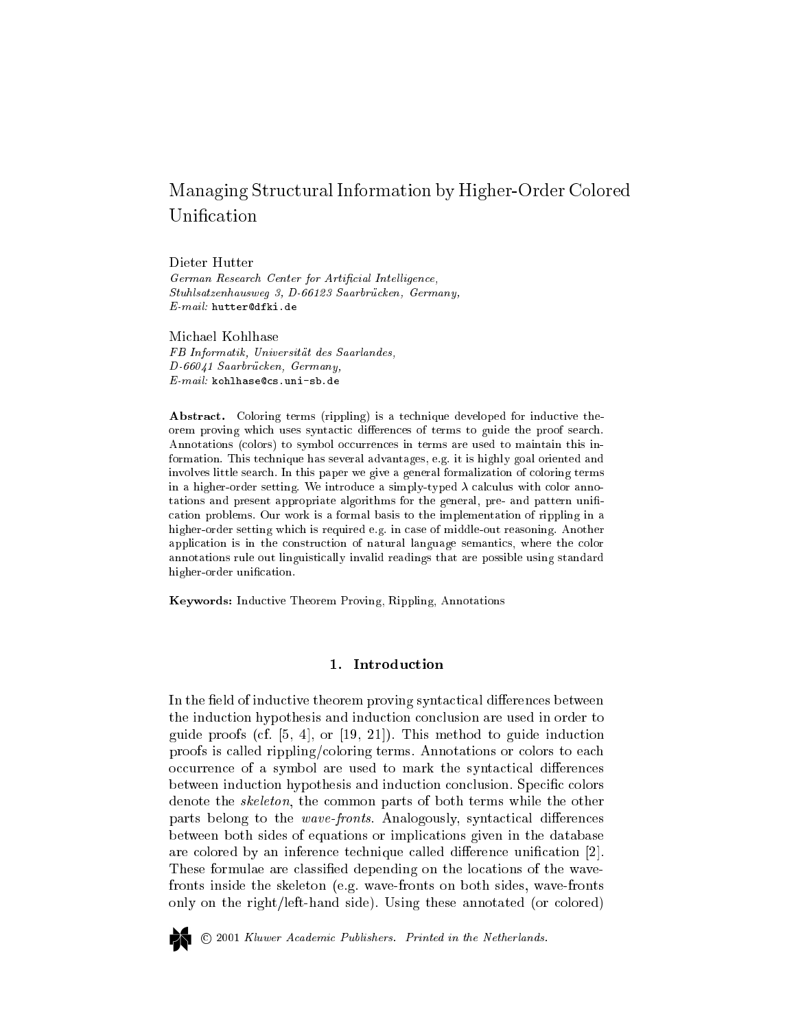# Managing Structural Information by Higher-Order Colored Unification

Dieter Hutter
*German Research Center for Artificial Intelligence,*
*Stuhlsatzenhausweg 3, D-66123 Saarbrücken, Germany,*
*E-mail:* hutter@dfki.de

Michael Kohlhase
*FB Informatik, Universität des Saarlandes,*
*D-66041 Saarbrücken, Germany,*
*E-mail:* kohlhase@cs.uni-sb.de

**Abstract.** Coloring terms (rippling) is a technique developed for inductive theorem proving which uses syntactic differences of terms to guide the proof search. Annotations (colors) to symbol occurrences in terms are used to maintain this information. This technique has several advantages, e.g. it is highly goal oriented and involves little search. In this paper we give a general formalization of coloring terms in a higher-order setting. We introduce a simply-typed $\lambda$ calculus with color annotations and present appropriate algorithms for the general, pre- and pattern unification problems. Our work is a formal basis to the implementation of rippling in a higher-order setting which is required e.g. in case of middle-out reasoning. Another application is in the construction of natural language semantics, where the color annotations rule out linguistically invalid readings that are possible using standard higher-order unification.

**Keywords:** Inductive Theorem Proving, Rippling, Annotations

## 1. Introduction

In the field of inductive theorem proving syntactical differences between the induction hypothesis and induction conclusion are used in order to guide proofs (cf. [5, 4], or [19, 21]). This method to guide induction proofs is called rippling/coloring terms. Annotations or colors to each occurrence of a symbol are used to mark the syntactical differences between induction hypothesis and induction conclusion. Specific colors denote the *skeleton*, the common parts of both terms while the other parts belong to the *wave-fronts*. Analogously, syntactical differences between both sides of equations or implications given in the database are colored by an inference technique called difference unification [2]. These formulae are classified depending on the locations of the wave-fronts inside the skeleton (e.g. wave-fronts on both sides, wave-fronts only on the right/left-hand side). Using these annotated (or colored)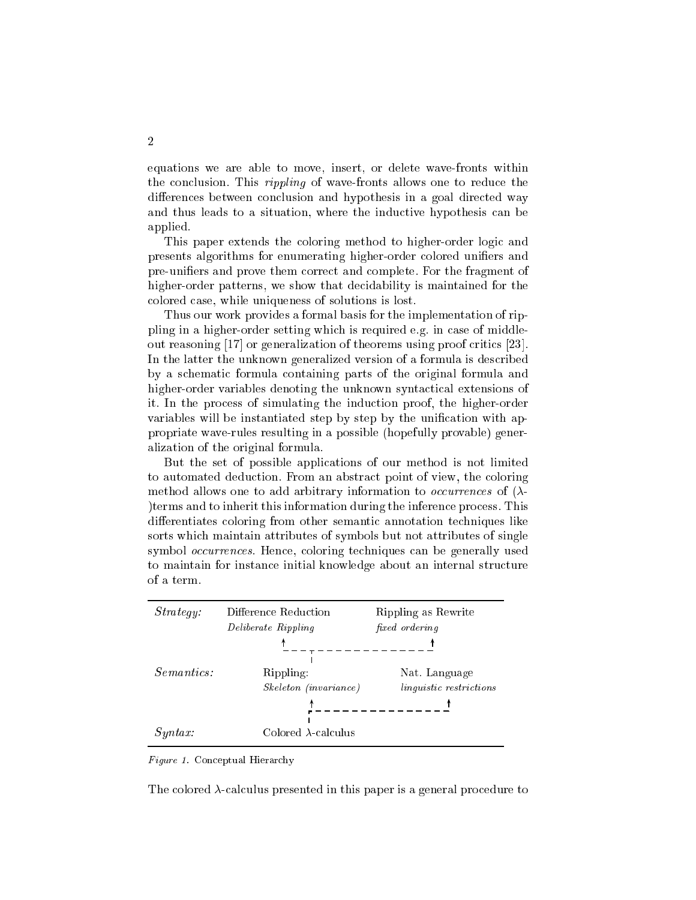equations we are able to move, insert, or delete wave-fronts within the conclusion. This *rippling* of wave-fronts allows one to reduce the differences between conclusion and hypothesis in a goal directed way and thus leads to a situation, where the inductive hypothesis can be applied.

This paper extends the coloring method to higher-order logic and presents algorithms for enumerating higher-order colored unifiers and pre-unifiers and prove them correct and complete. For the fragment of higher-order patterns, we show that decidability is maintained for the colored case, while uniqueness of solutions is lost.

Thus our work provides a formal basis for the implementation of rippling in a higher-order setting which is required e.g. in case of middle-out reasoning [17] or generalization of theorems using proof critics [23]. In the latter the unknown generalized version of a formula is described by a schematic formula containing parts of the original formula and higher-order variables denoting the unknown syntactical extensions of it. In the process of simulating the induction proof, the higher-order variables will be instantiated step by step by the unification with appropriate wave-rules resulting in a possible (hopefully provable) generalization of the original formula.

But the set of possible applications of our method is not limited to automated deduction. From an abstract point of view, the coloring method allows one to add arbitrary information to *occurrences* of ($\lambda$-)terms and to inherit this information during the inference process. This differentiates coloring from other semantic annotation techniques like sorts which maintain attributes of symbols but not attributes of single symbol *occurrences*. Hence, coloring techniques can be generally used to maintain for instance initial knowledge about an internal structure of a term.

| | | |
|---|---|---|
| *Strategy:* | Difference Reduction *Deliberate Rippling* | Rippling as Rewrite *fixed ordering* |
| *Semantics:* | Rippling: *Skeleton (invariance)* | Nat. Language *linguistic restrictions* |
| *Syntax:* | Colored $\lambda$-calculus | |

*Figure 1.* Conceptual Hierarchy

The colored $\lambda$-calculus presented in this paper is a general procedure to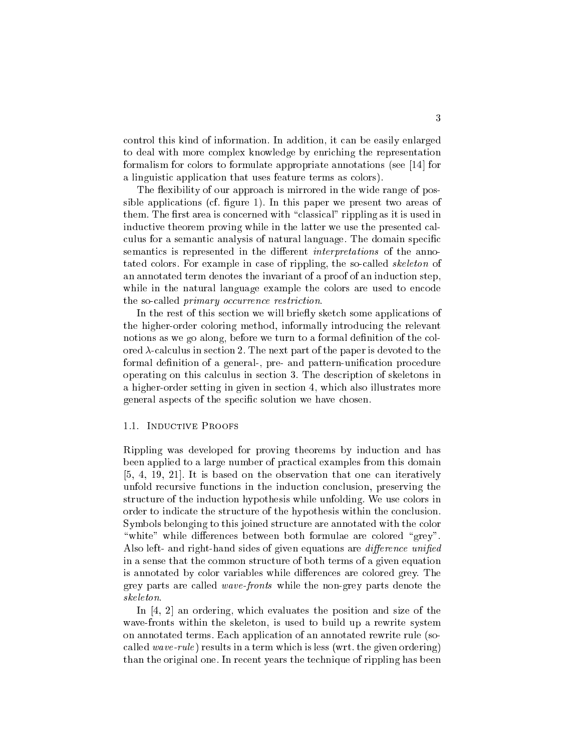control this kind of information. In addition, it can be easily enlarged to deal with more complex knowledge by enriching the representation formalism for colors to formulate appropriate annotations (see [14] for a linguistic application that uses feature terms as colors).

The flexibility of our approach is mirrored in the wide range of possible applications (cf. figure 1). In this paper we present two areas of them. The first area is concerned with "classical" rippling as it is used in inductive theorem proving while in the latter we use the presented calculus for a semantic analysis of natural language. The domain specific semantics is represented in the different *interpretations* of the annotated colors. For example in case of rippling, the so-called *skeleton* of an annotated term denotes the invariant of a proof of an induction step, while in the natural language example the colors are used to encode the so-called *primary occurrence restriction*.

In the rest of this section we will briefly sketch some applications of the higher-order coloring method, informally introducing the relevant notions as we go along, before we turn to a formal definition of the colored $\lambda$-calculus in section 2. The next part of the paper is devoted to the formal definition of a general-, pre- and pattern-unification procedure operating on this calculus in section 3. The description of skeletons in a higher-order setting in given in section 4, which also illustrates more general aspects of the specific solution we have chosen.

### 1.1. Inductive Proofs

Rippling was developed for proving theorems by induction and has been applied to a large number of practical examples from this domain [5, 4, 19, 21]. It is based on the observation that one can iteratively unfold recursive functions in the induction conclusion, preserving the structure of the induction hypothesis while unfolding. We use colors in order to indicate the structure of the hypothesis within the conclusion. Symbols belonging to this joined structure are annotated with the color "white" while differences between both formulae are colored "grey". Also left- and right-hand sides of given equations are *difference unified* in a sense that the common structure of both terms of a given equation is annotated by color variables while differences are colored grey. The grey parts are called *wave-fronts* while the non-grey parts denote the *skeleton*.

In [4, 2] an ordering, which evaluates the position and size of the wave-fronts within the skeleton, is used to build up a rewrite system on annotated terms. Each application of an annotated rewrite rule (so-called *wave-rule*) results in a term which is less (wrt. the given ordering) than the original one. In recent years the technique of rippling has been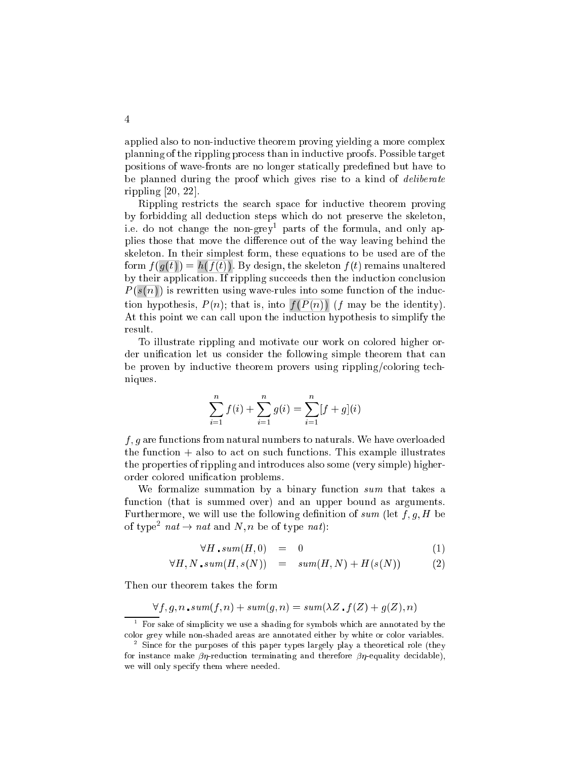applied also to non-inductive theorem proving yielding a more complex planning of the rippling process than in inductive proofs. Possible target positions of wave-fronts are no longer statically predefined but have to be planned during the proof which gives rise to a kind of *deliberate* rippling [20, 22].

Rippling restricts the search space for inductive theorem proving by forbidding all deduction steps which do not preserve the skeleton, i.e. do not change the non-grey[1] parts of the formula, and only applies those that move the difference out of the way leaving behind the skeleton. In their simplest form, these equations to be used are of the form $f(g(t)) = h(f(t))$. By design, the skeleton $f(t)$ remains unaltered by their application. If rippling succeeds then the induction conclusion $P(s(n))$ is rewritten using wave-rules into some function of the induction hypothesis, $P(n)$; that is, into $f(P(n))$ ($f$ may be the identity). At this point we can call upon the induction hypothesis to simplify the result.

To illustrate rippling and motivate our work on colored higher order unification let us consider the following simple theorem that can be proven by inductive theorem provers using rippling/coloring techniques.

$$\sum_{i=1}^{n} f(i) + \sum_{i=1}^{n} g(i) = \sum_{i=1}^{n} [f+g](i)$$

$f, g$ are functions from natural numbers to naturals. We have overloaded the function $+$ also to act on such functions. This example illustrates the properties of rippling and introduces also some (very simple) higher-order colored unification problems.

We formalize summation by a binary function *sum* that takes a function (that is summed over) and an upper bound as arguments. Furthermore, we will use the following definition of *sum* (let $f, g, H$ be of type[2] $nat \to nat$ and $N, n$ be of type $nat$):

$$\forall H\,.\, sum(H, 0) \quad = \quad 0 \qquad (1)$$

$$\forall H, N\,.\, sum(H, s(N)) \quad = \quad sum(H, N) + H(s(N)) \qquad (2)$$

Then our theorem takes the form

$$\forall f, g, n\,.\, sum(f, n) + sum(g, n) = sum(\lambda Z\,.\, f(Z) + g(Z), n)$$

---

[1] For sake of simplicity we use a shading for symbols which are annotated by the color grey while non-shaded areas are annotated either by white or color variables.

[2] Since for the purposes of this paper types largely play a theoretical role (they for instance make $\beta\eta$-reduction terminating and therefore $\beta\eta$-equality decidable), we will only specify them where needed.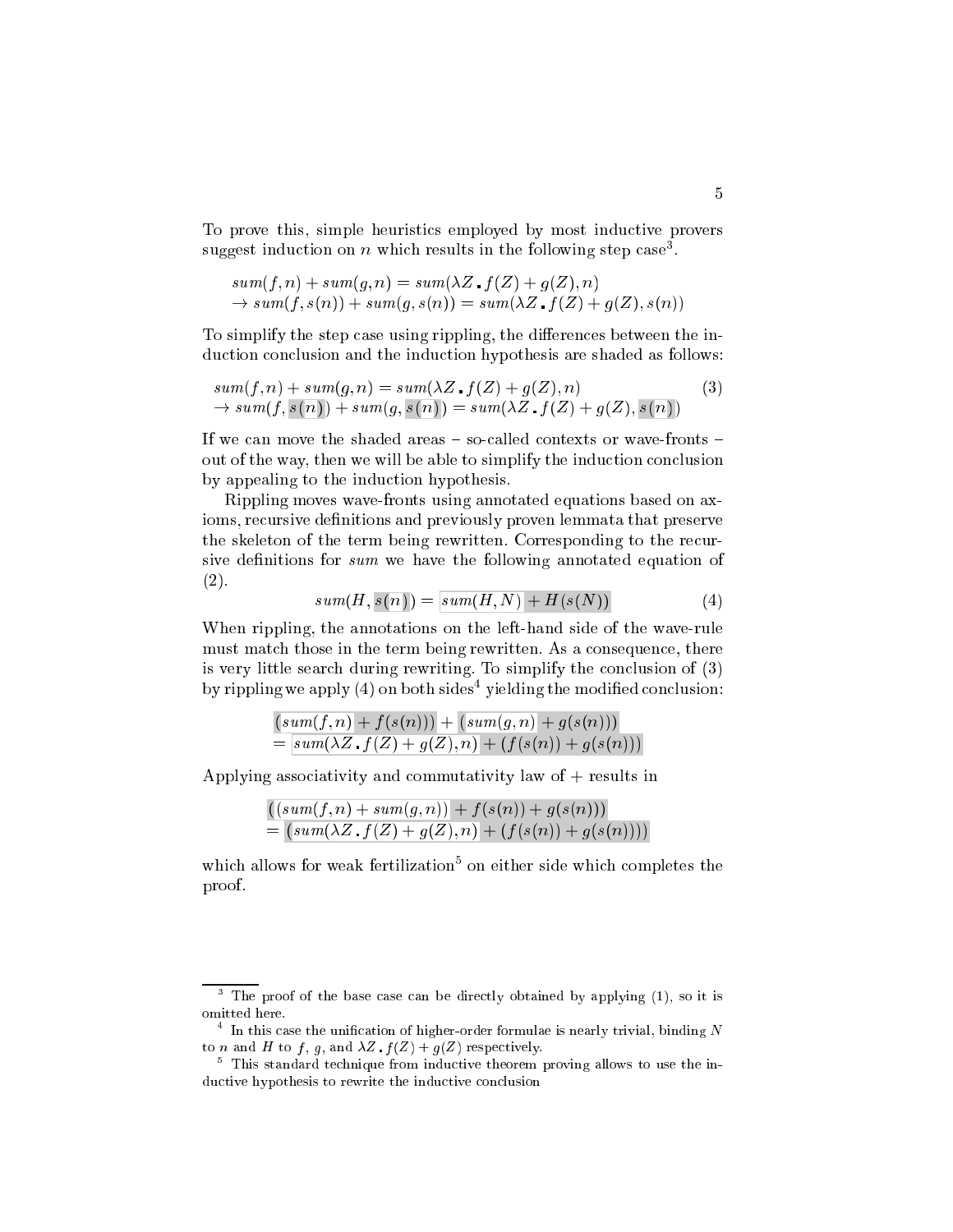To prove this, simple heuristics employed by most inductive provers suggest induction on $n$ which results in the following step case[3].

$$
\begin{aligned}
& sum(f,n) + sum(g,n) = sum(\lambda Z\,.\,f(Z) + g(Z), n) \\
& \rightarrow sum(f, s(n)) + sum(g, s(n)) = sum(\lambda Z\,.\,f(Z) + g(Z), s(n))
\end{aligned}
$$

To simplify the step case using rippling, the differences between the induction conclusion and the induction hypothesis are shaded as follows:

$$
\begin{aligned}
& sum(f,n) + sum(g,n) = sum(\lambda Z\,.\,f(Z) + g(Z), n) \\
& \rightarrow sum(f, \boxed{s(\underline{n})}) + sum(g, \boxed{s(\underline{n})}) = sum(\lambda Z\,.\,f(Z) + g(Z), \boxed{s(\underline{n})})
\end{aligned} \tag{3}
$$

If we can move the shaded areas – so-called contexts or wave-fronts – out of the way, then we will be able to simplify the induction conclusion by appealing to the induction hypothesis.

Rippling moves wave-fronts using annotated equations based on axioms, recursive definitions and previously proven lemmata that preserve the skeleton of the term being rewritten. Corresponding to the recursive definitions for $sum$ we have the following annotated equation of (2).

$$
sum(H, \boxed{s(\underline{n})}) = \boxed{\underline{sum(H,N)} + H(s(N))} \tag{4}
$$

When rippling, the annotations on the left-hand side of the wave-rule must match those in the term being rewritten. As a consequence, there is very little search during rewriting. To simplify the conclusion of (3) by rippling we apply (4) on both sides[4] yielding the modified conclusion:

$$
\begin{aligned}
& \boxed{(\underline{sum(f,n)} + f(s(n)))} + \boxed{(\underline{sum(g,n)} + g(s(n)))} \\
& = \boxed{\underline{sum(\lambda Z\,.\,f(Z) + g(Z), n)} + (f(s(n)) + g(s(n)))}
\end{aligned}
$$

Applying associativity and commutativity law of $+$ results in

$$
\begin{aligned}
& \boxed{(\underline{(sum(f,n) + sum(g,n))} + f(s(n)) + g(s(n)))} \\
& = \boxed{(\underline{sum(\lambda Z\,.\,f(Z) + g(Z), n)} + (f(s(n)) + g(s(n))))}
\end{aligned}
$$

which allows for weak fertilization[5] on either side which completes the proof.

---

[3] The proof of the base case can be directly obtained by applying (1), so it is omitted here.

[4] In this case the unification of higher-order formulae is nearly trivial, binding $N$ to $n$ and $H$ to $f$, $g$, and $\lambda Z\,.\,f(Z) + g(Z)$ respectively.

[5] This standard technique from inductive theorem proving allows to use the inductive hypothesis to rewrite the inductive conclusion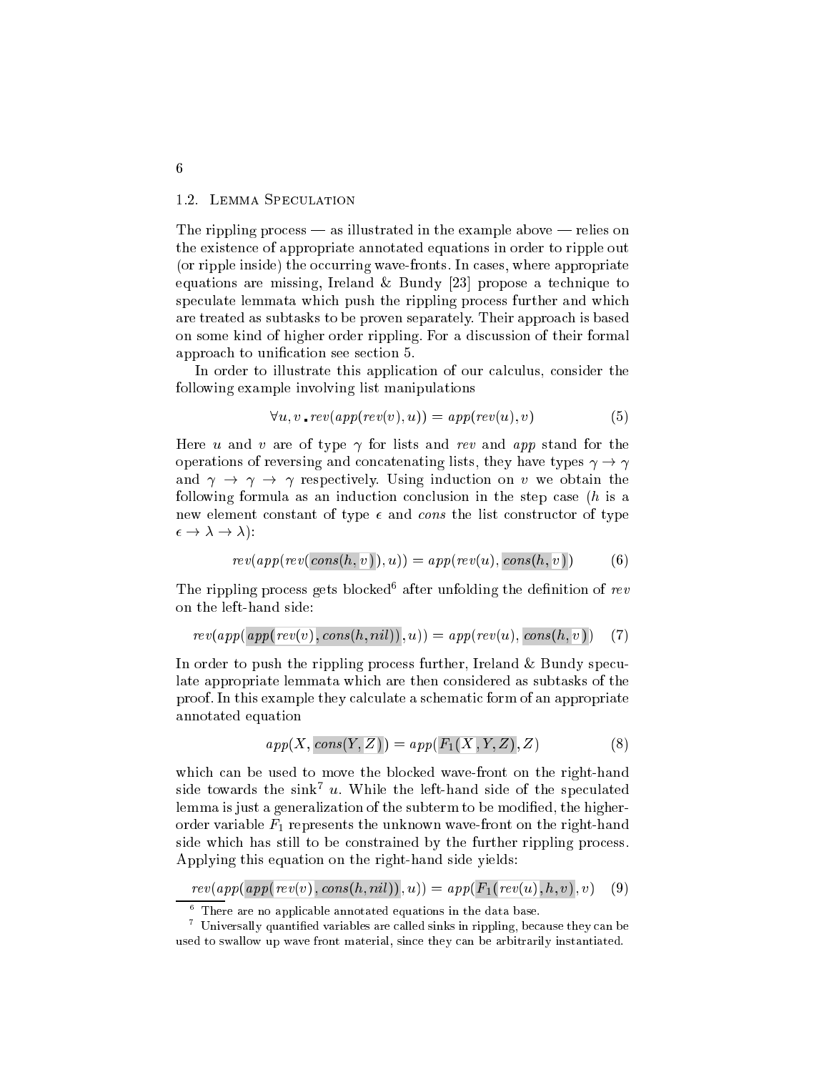## 1.2. Lemma Speculation

The rippling process — as illustrated in the example above — relies on the existence of appropriate annotated equations in order to ripple out (or ripple inside) the occurring wave-fronts. In cases, where appropriate equations are missing, Ireland & Bundy [23] propose a technique to speculate lemmata which push the rippling process further and which are treated as subtasks to be proven separately. Their approach is based on some kind of higher order rippling. For a discussion of their formal approach to unification see section 5.

In order to illustrate this application of our calculus, consider the following example involving list manipulations

$$\forall u, v \,.\, rev(app(rev(v), u)) = app(rev(u), v) \tag{5}$$

Here $u$ and $v$ are of type $\gamma$ for lists and $rev$ and $app$ stand for the operations of reversing and concatenating lists, they have types $\gamma \rightarrow \gamma$ and $\gamma \rightarrow \gamma \rightarrow \gamma$ respectively. Using induction on $v$ we obtain the following formula as an induction conclusion in the step case ($h$ is a new element constant of type $\epsilon$ and $cons$ the list constructor of type $\epsilon \rightarrow \lambda \rightarrow \lambda$):

$$rev(app(rev(\boxed{cons(h, \underline{v})}), u)) = app(rev(u), \boxed{cons(h, \underline{v})}) \tag{6}$$

The rippling process gets blocked[6] after unfolding the definition of $rev$ on the left-hand side:

$$rev(app(\boxed{app(\underline{rev(v)}, cons(h, nil))}, u)) = app(rev(u), \boxed{cons(h, \underline{v})}) \tag{7}$$

In order to push the rippling process further, Ireland & Bundy speculate appropriate lemmata which are then considered as subtasks of the proof. In this example they calculate a schematic form of an appropriate annotated equation

$$app(X, \boxed{cons(Y, \underline{Z})}) = app(\boxed{F_1(\underline{X}, Y, Z)}, Z) \tag{8}$$

which can be used to move the blocked wave-front on the right-hand side towards the sink[7] $u$. While the left-hand side of the speculated lemma is just a generalization of the subterm to be modified, the higher-order variable $F_1$ represents the unknown wave-front on the right-hand side which has still to be constrained by the further rippling process. Applying this equation on the right-hand side yields:

$$rev(app(\boxed{app(\underline{rev(v)}, cons(h, nil))}, u)) = app(\boxed{F_1(\underline{rev(u)}, h, v)}, v) \tag{9}$$

[6] There are no applicable annotated equations in the data base.

[7] Universally quantified variables are called sinks in rippling, because they can be used to swallow up wave front material, since they can be arbitrarily instantiated.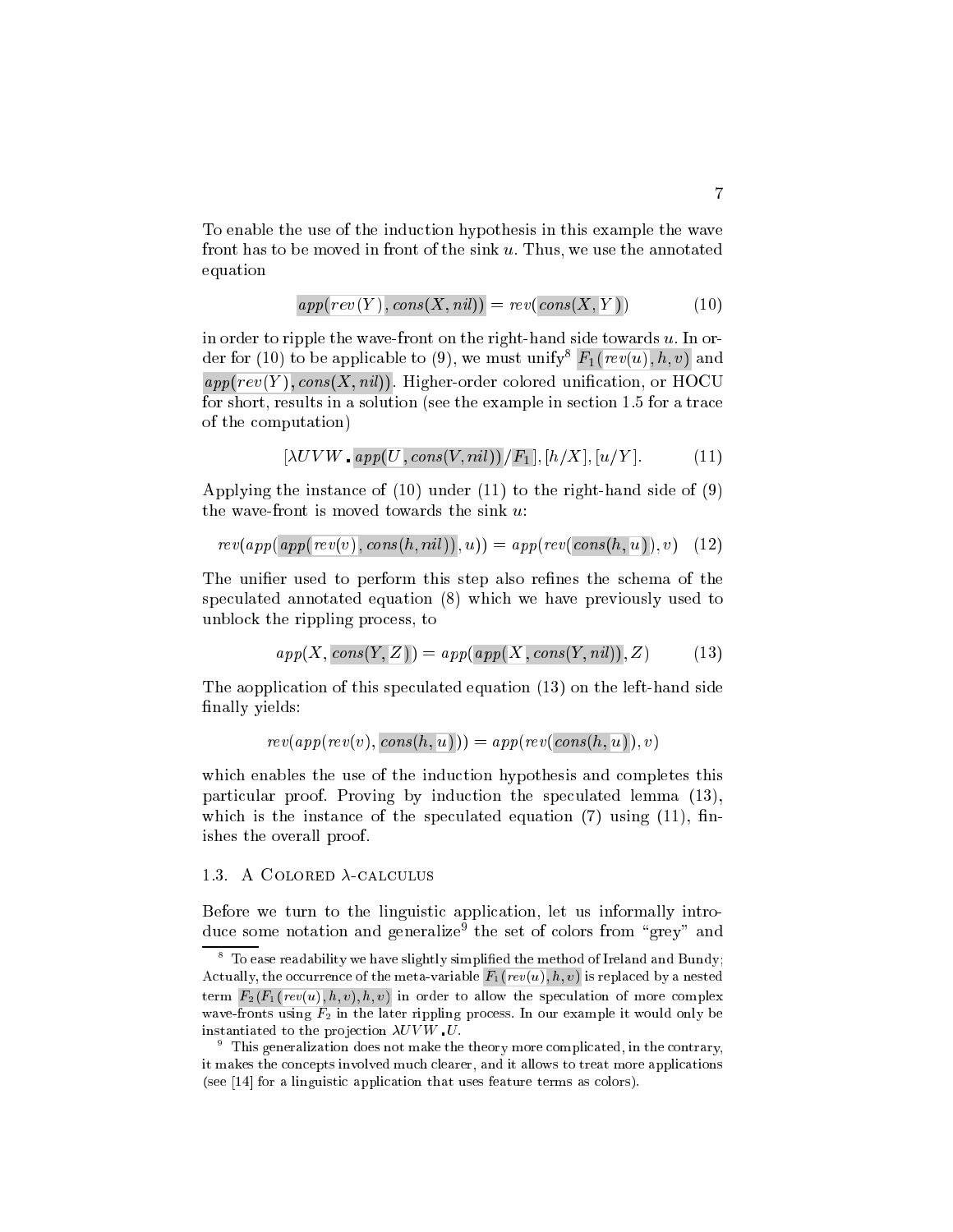To enable the use of the induction hypothesis in this example the wave front has to be moved in front of the sink $u$. Thus, we use the annotated equation

$$app(rev(Y), cons(X, nil)) = rev(cons(X, Y)) \qquad (10)$$

in order to ripple the wave-front on the right-hand side towards $u$. In order for (10) to be applicable to (9), we must unify[8] $F_1(rev(u), h, v)$ and $app(rev(Y), cons(X, nil))$. Higher-order colored unification, or HOCU for short, results in a solution (see the example in section 1.5 for a trace of the computation)

$$[\lambda UVW.\, app(U, cons(V, nil))/F_1], [h/X], [u/Y]. \qquad (11)$$

Applying the instance of (10) under (11) to the right-hand side of (9) the wave-front is moved towards the sink $u$:

$$rev(app(app(rev(v), cons(h, nil)), u)) = app(rev(cons(h, u)), v) \quad (12)$$

The unifier used to perform this step also refines the schema of the speculated annotated equation (8) which we have previously used to unblock the rippling process, to

$$app(X, cons(Y, Z)) = app(app(X, cons(Y, nil)), Z) \qquad (13)$$

The aopplication of this speculated equation (13) on the left-hand side finally yields:

$$rev(app(rev(v), cons(h, u))) = app(rev(cons(h, u)), v)$$

which enables the use of the induction hypothesis and completes this particular proof. Proving by induction the speculated lemma (13), which is the instance of the speculated equation (7) using (11), finishes the overall proof.

### 1.3. A Colored $\lambda$-calculus

Before we turn to the linguistic application, let us informally introduce some notation and generalize[9] the set of colors from "grey" and

---

[8] To ease readability we have slightly simplified the method of Ireland and Bundy; Actually, the occurrence of the meta-variable $F_1(rev(u), h, v)$ is replaced by a nested term $F_2(F_1(rev(u), h, v), h, v)$ in order to allow the speculation of more complex wave-fronts using $F_2$ in the later rippling process. In our example it would only be instantiated to the projection $\lambda UVW.U$.

[9] This generalization does not make the theory more complicated, in the contrary, it makes the concepts involved much clearer, and it allows to treat more applications (see [14] for a linguistic application that uses feature terms as colors).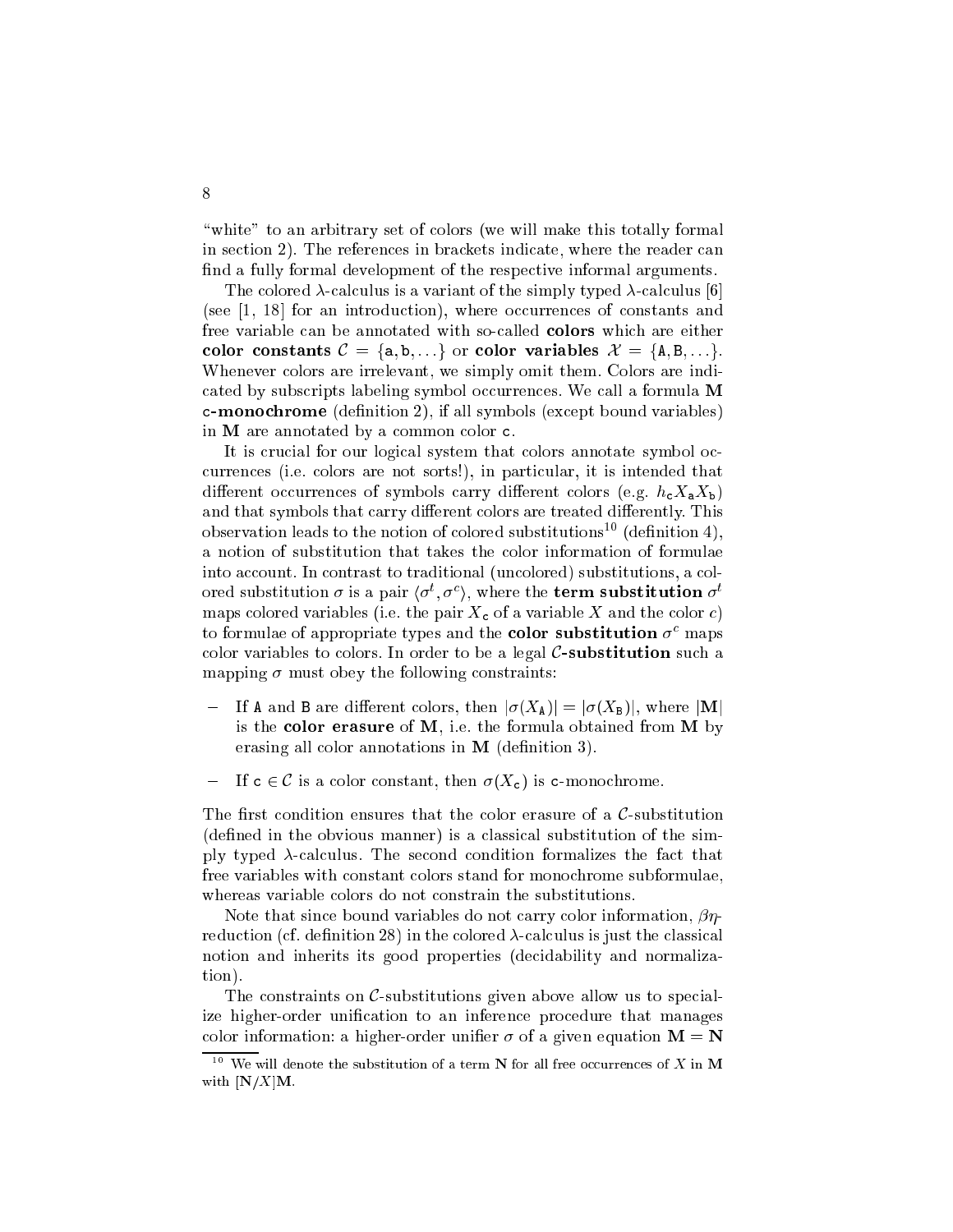"white" to an arbitrary set of colors (we will make this totally formal in section 2). The references in brackets indicate, where the reader can find a fully formal development of the respective informal arguments.

The colored $\lambda$-calculus is a variant of the simply typed $\lambda$-calculus [6] (see [1, 18] for an introduction), where occurrences of constants and free variable can be annotated with so-called **colors** which are either **color constants** $\mathcal{C} = \{\mathtt{a}, \mathtt{b}, \ldots\}$ or **color variables** $\mathcal{X} = \{\mathtt{A}, \mathtt{B}, \ldots\}$. Whenever colors are irrelevant, we simply omit them. Colors are indicated by subscripts labeling symbol occurrences. We call a formula $\mathbf{M}$ **c-monochrome** (definition 2), if all symbols (except bound variables) in $\mathbf{M}$ are annotated by a common color $\mathtt{c}$.

It is crucial for our logical system that colors annotate symbol occurrences (i.e. colors are not sorts!), in particular, it is intended that different occurrences of symbols carry different colors (e.g. $h_{\mathtt{c}} X_{\mathtt{a}} X_{\mathtt{b}}$) and that symbols that carry different colors are treated differently. This observation leads to the notion of colored substitutions[10] (definition 4), a notion of substitution that takes the color information of formulae into account. In contrast to traditional (uncolored) substitutions, a colored substitution $\sigma$ is a pair $\langle \sigma^t, \sigma^c \rangle$, where the **term substitution** $\sigma^t$ maps colored variables (i.e. the pair $X_{\mathtt{c}}$ of a variable $X$ and the color $c$) to formulae of appropriate types and the **color substitution** $\sigma^c$ maps color variables to colors. In order to be a legal **$\mathcal{C}$-substitution** such a mapping $\sigma$ must obey the following constraints:

- If $\mathtt{A}$ and $\mathtt{B}$ are different colors, then $|\sigma(X_{\mathtt{A}})| = |\sigma(X_{\mathtt{B}})|$, where $|\mathbf{M}|$ is the **color erasure** of $\mathbf{M}$, i.e. the formula obtained from $\mathbf{M}$ by erasing all color annotations in $\mathbf{M}$ (definition 3).
- If $\mathtt{c} \in \mathcal{C}$ is a color constant, then $\sigma(X_{\mathtt{c}})$ is $\mathtt{c}$-monochrome.

The first condition ensures that the color erasure of a $\mathcal{C}$-substitution (defined in the obvious manner) is a classical substitution of the simply typed $\lambda$-calculus. The second condition formalizes the fact that free variables with constant colors stand for monochrome subformulae, whereas variable colors do not constrain the substitutions.

Note that since bound variables do not carry color information, $\beta\eta$-reduction (cf. definition 28) in the colored $\lambda$-calculus is just the classical notion and inherits its good properties (decidability and normalization).

The constraints on $\mathcal{C}$-substitutions given above allow us to specialize higher-order unification to an inference procedure that manages color information: a higher-order unifier $\sigma$ of a given equation $\mathbf{M} = \mathbf{N}$

[10] We will denote the substitution of a term $\mathbf{N}$ for all free occurrences of $X$ in $\mathbf{M}$ with $[\mathbf{N}/X]\mathbf{M}$.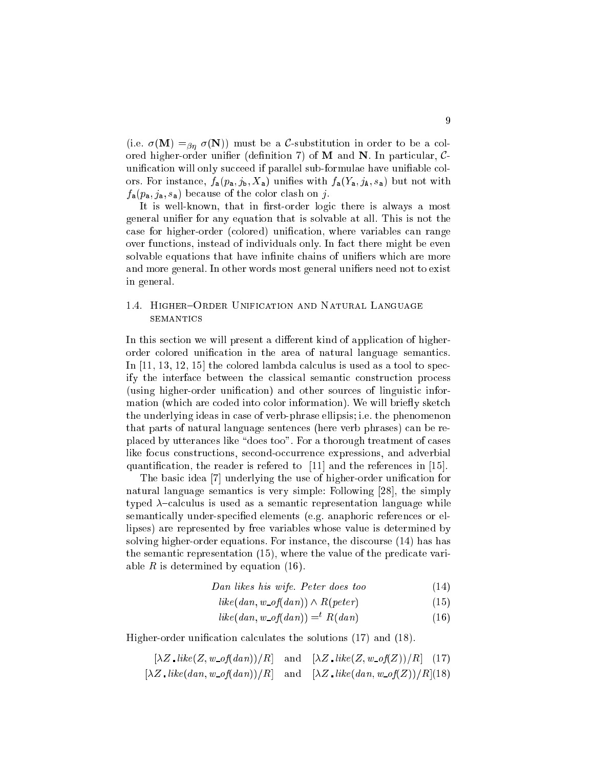(i.e. $\sigma(\mathbf{M}) =_{\beta\eta} \sigma(\mathbf{N})$) must be a $\mathcal{C}$-substitution in order to be a colored higher-order unifier (definition 7) of $\mathbf{M}$ and $\mathbf{N}$. In particular, $\mathcal{C}$-unification will only succeed if parallel sub-formulae have unifiable colors. For instance, $f_{\mathtt{a}}(p_{\mathtt{a}}, j_{\mathtt{b}}, X_{\mathtt{a}})$ unifies with $f_{\mathtt{a}}(Y_{\mathtt{a}}, j_{\mathtt{A}}, s_{\mathtt{a}})$ but not with $f_{\mathtt{a}}(p_{\mathtt{a}}, j_{\mathtt{a}}, s_{\mathtt{a}})$ because of the color clash on $j$.

It is well-known, that in first-order logic there is always a most general unifier for any equation that is solvable at all. This is not the case for higher-order (colored) unification, where variables can range over functions, instead of individuals only. In fact there might be even solvable equations that have infinite chains of unifiers which are more and more general. In other words most general unifiers need not to exist in general.

### 1.4. Higher–Order Unification and Natural Language semantics

In this section we will present a different kind of application of higher-order colored unification in the area of natural language semantics. In [11, 13, 12, 15] the colored lambda calculus is used as a tool to specify the interface between the classical semantic construction process (using higher-order unification) and other sources of linguistic information (which are coded into color information). We will briefly sketch the underlying ideas in case of verb-phrase ellipsis; i.e. the phenomenon that parts of natural language sentences (here verb phrases) can be replaced by utterances like "does too". For a thorough treatment of cases like focus constructions, second-occurrence expressions, and adverbial quantification, the reader is refered to [11] and the references in [15].

The basic idea [7] underlying the use of higher-order unification for natural language semantics is very simple: Following [28], the simply typed $\lambda$–calculus is used as a semantic representation language while semantically under-specified elements (e.g. anaphoric references or ellipses) are represented by free variables whose value is determined by solving higher-order equations. For instance, the discourse (14) has has the semantic representation (15), where the value of the predicate variable $R$ is determined by equation (16).

$$\textit{Dan likes his wife. Peter does too} \tag{14}$$

$$like(dan, w\_of(dan)) \wedge R(peter) \tag{15}$$

$$like(dan, w\_of(dan)) =^t R(dan) \tag{16}$$

Higher-order unification calculates the solutions (17) and (18).

$$[\lambda Z.\, like(Z, w\_of(dan))/R] \quad \text{and} \quad [\lambda Z.\, like(Z, w\_of(Z))/R] \tag{17}$$

$$[\lambda Z.\, like(dan, w\_of(dan))/R] \quad \text{and} \quad [\lambda Z.\, like(dan, w\_of(Z))/R] \tag{18}$$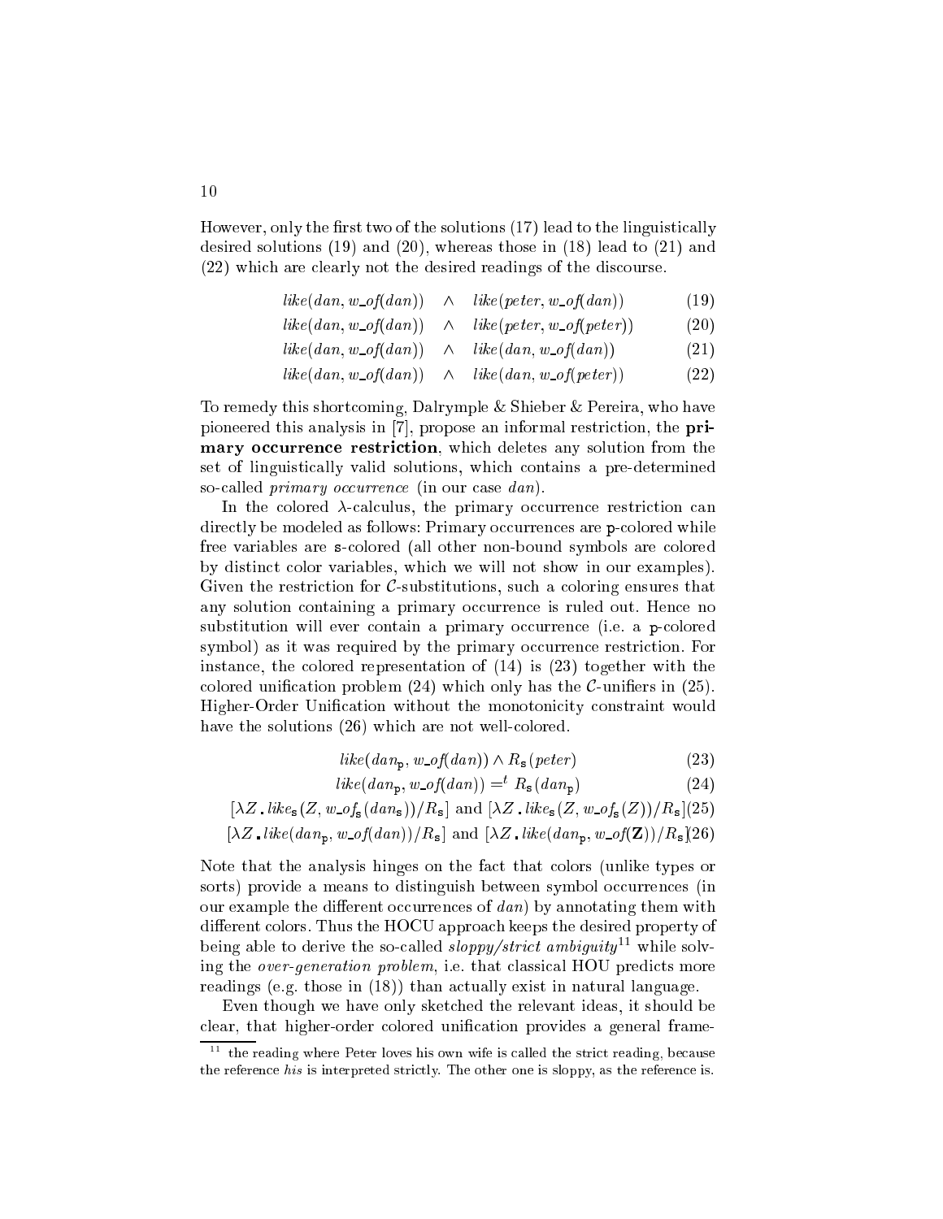However, only the first two of the solutions (17) lead to the linguistically desired solutions (19) and (20), whereas those in (18) lead to (21) and (22) which are clearly not the desired readings of the discourse.

$$like(dan, w\_of(dan)) \quad \wedge \quad like(peter, w\_of(dan)) \tag{19}$$

$$like(dan, w\_of(dan)) \quad \wedge \quad like(peter, w\_of(peter)) \tag{20}$$

$$like(dan, w\_of(dan)) \quad \wedge \quad like(dan, w\_of(dan)) \tag{21}$$

$$like(dan, w\_of(dan)) \quad \wedge \quad like(dan, w\_of(peter)) \tag{22}$$

To remedy this shortcoming, Dalrymple & Shieber & Pereira, who have pioneered this analysis in [7], propose an informal restriction, the **primary occurrence restriction**, which deletes any solution from the set of linguistically valid solutions, which contains a pre-determined so-called *primary occurrence* (in our case *dan*).

In the colored $\lambda$-calculus, the primary occurrence restriction can directly be modeled as follows: Primary occurrences are p-colored while free variables are s-colored (all other non-bound symbols are colored by distinct color variables, which we will not show in our examples). Given the restriction for $\mathcal{C}$-substitutions, such a coloring ensures that any solution containing a primary occurrence is ruled out. Hence no substitution will ever contain a primary occurrence (i.e. a p-colored symbol) as it was required by the primary occurrence restriction. For instance, the colored representation of (14) is (23) together with the colored unification problem (24) which only has the $\mathcal{C}$-unifiers in (25). Higher-Order Unification without the monotonicity constraint would have the solutions (26) which are not well-colored.

$$like(dan_{\mathtt{p}}, w\_of(dan)) \wedge R_{\mathtt{s}}(peter) \tag{23}$$

$$like(dan_{\mathtt{p}}, w\_of(dan)) =^t R_{\mathtt{s}}(dan_{\mathtt{p}}) \tag{24}$$

$$[\lambda Z . like_{\mathtt{s}}(Z, w\_of_{\mathtt{s}}(dan_{\mathtt{s}}))/R_{\mathtt{s}}] \text{ and } [\lambda Z . like_{\mathtt{s}}(Z, w\_of_{\mathtt{s}}(Z))/R_{\mathtt{s}}] \tag{25}$$

$$[\lambda Z . like(dan_{\mathtt{p}}, w\_of(dan))/R_{\mathtt{s}}] \text{ and } [\lambda Z . like(dan_{\mathtt{p}}, w\_of(\mathbf{Z}))/R_{\mathtt{s}}] \tag{26}$$

Note that the analysis hinges on the fact that colors (unlike types or sorts) provide a means to distinguish between symbol occurrences (in our example the different occurrences of *dan*) by annotating them with different colors. Thus the HOCU approach keeps the desired property of being able to derive the so-called *sloppy/strict ambiguity*[11] while solving the *over-generation problem*, i.e. that classical HOU predicts more readings (e.g. those in (18)) than actually exist in natural language.

Even though we have only sketched the relevant ideas, it should be clear, that higher-order colored unification provides a general frame-

[11] the reading where Peter loves his own wife is called the strict reading, because the reference *his* is interpreted strictly. The other one is sloppy, as the reference is.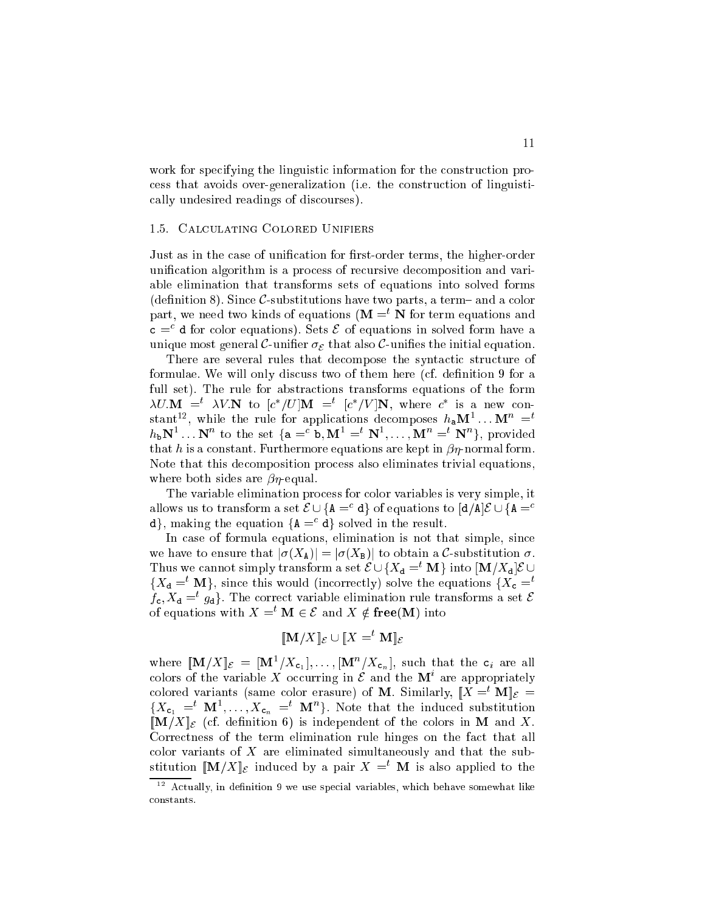work for specifying the linguistic information for the construction process that avoids over-generalization (i.e. the construction of linguistically undesired readings of discourses).

### 1.5. Calculating Colored Unifiers

Just as in the case of unification for first-order terms, the higher-order unification algorithm is a process of recursive decomposition and variable elimination that transforms sets of equations into solved forms (definition 8). Since $\mathcal{C}$-substitutions have two parts, a term– and a color part, we need two kinds of equations ($\mathbf{M} =^t \mathbf{N}$ for term equations and $\mathtt{c} =^c \mathtt{d}$ for color equations). Sets $\mathcal{E}$ of equations in solved form have a unique most general $\mathcal{C}$-unifier $\sigma_{\mathcal{E}}$ that also $\mathcal{C}$-unifies the initial equation.

There are several rules that decompose the syntactic structure of formulae. We will only discuss two of them here (cf. definition 9 for a full set). The rule for abstractions transforms equations of the form $\lambda U.\mathbf{M} =^t \lambda V.\mathbf{N}$ to $[c^*/U]\mathbf{M} =^t [c^*/V]\mathbf{N}$, where $c^*$ is a new constant[12], while the rule for applications decomposes $h_{\mathtt{a}}\mathbf{M}^1 \ldots \mathbf{M}^n =^t h_{\mathtt{b}}\mathbf{N}^1 \ldots \mathbf{N}^n$ to the set $\{\mathtt{a} =^c \mathtt{b}, \mathbf{M}^1 =^t \mathbf{N}^1, \ldots, \mathbf{M}^n =^t \mathbf{N}^n\}$, provided that $h$ is a constant. Furthermore equations are kept in $\beta\eta$-normal form. Note that this decomposition process also eliminates trivial equations, where both sides are $\beta\eta$-equal.

The variable elimination process for color variables is very simple, it allows us to transform a set $\mathcal{E} \cup \{\mathtt{A} =^c \mathtt{d}\}$ of equations to $[\mathtt{d}/\mathtt{A}]\mathcal{E} \cup \{\mathtt{A} =^c \mathtt{d}\}$, making the equation $\{\mathtt{A} =^c \mathtt{d}\}$ solved in the result.

In case of formula equations, elimination is not that simple, since we have to ensure that $|\sigma(X_{\mathtt{A}})| = |\sigma(X_{\mathtt{B}})|$ to obtain a $\mathcal{C}$-substitution $\sigma$. Thus we cannot simply transform a set $\mathcal{E} \cup \{X_{\mathtt{d}} =^t \mathbf{M}\}$ into $[\mathbf{M}/X_{\mathtt{d}}]\mathcal{E} \cup \{X_{\mathtt{d}} =^t \mathbf{M}\}$, since this would (incorrectly) solve the equations $\{X_{\mathtt{c}} =^t f_{\mathtt{c}}, X_{\mathtt{d}} =^t g_{\mathtt{d}}\}$. The correct variable elimination rule transforms a set $\mathcal{E}$ of equations with $X =^t \mathbf{M} \in \mathcal{E}$ and $X \notin \mathbf{free}(\mathbf{M})$ into

$$[\![\mathbf{M}/X]\!]_{\mathcal{E}} \cup [\![X =^t \mathbf{M}]\!]_{\mathcal{E}}$$

where $[\![\mathbf{M}/X]\!]_{\mathcal{E}} = [\mathbf{M}^1/X_{\mathtt{c}_1}], \ldots, [\mathbf{M}^n/X_{\mathtt{c}_n}]$, such that the $\mathtt{c}_i$ are all colors of the variable $X$ occurring in $\mathcal{E}$ and the $\mathbf{M}^i$ are appropriately colored variants (same color erasure) of $\mathbf{M}$. Similarly, $[\![X =^t \mathbf{M}]\!]_{\mathcal{E}} = \{X_{\mathtt{c}_1} =^t \mathbf{M}^1, \ldots, X_{\mathtt{c}_n} =^t \mathbf{M}^n\}$. Note that the induced substitution $[\![\mathbf{M}/X]\!]_{\mathcal{E}}$ (cf. definition 6) is independent of the colors in $\mathbf{M}$ and $X$. Correctness of the term elimination rule hinges on the fact that all color variants of $X$ are eliminated simultaneously and that the substitution $[\![\mathbf{M}/X]\!]_{\mathcal{E}}$ induced by a pair $X =^t \mathbf{M}$ is also applied to the

[12] Actually, in definition 9 we use special variables, which behave somewhat like constants.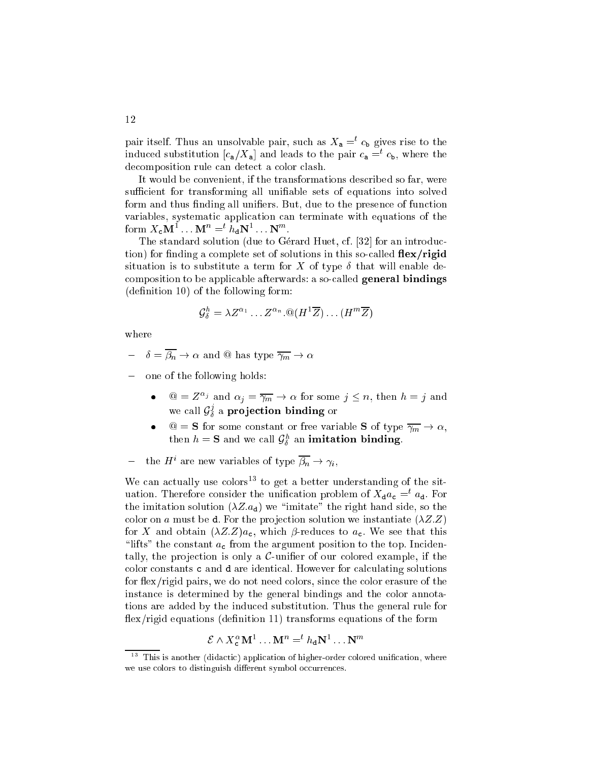pair itself. Thus an unsolvable pair, such as $X_{\mathtt{a}} =^t c_{\mathtt{b}}$ gives rise to the induced substitution $[c_{\mathtt{a}}/X_{\mathtt{a}}]$ and leads to the pair $c_{\mathtt{a}} =^t c_{\mathtt{b}}$, where the decomposition rule can detect a color clash.

It would be convenient, if the transformations described so far, were sufficient for transforming all unifiable sets of equations into solved form and thus finding all unifiers. But, due to the presence of function variables, systematic application can terminate with equations of the form $X_{\mathtt{c}}\mathbf{M}^1 \ldots \mathbf{M}^n =^t h_{\mathtt{d}}\mathbf{N}^1 \ldots \mathbf{N}^m$.

The standard solution (due to Gérard Huet, cf. [32] for an introduction) for finding a complete set of solutions in this so-called **flex/rigid** situation is to substitute a term for $X$ of type $\delta$ that will enable decomposition to be applicable afterwards: a so-called **general bindings** (definition 10) of the following form:

$$\mathcal{G}^h_\delta = \lambda Z^{\alpha_1} \ldots Z^{\alpha_n}.@(H^1\overline{Z}) \ldots (H^m\overline{Z})$$

where

- $\delta = \overline{\beta_n} \to \alpha$ and $@$ has type $\overline{\gamma_m} \to \alpha$
- one of the following holds:
  - $@ = Z^{\alpha_j}$ and $\alpha_j = \overline{\gamma_m} \to \alpha$ for some $j \leq n$, then $h = j$ and we call $\mathcal{G}^j_\delta$ a **projection binding** or
  - $@ = \mathbf{S}$ for some constant or free variable $\mathbf{S}$ of type $\overline{\gamma_m} \to \alpha$, then $h = \mathbf{S}$ and we call $\mathcal{G}^h_\delta$ an **imitation binding**.
- the $H^i$ are new variables of type $\overline{\beta_n} \to \gamma_i$,

We can actually use colors[13] to get a better understanding of the situation. Therefore consider the unification problem of $X_{\mathtt{d}}a_{\mathtt{c}} =^t a_{\mathtt{d}}$. For the imitation solution $(\lambda Z.a_{\mathtt{d}})$ we "imitate" the right hand side, so the color on $a$ must be $\mathtt{d}$. For the projection solution we instantiate $(\lambda Z.Z)$ for $X$ and obtain $(\lambda Z.Z)a_{\mathtt{c}}$, which $\beta$-reduces to $a_{\mathtt{c}}$. We see that this "lifts" the constant $a_{\mathtt{c}}$ from the argument position to the top. Incidentally, the projection is only a $\mathcal{C}$-unifier of our colored example, if the color constants $\mathtt{c}$ and $\mathtt{d}$ are identical. However for calculating solutions for flex/rigid pairs, we do not need colors, since the color erasure of the instance is determined by the general bindings and the color annotations are added by the induced substitution. Thus the general rule for flex/rigid equations (definition 11) transforms equations of the form

$$\mathcal{E} \wedge X^\alpha_{\mathtt{c}}\mathbf{M}^1 \ldots \mathbf{M}^n =^t h_{\mathtt{d}}\mathbf{N}^1 \ldots \mathbf{N}^m$$

[13] This is another (didactic) application of higher-order colored unification, where we use colors to distinguish different symbol occurrences.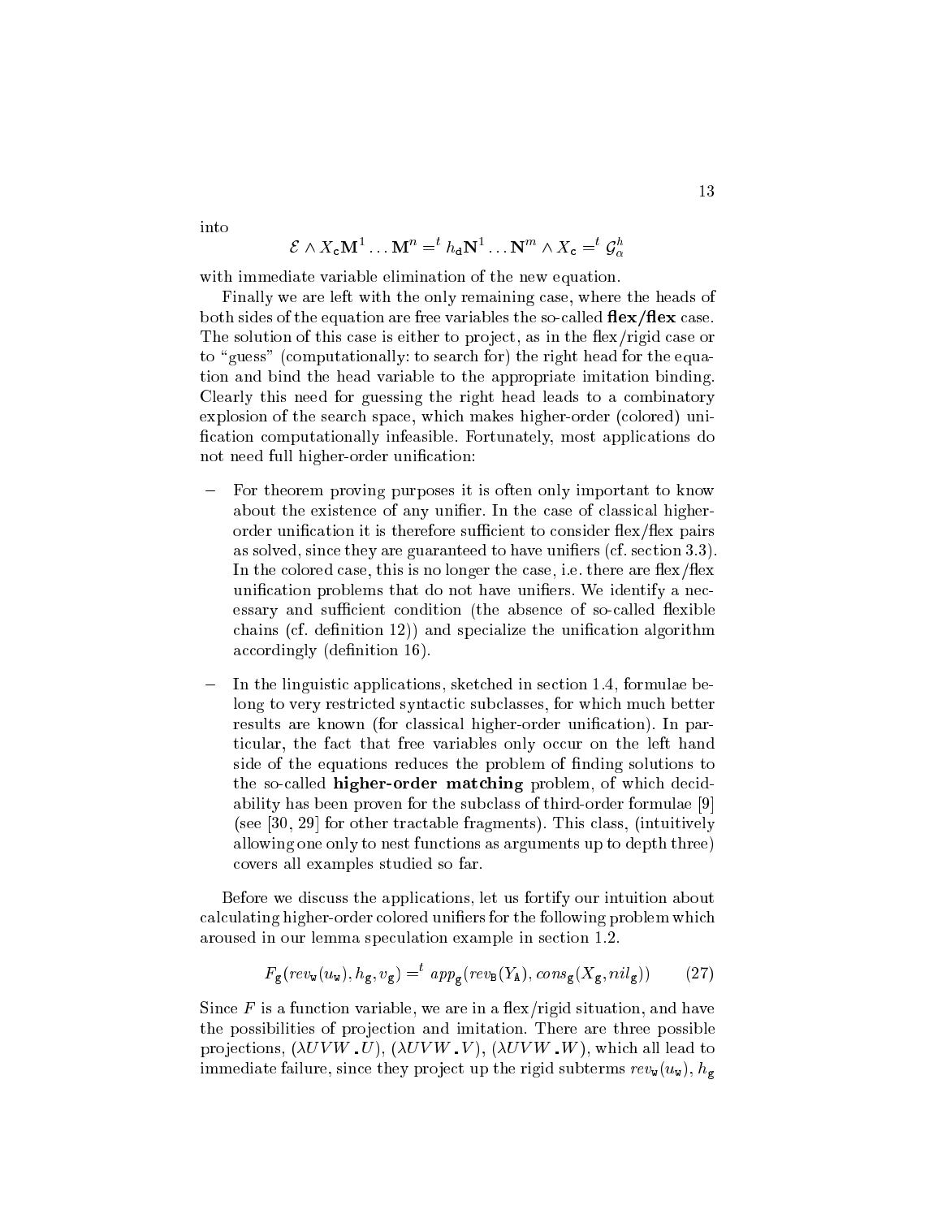into

$$\mathcal{E} \wedge X_{\mathtt{c}}\mathbf{M}^1 \ldots \mathbf{M}^n =^t h_{\mathtt{d}}\mathbf{N}^1 \ldots \mathbf{N}^m \wedge X_{\mathtt{c}} =^t \mathcal{G}_{\alpha}^h$$

with immediate variable elimination of the new equation.

Finally we are left with the only remaining case, where the heads of both sides of the equation are free variables the so-called **flex/flex** case. The solution of this case is either to project, as in the flex/rigid case or to "guess" (computationally: to search for) the right head for the equation and bind the head variable to the appropriate imitation binding. Clearly this need for guessing the right head leads to a combinatory explosion of the search space, which makes higher-order (colored) unification computationally infeasible. Fortunately, most applications do not need full higher-order unification:

- For theorem proving purposes it is often only important to know about the existence of any unifier. In the case of classical higher-order unification it is therefore sufficient to consider flex/flex pairs as solved, since they are guaranteed to have unifiers (cf. section 3.3). In the colored case, this is no longer the case, i.e. there are flex/flex unification problems that do not have unifiers. We identify a necessary and sufficient condition (the absence of so-called flexible chains (cf. definition 12)) and specialize the unification algorithm accordingly (definition 16).

- In the linguistic applications, sketched in section 1.4, formulae belong to very restricted syntactic subclasses, for which much better results are known (for classical higher-order unification). In particular, the fact that free variables only occur on the left hand side of the equations reduces the problem of finding solutions to the so-called **higher-order matching** problem, of which decidability has been proven for the subclass of third-order formulae [9] (see [30, 29] for other tractable fragments). This class, (intuitively allowing one only to nest functions as arguments up to depth three) covers all examples studied so far.

Before we discuss the applications, let us fortify our intuition about calculating higher-order colored unifiers for the following problem which aroused in our lemma speculation example in section 1.2.

$$F_{\mathtt{g}}(rev_{\mathtt{w}}(u_{\mathtt{w}}), h_{\mathtt{g}}, v_{\mathtt{g}}) =^t app_{\mathtt{g}}(rev_{\mathtt{B}}(Y_{\mathtt{A}}), cons_{\mathtt{g}}(X_{\mathtt{g}}, nil_{\mathtt{g}})) \tag{27}$$

Since $F$ is a function variable, we are in a flex/rigid situation, and have the possibilities of projection and imitation. There are three possible projections, $(\lambda UVW.U)$, $(\lambda UVW.V)$, $(\lambda UVW.W)$, which all lead to immediate failure, since they project up the rigid subterms $rev_{\mathtt{w}}(u_{\mathtt{w}})$, $h_{\mathtt{g}}$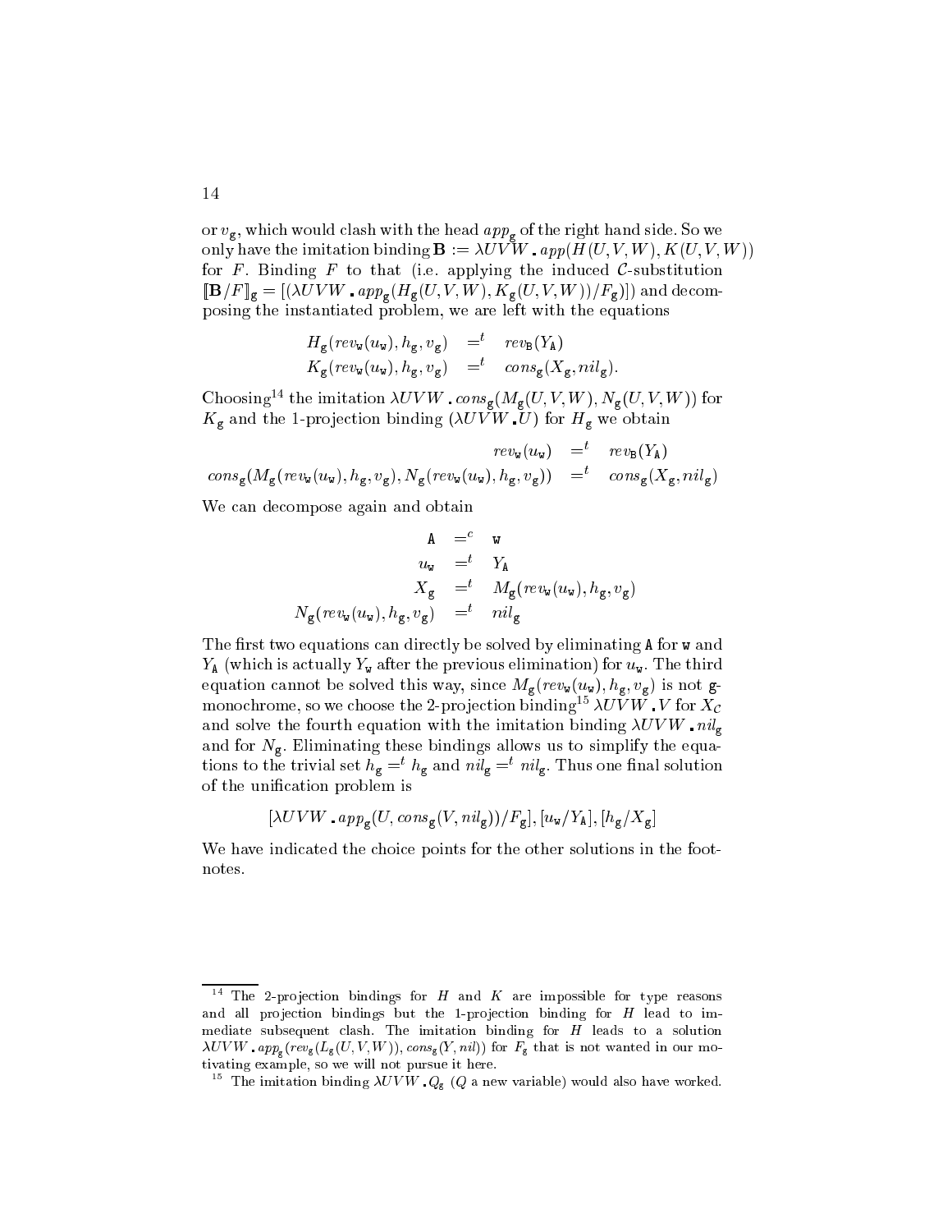or $v_{\mathtt{g}}$, which would clash with the head $app_{\mathtt{g}}$ of the right hand side. So we only have the imitation binding $\mathbf{B} := \lambda UVW \, . \, app(H(U,V,W), K(U,V,W))$ for $F$. Binding $F$ to that (i.e. applying the induced $\mathcal{C}$-substitution $[\![\mathbf{B}/F]\!]_{\mathtt{g}} = [(\lambda UVW \, . \, app_{\mathtt{g}}(H_{\mathtt{g}}(U,V,W), K_{\mathtt{g}}(U,V,W))/F_{\mathtt{g}})]$) and decomposing the instantiated problem, we are left with the equations

$$
\begin{array}{rcl}
H_{\mathtt{g}}(rev_{\mathtt{w}}(u_{\mathtt{w}}), h_{\mathtt{g}}, v_{\mathtt{g}}) & =^t & rev_{\mathtt{B}}(Y_{\mathtt{A}}) \\
K_{\mathtt{g}}(rev_{\mathtt{w}}(u_{\mathtt{w}}), h_{\mathtt{g}}, v_{\mathtt{g}}) & =^t & cons_{\mathtt{g}}(X_{\mathtt{g}}, nil_{\mathtt{g}}).
\end{array}
$$

Choosing[14] the imitation $\lambda UVW \, . \, cons_{\mathtt{g}}(M_{\mathtt{g}}(U,V,W), N_{\mathtt{g}}(U,V,W))$ for $K_{\mathtt{g}}$ and the 1-projection binding $(\lambda UVW \, . \, U)$ for $H_{\mathtt{g}}$ we obtain

$$
\begin{array}{rcl}
rev_{\mathtt{w}}(u_{\mathtt{w}}) & =^t & rev_{\mathtt{B}}(Y_{\mathtt{A}}) \\
cons_{\mathtt{g}}(M_{\mathtt{g}}(rev_{\mathtt{w}}(u_{\mathtt{w}}), h_{\mathtt{g}}, v_{\mathtt{g}}), N_{\mathtt{g}}(rev_{\mathtt{w}}(u_{\mathtt{w}}), h_{\mathtt{g}}, v_{\mathtt{g}})) & =^t & cons_{\mathtt{g}}(X_{\mathtt{g}}, nil_{\mathtt{g}})
\end{array}
$$

We can decompose again and obtain

$$
\begin{array}{rcl}
\mathtt{A} & =^c & \mathtt{w} \\
u_{\mathtt{w}} & =^t & Y_{\mathtt{A}} \\
X_{\mathtt{g}} & =^t & M_{\mathtt{g}}(rev_{\mathtt{w}}(u_{\mathtt{w}}), h_{\mathtt{g}}, v_{\mathtt{g}}) \\
N_{\mathtt{g}}(rev_{\mathtt{w}}(u_{\mathtt{w}}), h_{\mathtt{g}}, v_{\mathtt{g}}) & =^t & nil_{\mathtt{g}}
\end{array}
$$

The first two equations can directly be solved by eliminating $\mathtt{A}$ for $\mathtt{w}$ and $Y_{\mathtt{A}}$ (which is actually $Y_{\mathtt{w}}$ after the previous elimination) for $u_{\mathtt{w}}$. The third equation cannot be solved this way, since $M_{\mathtt{g}}(rev_{\mathtt{w}}(u_{\mathtt{w}}), h_{\mathtt{g}}, v_{\mathtt{g}})$ is not $\mathtt{g}$-monochrome, so we choose the 2-projection binding[15] $\lambda UVW \, . \, V$ for $X_{\mathcal{C}}$ and solve the fourth equation with the imitation binding $\lambda UVW \, . \, nil_{\mathtt{g}}$ and for $N_{\mathtt{g}}$. Eliminating these bindings allows us to simplify the equations to the trivial set $h_{\mathtt{g}} =^t h_{\mathtt{g}}$ and $nil_{\mathtt{g}} =^t nil_{\mathtt{g}}$. Thus one final solution of the unification problem is

$$
[\lambda UVW \, . \, app_{\mathtt{g}}(U, cons_{\mathtt{g}}(V, nil_{\mathtt{g}}))/F_{\mathtt{g}}], [u_{\mathtt{w}}/Y_{\mathtt{A}}], [h_{\mathtt{g}}/X_{\mathtt{g}}]
$$

We have indicated the choice points for the other solutions in the footnotes.

---

[14] The 2-projection bindings for $H$ and $K$ are impossible for type reasons and all projection bindings but the 1-projection binding for $H$ lead to immediate subsequent clash. The imitation binding for $H$ leads to a solution $\lambda UVW \, . \, app_{\mathtt{g}}(rev_{\mathtt{g}}(L_{\mathtt{g}}(U,V,W)), cons_{\mathtt{g}}(Y, nil))$ for $F_{\mathtt{g}}$ that is not wanted in our motivating example, so we will not pursue it here.

[15] The imitation binding $\lambda UVW \, . \, Q_{\mathtt{g}}$ ($Q$ a new variable) would also have worked.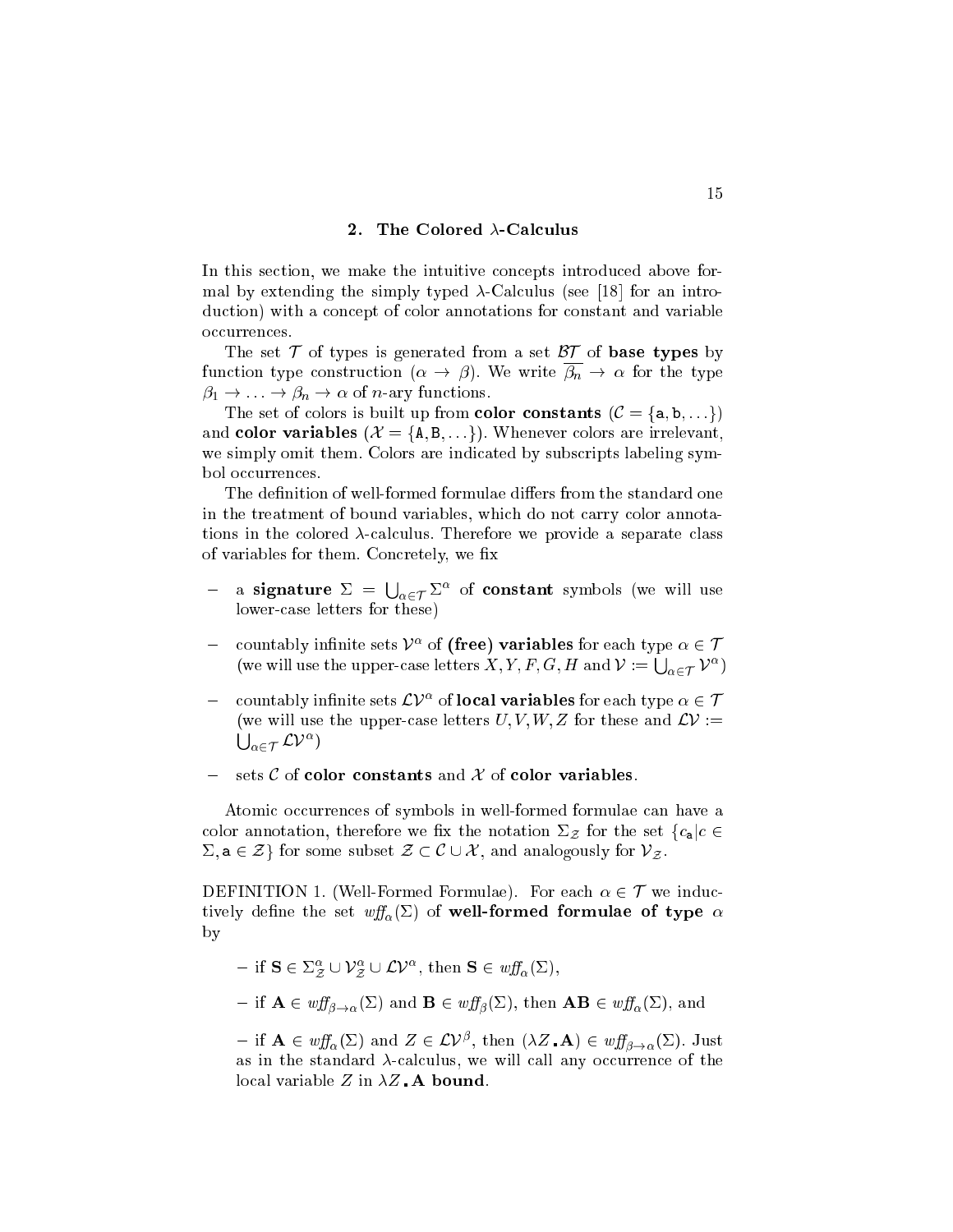## 2. The Colored λ-Calculus

In this section, we make the intuitive concepts introduced above formal by extending the simply typed λ-Calculus (see [18] for an introduction) with a concept of color annotations for constant and variable occurrences.

The set $\mathcal{T}$ of types is generated from a set $\mathcal{BT}$ of **base types** by function type construction $(\alpha \to \beta)$. We write $\overline{\beta_n} \to \alpha$ for the type $\beta_1 \to \ldots \to \beta_n \to \alpha$ of $n$-ary functions.

The set of colors is built up from **color constants** ($\mathcal{C} = \{\mathtt{a}, \mathtt{b}, \ldots\}$) and **color variables** ($\mathcal{X} = \{\mathtt{A}, \mathtt{B}, \ldots\}$). Whenever colors are irrelevant, we simply omit them. Colors are indicated by subscripts labeling symbol occurrences.

The definition of well-formed formulae differs from the standard one in the treatment of bound variables, which do not carry color annotations in the colored λ-calculus. Therefore we provide a separate class of variables for them. Concretely, we fix

- a **signature** $\Sigma = \bigcup_{\alpha \in \mathcal{T}} \Sigma^\alpha$ of **constant** symbols (we will use lower-case letters for these)
- countably infinite sets $\mathcal{V}^\alpha$ of **(free) variables** for each type $\alpha \in \mathcal{T}$ (we will use the upper-case letters $X, Y, F, G, H$ and $\mathcal{V} := \bigcup_{\alpha \in \mathcal{T}} \mathcal{V}^\alpha$)
- countably infinite sets $\mathcal{LV}^\alpha$ of **local variables** for each type $\alpha \in \mathcal{T}$ (we will use the upper-case letters $U, V, W, Z$ for these and $\mathcal{LV} := \bigcup_{\alpha \in \mathcal{T}} \mathcal{LV}^\alpha$)
- sets $\mathcal{C}$ of **color constants** and $\mathcal{X}$ of **color variables**.

Atomic occurrences of symbols in well-formed formulae can have a color annotation, therefore we fix the notation $\Sigma_\mathcal{Z}$ for the set $\{c_\mathtt{a} | c \in \Sigma, \mathtt{a} \in \mathcal{Z}\}$ for some subset $\mathcal{Z} \subset \mathcal{C} \cup \mathcal{X}$, and analogously for $\mathcal{V}_\mathcal{Z}$.

DEFINITION 1. (Well-Formed Formulae). For each $\alpha \in \mathcal{T}$ we inductively define the set $\mathit{wff}_\alpha(\Sigma)$ of **well-formed formulae of type** $\alpha$ by

- if $\mathbf{S} \in \Sigma^\alpha_\mathcal{Z} \cup \mathcal{V}^\alpha_\mathcal{Z} \cup \mathcal{LV}^\alpha$, then $\mathbf{S} \in \mathit{wff}_\alpha(\Sigma)$,
- if $\mathbf{A} \in \mathit{wff}_{\beta \to \alpha}(\Sigma)$ and $\mathbf{B} \in \mathit{wff}_\beta(\Sigma)$, then $\mathbf{AB} \in \mathit{wff}_\alpha(\Sigma)$, and
- if $\mathbf{A} \in \mathit{wff}_\alpha(\Sigma)$ and $Z \in \mathcal{LV}^\beta$, then $(\lambda Z.\mathbf{A}) \in \mathit{wff}_{\beta \to \alpha}(\Sigma)$. Just as in the standard λ-calculus, we will call any occurrence of the local variable $Z$ in $\lambda Z.\mathbf{A}$ **bound**.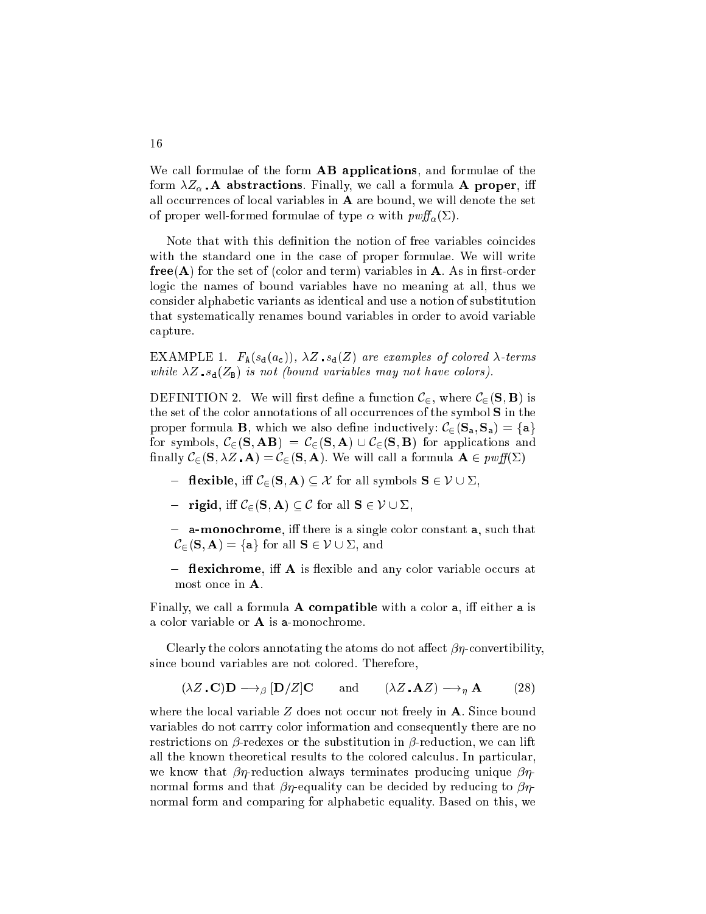We call formulae of the form **AB applications**, and formulae of the form $\lambda Z_\alpha\text{.}\mathbf{A}$ **abstractions**. Finally, we call a formula **A proper**, iff all occurrences of local variables in **A** are bound, we will denote the set of proper well-formed formulae of type $\alpha$ with $\mathit{pwff}_\alpha(\Sigma)$.

Note that with this definition the notion of free variables coincides with the standard one in the case of proper formulae. We will write **free**(**A**) for the set of (color and term) variables in **A**. As in first-order logic the names of bound variables have no meaning at all, thus we consider alphabetic variants as identical and use a notion of substitution that systematically renames bound variables in order to avoid variable capture.

EXAMPLE 1. *$F_{\mathtt{A}}(s_{\mathtt{d}}(a_{\mathtt{c}}))$, $\lambda Z\text{.}s_{\mathtt{d}}(Z)$ are examples of colored $\lambda$-terms while $\lambda Z\text{.}s_{\mathtt{d}}(Z_{\mathtt{B}})$ is not (bound variables may not have colors).*

DEFINITION 2. We will first define a function $\mathcal{C}_\in$, where $\mathcal{C}_\in(\mathbf{S},\mathbf{B})$ is the set of the color annotations of all occurrences of the symbol **S** in the proper formula **B**, which we also define inductively: $\mathcal{C}_\in(\mathbf{S}_{\mathtt{a}},\mathbf{S}_{\mathtt{a}}) = \{\mathtt{a}\}$ for symbols, $\mathcal{C}_\in(\mathbf{S},\mathbf{AB}) = \mathcal{C}_\in(\mathbf{S},\mathbf{A}) \cup \mathcal{C}_\in(\mathbf{S},\mathbf{B})$ for applications and finally $\mathcal{C}_\in(\mathbf{S},\lambda Z\text{.}\mathbf{A}) = \mathcal{C}_\in(\mathbf{S},\mathbf{A})$. We will call a formula $\mathbf{A} \in \mathit{pwff}(\Sigma)$

- **flexible**, iff $\mathcal{C}_\in(\mathbf{S},\mathbf{A}) \subseteq \mathcal{X}$ for all symbols $\mathbf{S} \in \mathcal{V} \cup \Sigma$,
- **rigid**, iff $\mathcal{C}_\in(\mathbf{S},\mathbf{A}) \subseteq \mathcal{C}$ for all $\mathbf{S} \in \mathcal{V} \cup \Sigma$,
- **a-monochrome**, iff there is a single color constant $\mathtt{a}$, such that $\mathcal{C}_\in(\mathbf{S},\mathbf{A}) = \{\mathtt{a}\}$ for all $\mathbf{S} \in \mathcal{V} \cup \Sigma$, and
- **flexichrome**, iff **A** is flexible and any color variable occurs at most once in **A**.

Finally, we call a formula **A compatible** with a color $\mathtt{a}$, iff either $\mathtt{a}$ is a color variable or **A** is $\mathtt{a}$-monochrome.

Clearly the colors annotating the atoms do not affect $\beta\eta$-convertibility, since bound variables are not colored. Therefore,

$$(\lambda Z\text{.}\mathbf{C})\mathbf{D} \longrightarrow_\beta [\mathbf{D}/Z]\mathbf{C} \qquad \text{and} \qquad (\lambda Z\text{.}\mathbf{A}Z) \longrightarrow_\eta \mathbf{A} \tag{28}$$

where the local variable $Z$ does not occur not freely in **A**. Since bound variables do not carrry color information and consequently there are no restrictions on $\beta$-redexes or the substitution in $\beta$-reduction, we can lift all the known theoretical results to the colored calculus. In particular, we know that $\beta\eta$-reduction always terminates producing unique $\beta\eta$-normal forms and that $\beta\eta$-equality can be decided by reducing to $\beta\eta$-normal form and comparing for alphabetic equality. Based on this, we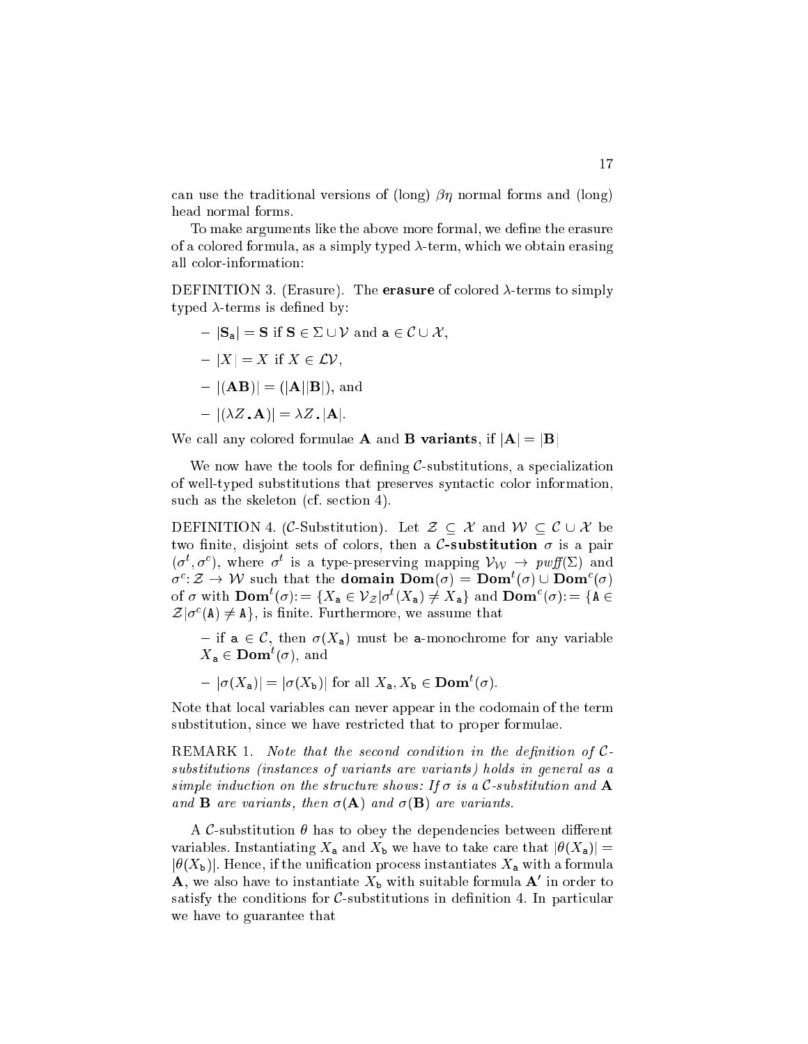can use the traditional versions of (long) $\beta\eta$ normal forms and (long) head normal forms.

To make arguments like the above more formal, we define the erasure of a colored formula, as a simply typed $\lambda$-term, which we obtain erasing all color-information:

DEFINITION 3. (Erasure). The **erasure** of colored $\lambda$-terms to simply typed $\lambda$-terms is defined by:

- $|\mathbf{S}_{\mathtt{a}}| = \mathbf{S}$ if $\mathbf{S} \in \Sigma \cup \mathcal{V}$ and $\mathtt{a} \in \mathcal{C} \cup \mathcal{X}$,
- $|X| = X$ if $X \in \mathcal{LV}$,
- $|(\mathbf{A}\mathbf{B})| = (|\mathbf{A}||\mathbf{B}|)$, and
- $|(\lambda Z.\mathbf{A})| = \lambda Z.|\mathbf{A}|$.

We call any colored formulae $\mathbf{A}$ and $\mathbf{B}$ **variants**, if $|\mathbf{A}| = |\mathbf{B}|$

We now have the tools for defining $\mathcal{C}$-substitutions, a specialization of well-typed substitutions that preserves syntactic color information, such as the skeleton (cf. section 4).

DEFINITION 4. ($\mathcal{C}$-Substitution). Let $\mathcal{Z} \subseteq \mathcal{X}$ and $\mathcal{W} \subseteq \mathcal{C} \cup \mathcal{X}$ be two finite, disjoint sets of colors, then a **$\mathcal{C}$-substitution** $\sigma$ is a pair $(\sigma^t, \sigma^c)$, where $\sigma^t$ is a type-preserving mapping $\mathcal{V}_{\mathcal{W}} \to \mathit{pwff}(\Sigma)$ and $\sigma^c : \mathcal{Z} \to \mathcal{W}$ such that the **domain** $\mathbf{Dom}(\sigma) = \mathbf{Dom}^t(\sigma) \cup \mathbf{Dom}^c(\sigma)$ of $\sigma$ with $\mathbf{Dom}^t(\sigma) := \{X_{\mathtt{a}} \in \mathcal{V}_{\mathcal{Z}} | \sigma^t(X_{\mathtt{a}}) \neq X_{\mathtt{a}}\}$ and $\mathbf{Dom}^c(\sigma) := \{\mathtt{A} \in \mathcal{Z} | \sigma^c(\mathtt{A}) \neq \mathtt{A}\}$, is finite. Furthermore, we assume that

- if $\mathtt{a} \in \mathcal{C}$, then $\sigma(X_{\mathtt{a}})$ must be $\mathtt{a}$-monochrome for any variable $X_{\mathtt{a}} \in \mathbf{Dom}^t(\sigma)$, and
- $|\sigma(X_{\mathtt{a}})| = |\sigma(X_{\mathtt{b}})|$ for all $X_{\mathtt{a}}, X_{\mathtt{b}} \in \mathbf{Dom}^t(\sigma)$.

Note that local variables can never appear in the codomain of the term substitution, since we have restricted that to proper formulae.

REMARK 1. *Note that the second condition in the definition of $\mathcal{C}$-substitutions (instances of variants are variants) holds in general as a simple induction on the structure shows: If $\sigma$ is a $\mathcal{C}$-substitution and $\mathbf{A}$ and $\mathbf{B}$ are variants, then $\sigma(\mathbf{A})$ and $\sigma(\mathbf{B})$ are variants.*

A $\mathcal{C}$-substitution $\theta$ has to obey the dependencies between different variables. Instantiating $X_{\mathtt{a}}$ and $X_{\mathtt{b}}$ we have to take care that $|\theta(X_{\mathtt{a}})| = |\theta(X_{\mathtt{b}})|$. Hence, if the unification process instantiates $X_{\mathtt{a}}$ with a formula $\mathbf{A}$, we also have to instantiate $X_{\mathtt{b}}$ with suitable formula $\mathbf{A}'$ in order to satisfy the conditions for $\mathcal{C}$-substitutions in definition 4. In particular we have to guarantee that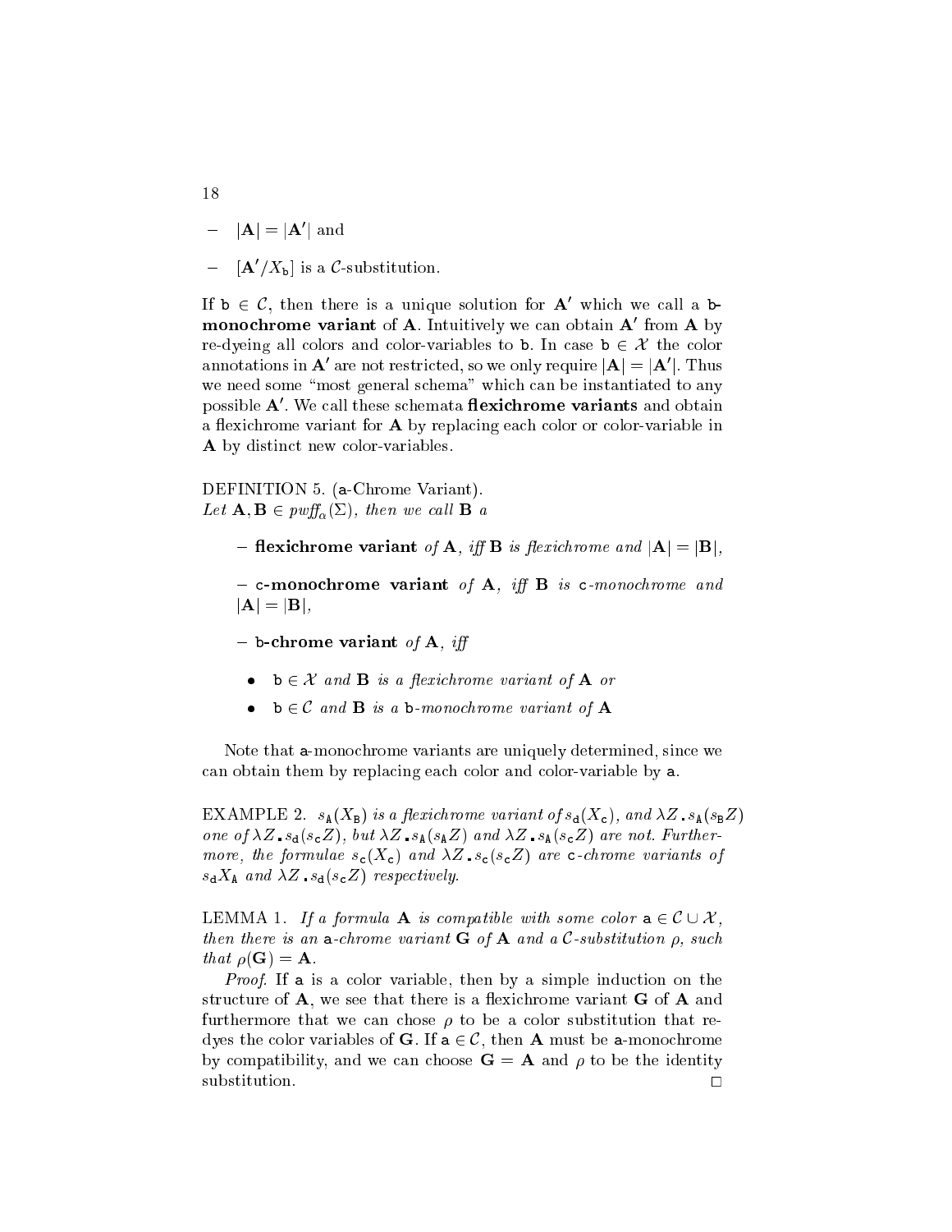- $|\mathbf{A}| = |\mathbf{A}'|$ and
- $[\mathbf{A}'/X_{\mathtt{b}}]$ is a $\mathcal{C}$-substitution.

If $\mathtt{b} \in \mathcal{C}$, then there is a unique solution for $\mathbf{A}'$ which we call a **b-monochrome variant** of $\mathbf{A}$. Intuitively we can obtain $\mathbf{A}'$ from $\mathbf{A}$ by re-dyeing all colors and color-variables to $\mathtt{b}$. In case $\mathtt{b} \in \mathcal{X}$ the color annotations in $\mathbf{A}'$ are not restricted, so we only require $|\mathbf{A}| = |\mathbf{A}'|$. Thus we need some "most general schema" which can be instantiated to any possible $\mathbf{A}'$. We call these schemata **flexichrome variants** and obtain a flexichrome variant for $\mathbf{A}$ by replacing each color or color-variable in $\mathbf{A}$ by distinct new color-variables.

DEFINITION 5. ($\mathtt{a}$-Chrome Variant).
*Let $\mathbf{A}, \mathbf{B} \in pwff_\alpha(\Sigma)$, then we call $\mathbf{B}$ a*

- **flexichrome variant** *of $\mathbf{A}$, iff $\mathbf{B}$ is flexichrome and $|\mathbf{A}| = |\mathbf{B}|$,*
- **c-monochrome variant** *of $\mathbf{A}$, iff $\mathbf{B}$ is $\mathtt{c}$-monochrome and $|\mathbf{A}| = |\mathbf{B}|$,*
- **b-chrome variant** *of $\mathbf{A}$, iff*
  - *$\mathtt{b} \in \mathcal{X}$ and $\mathbf{B}$ is a flexichrome variant of $\mathbf{A}$ or*
  - *$\mathtt{b} \in \mathcal{C}$ and $\mathbf{B}$ is a $\mathtt{b}$-monochrome variant of $\mathbf{A}$*

Note that $\mathtt{a}$-monochrome variants are uniquely determined, since we can obtain them by replacing each color and color-variable by $\mathtt{a}$.

EXAMPLE 2. *$s_{\mathtt{A}}(X_{\mathtt{B}})$ is a flexichrome variant of $s_{\mathtt{d}}(X_{\mathtt{c}})$, and $\lambda Z_{\bullet} s_{\mathtt{A}}(s_{\mathtt{B}} Z)$ one of $\lambda Z_{\bullet} s_{\mathtt{d}}(s_{\mathtt{c}} Z)$, but $\lambda Z_{\bullet} s_{\mathtt{A}}(s_{\mathtt{A}} Z)$ and $\lambda Z_{\bullet} s_{\mathtt{A}}(s_{\mathtt{c}} Z)$ are not. Furthermore, the formulae $s_{\mathtt{c}}(X_{\mathtt{c}})$ and $\lambda Z_{\bullet} s_{\mathtt{c}}(s_{\mathtt{c}} Z)$ are $\mathtt{c}$-chrome variants of $s_{\mathtt{d}} X_{\mathtt{A}}$ and $\lambda Z_{\bullet} s_{\mathtt{d}}(s_{\mathtt{c}} Z)$ respectively.*

LEMMA 1. *If a formula $\mathbf{A}$ is compatible with some color $\mathtt{a} \in \mathcal{C} \cup \mathcal{X}$, then there is an $\mathtt{a}$-chrome variant $\mathbf{G}$ of $\mathbf{A}$ and a $\mathcal{C}$-substitution $\rho$, such that $\rho(\mathbf{G}) = \mathbf{A}$.*

*Proof.* If $\mathtt{a}$ is a color variable, then by a simple induction on the structure of $\mathbf{A}$, we see that there is a flexichrome variant $\mathbf{G}$ of $\mathbf{A}$ and furthermore that we can chose $\rho$ to be a color substitution that re-dyes the color variables of $\mathbf{G}$. If $\mathtt{a} \in \mathcal{C}$, then $\mathbf{A}$ must be $\mathtt{a}$-monochrome by compatibility, and we can choose $\mathbf{G} = \mathbf{A}$ and $\rho$ to be the identity substitution. □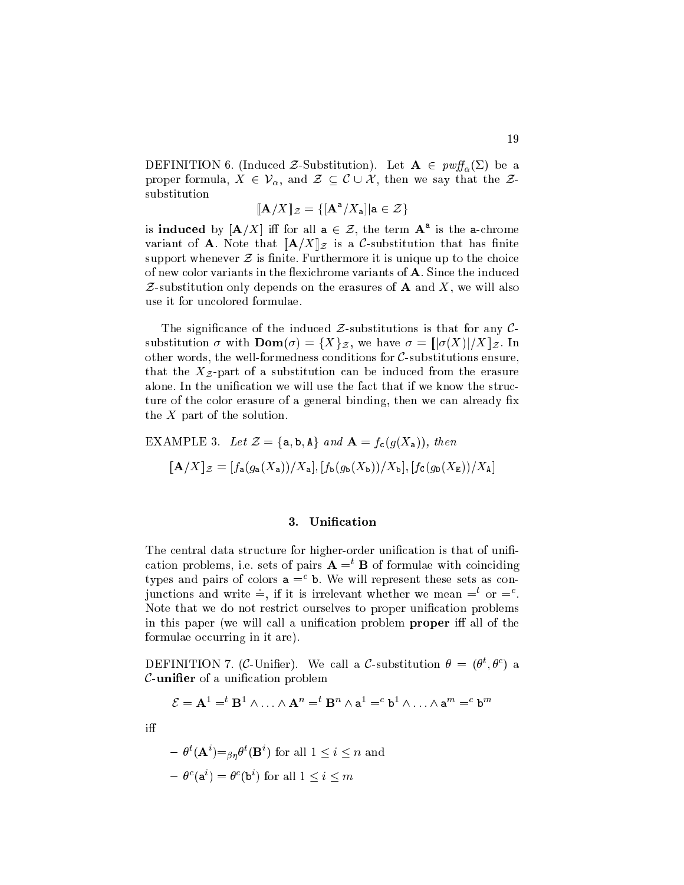DEFINITION 6. (Induced $\mathcal{Z}$-Substitution). Let $\mathbf{A} \in \mathit{pwff}_\alpha(\Sigma)$ be a proper formula, $X \in \mathcal{V}_\alpha$, and $\mathcal{Z} \subseteq \mathcal{C} \cup \mathcal{X}$, then we say that the $\mathcal{Z}$-substitution

$$[\![\mathbf{A}/X]\!]_{\mathcal{Z}} = \{[\mathbf{A}^{\mathtt{a}}/X_{\mathtt{a}}] | \mathtt{a} \in \mathcal{Z}\}$$

is **induced** by $[\mathbf{A}/X]$ iff for all $\mathtt{a} \in \mathcal{Z}$, the term $\mathbf{A}^{\mathtt{a}}$ is the $\mathtt{a}$-chrome variant of $\mathbf{A}$. Note that $[\![\mathbf{A}/X]\!]_{\mathcal{Z}}$ is a $\mathcal{C}$-substitution that has finite support whenever $\mathcal{Z}$ is finite. Furthermore it is unique up to the choice of new color variants in the flexichrome variants of $\mathbf{A}$. Since the induced $\mathcal{Z}$-substitution only depends on the erasures of $\mathbf{A}$ and $X$, we will also use it for uncolored formulae.

The significance of the induced $\mathcal{Z}$-substitutions is that for any $\mathcal{C}$-substitution $\sigma$ with $\mathbf{Dom}(\sigma) = \{X\}_{\mathcal{Z}}$, we have $\sigma = [\![|\sigma(X)|/X]\!]_{\mathcal{Z}}$. In other words, the well-formedness conditions for $\mathcal{C}$-substitutions ensure, that the $X_{\mathcal{Z}}$-part of a substitution can be induced from the erasure alone. In the unification we will use the fact that if we know the structure of the color erasure of a general binding, then we can already fix the $X$ part of the solution.

EXAMPLE 3. *Let* $\mathcal{Z} = \{\mathtt{a}, \mathtt{b}, \mathtt{A}\}$ *and* $\mathbf{A} = f_{\mathtt{c}}(g(X_{\mathtt{a}}))$, *then*

$$[\![\mathbf{A}/X]\!]_{\mathcal{Z}} = [f_{\mathtt{a}}(g_{\mathtt{a}}(X_{\mathtt{a}}))/X_{\mathtt{a}}], [f_{\mathtt{b}}(g_{\mathtt{b}}(X_{\mathtt{b}}))/X_{\mathtt{b}}], [f_{\mathtt{C}}(g_{\mathtt{D}}(X_{\mathtt{E}}))/X_{\mathtt{A}}]$$

## 3. Unification

The central data structure for higher-order unification is that of unification problems, i.e. sets of pairs $\mathbf{A} =^t \mathbf{B}$ of formulae with coinciding types and pairs of colors $\mathtt{a} =^c \mathtt{b}$. We will represent these sets as conjunctions and write $\doteq$, if it is irrelevant whether we mean $=^t$ or $=^c$. Note that we do not restrict ourselves to proper unification problems in this paper (we will call a unification problem **proper** iff all of the formulae occurring in it are).

DEFINITION 7. ($\mathcal{C}$-Unifier). We call a $\mathcal{C}$-substitution $\theta = (\theta^t, \theta^c)$ a $\mathcal{C}$-**unifier** of a unification problem

$$\mathcal{E} = \mathbf{A}^1 =^t \mathbf{B}^1 \wedge \ldots \wedge \mathbf{A}^n =^t \mathbf{B}^n \wedge \mathtt{a}^1 =^c \mathtt{b}^1 \wedge \ldots \wedge \mathtt{a}^m =^c \mathtt{b}^m$$

iff

- $\theta^t(\mathbf{A}^i) =_{\beta\eta} \theta^t(\mathbf{B}^i)$ for all $1 \leq i \leq n$ and
- $\theta^c(\mathtt{a}^i) = \theta^c(\mathtt{b}^i)$ for all $1 \leq i \leq m$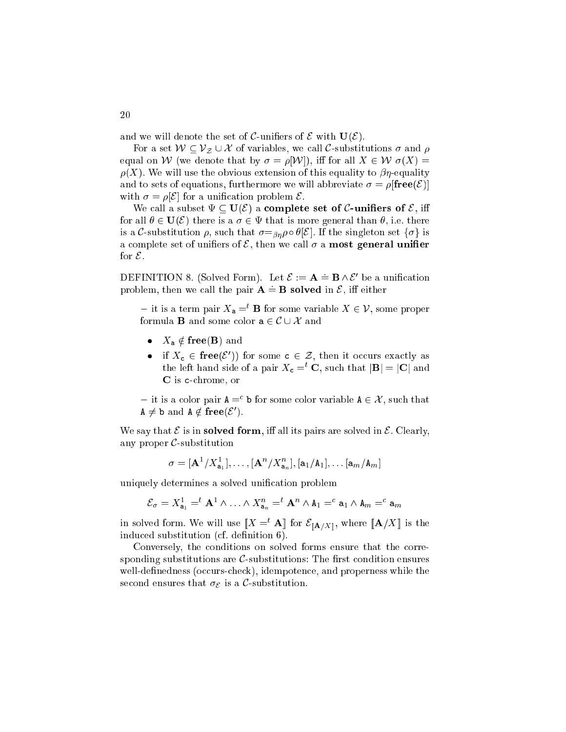and we will denote the set of $\mathcal{C}$-unifiers of $\mathcal{E}$ with $\mathbf{U}(\mathcal{E})$.

For a set $\mathcal{W} \subseteq \mathcal{V}_{\mathcal{Z}} \cup \mathcal{X}$ of variables, we call $\mathcal{C}$-substitutions $\sigma$ and $\rho$ equal on $\mathcal{W}$ (we denote that by $\sigma = \rho[\mathcal{W}]$), iff for all $X \in \mathcal{W}$ $\sigma(X) = \rho(X)$. We will use the obvious extension of this equality to $\beta\eta$-equality and to sets of equations, furthermore we will abbreviate $\sigma = \rho[\mathbf{free}(\mathcal{E})]$ with $\sigma = \rho[\mathcal{E}]$ for a unification problem $\mathcal{E}$.

We call a subset $\Psi \subseteq \mathbf{U}(\mathcal{E})$ a **complete set of $\mathcal{C}$-unifiers of** $\mathcal{E}$, iff for all $\theta \in \mathbf{U}(\mathcal{E})$ there is a $\sigma \in \Psi$ that is more general than $\theta$, i.e. there is a $\mathcal{C}$-substitution $\rho$, such that $\sigma {=_{\beta\eta}} \rho \circ \theta[\mathcal{E}]$. If the singleton set $\{\sigma\}$ is a complete set of unifiers of $\mathcal{E}$, then we call $\sigma$ a **most general unifier** for $\mathcal{E}$.

DEFINITION 8. (Solved Form). Let $\mathcal{E} := \mathbf{A} \doteq \mathbf{B} \wedge \mathcal{E}'$ be a unification problem, then we call the pair $\mathbf{A} \doteq \mathbf{B}$ **solved** in $\mathcal{E}$, iff either

- it is a term pair $X_{\mathtt{a}} =^t \mathbf{B}$ for some variable $X \in \mathcal{V}$, some proper formula $\mathbf{B}$ and some color $\mathtt{a} \in \mathcal{C} \cup \mathcal{X}$ and
  - $X_{\mathtt{a}} \notin \mathbf{free}(\mathbf{B})$ and
  - if $X_{\mathtt{c}} \in \mathbf{free}(\mathcal{E}'))$ for some $\mathtt{c} \in \mathcal{Z}$, then it occurs exactly as the left hand side of a pair $X_{\mathtt{c}} =^t \mathbf{C}$, such that $|\mathbf{B}| = |\mathbf{C}|$ and $\mathbf{C}$ is $\mathtt{c}$-chrome, or
- it is a color pair $\mathtt{A} =^c \mathtt{b}$ for some color variable $\mathtt{A} \in \mathcal{X}$, such that $\mathtt{A} \neq \mathtt{b}$ and $\mathtt{A} \notin \mathbf{free}(\mathcal{E}')$.

We say that $\mathcal{E}$ is in **solved form**, iff all its pairs are solved in $\mathcal{E}$. Clearly, any proper $\mathcal{C}$-substitution

$$\sigma = [\mathbf{A}^1/X^1_{\mathtt{a}_1}], \ldots, [\mathbf{A}^n/X^n_{\mathtt{a}_n}], [\mathtt{a}_1/\mathtt{A}_1], \ldots [\mathtt{a}_m/\mathtt{A}_m]$$

uniquely determines a solved unification problem

$$\mathcal{E}_\sigma = X^1_{\mathtt{a}_1} =^t \mathbf{A}^1 \wedge \ldots \wedge X^n_{\mathtt{a}_n} =^t \mathbf{A}^n \wedge \mathtt{A}_1 =^c \mathtt{a}_1 \wedge \mathtt{A}_m =^c \mathtt{a}_m$$

in solved form. We will use $[\![X =^t \mathbf{A}]\!]$ for $\mathcal{E}_{[\mathbf{A}/X]}$, where $[\![\mathbf{A}/X]\!]$ is the induced substitution (cf. definition 6).

Conversely, the conditions on solved forms ensure that the corresponding substitutions are $\mathcal{C}$-substitutions: The first condition ensures well-definedness (occurs-check), idempotence, and properness while the second ensures that $\sigma_{\mathcal{E}}$ is a $\mathcal{C}$-substitution.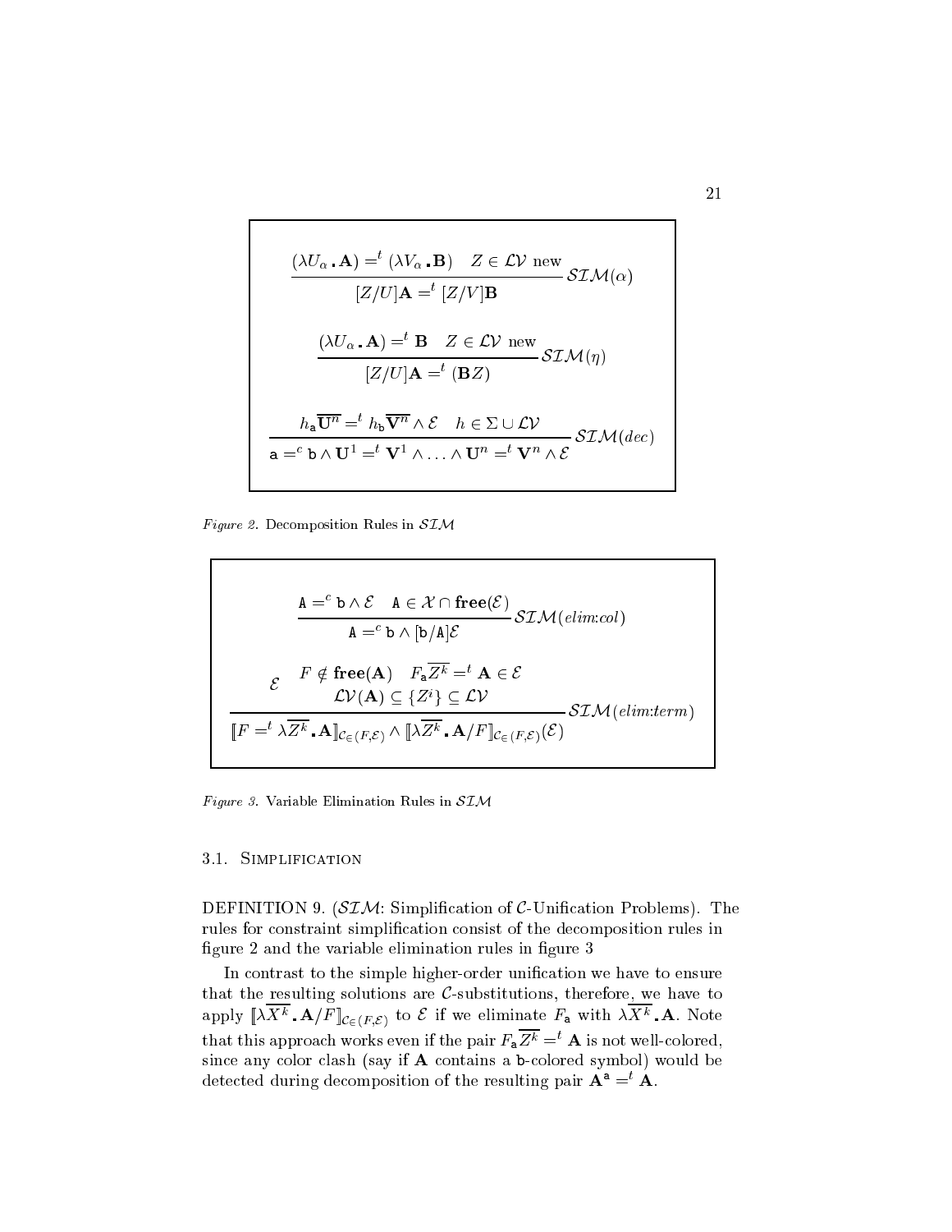$$\frac{(\lambda U_\alpha \,.\, \mathbf{A}) =^t (\lambda V_\alpha \,.\, \mathbf{B}) \quad Z \in \mathcal{LV} \text{ new}}{[Z/U]\mathbf{A} =^t [Z/V]\mathbf{B}} \mathcal{SIM}(\alpha)$$

$$\frac{(\lambda U_\alpha \,.\, \mathbf{A}) =^t \mathbf{B} \quad Z \in \mathcal{LV} \text{ new}}{[Z/U]\mathbf{A} =^t (\mathbf{B}Z)} \mathcal{SIM}(\eta)$$

$$\frac{h_{\mathtt{a}}\overline{\mathbf{U}^n} =^t h_{\mathtt{b}}\overline{\mathbf{V}^n} \wedge \mathcal{E} \quad h \in \Sigma \cup \mathcal{LV}}{\mathtt{a} =^c \mathtt{b} \wedge \mathbf{U}^1 =^t \mathbf{V}^1 \wedge \ldots \wedge \mathbf{U}^n =^t \mathbf{V}^n \wedge \mathcal{E}} \mathcal{SIM}(dec)$$

*Figure 2.* Decomposition Rules in $\mathcal{SIM}$

$$\frac{\mathtt{A} =^c \mathtt{b} \wedge \mathcal{E} \quad \mathtt{A} \in \mathcal{X} \cap \mathbf{free}(\mathcal{E})}{\mathtt{A} =^c \mathtt{b} \wedge [\mathtt{b}/\mathtt{A}]\mathcal{E}} \mathcal{SIM}(elim{:}col)$$

$$\frac{\mathcal{E} \quad \begin{array}{c} F \notin \mathbf{free}(\mathbf{A}) \quad F_{\mathtt{a}}\overline{Z^k} =^t \mathbf{A} \in \mathcal{E} \\ \mathcal{LV}(\mathbf{A}) \subseteq \{Z^i\} \subseteq \mathcal{LV} \end{array}}{[\![F =^t \lambda\overline{Z^k} \,.\, \mathbf{A}]\!]_{\mathcal{C}\in(F,\mathcal{E})} \wedge [\![\lambda\overline{Z^k} \,.\, \mathbf{A}/F]\!]_{\mathcal{C}\in(F,\mathcal{E})}(\mathcal{E})} \mathcal{SIM}(elim{:}term)$$

*Figure 3.* Variable Elimination Rules in $\mathcal{SIM}$

### 3.1. Simplification

DEFINITION 9. ($\mathcal{SIM}$: Simplification of $\mathcal{C}$-Unification Problems). The rules for constraint simplification consist of the decomposition rules in figure 2 and the variable elimination rules in figure 3

In contrast to the simple higher-order unification we have to ensure that the resulting solutions are $\mathcal{C}$-substitutions, therefore, we have to apply $[\![\lambda\overline{X^k} \,.\, \mathbf{A}/F]\!]_{\mathcal{C}\in(F,\mathcal{E})}$ to $\mathcal{E}$ if we eliminate $F_{\mathtt{a}}$ with $\lambda\overline{X^k} \,.\, \mathbf{A}$. Note that this approach works even if the pair $F_{\mathtt{a}}\overline{Z^k} =^t \mathbf{A}$ is not well-colored, since any color clash (say if $\mathbf{A}$ contains a $\mathtt{b}$-colored symbol) would be detected during decomposition of the resulting pair $\mathbf{A}^{\mathtt{a}} =^t \mathbf{A}$.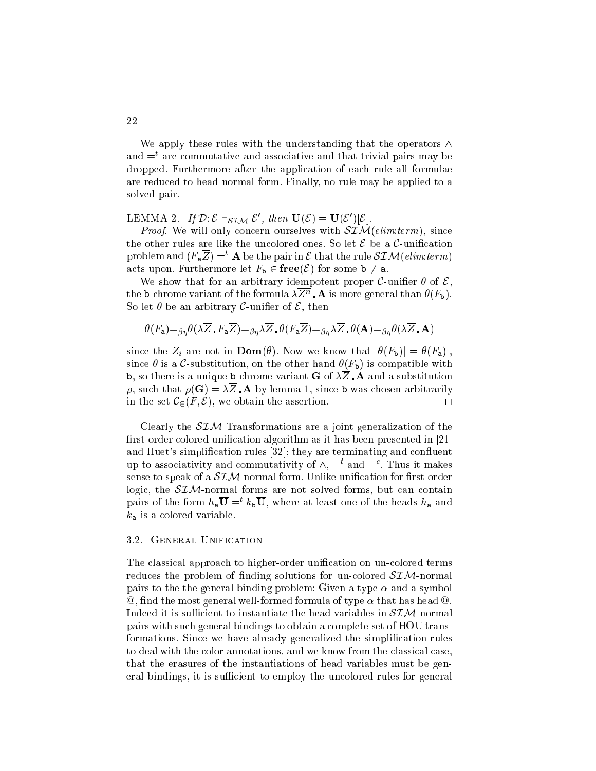We apply these rules with the understanding that the operators $\wedge$ and $=^t$ are commutative and associative and that trivial pairs may be dropped. Furthermore after the application of each rule all formulae are reduced to head normal form. Finally, no rule may be applied to a solved pair.

LEMMA 2. *If* $\mathcal{D}: \mathcal{E} \vdash_{\mathcal{SIM}} \mathcal{E}'$*, then* $\mathbf{U}(\mathcal{E}) = \mathbf{U}(\mathcal{E}')[\mathcal{E}]$.

*Proof.* We will only concern ourselves with $\mathcal{SIM}$(*elim:term*), since the other rules are like the uncolored ones. So let $\mathcal{E}$ be a $\mathcal{C}$-unification problem and $(F_{\mathtt{a}}\overline{Z}) =^t \mathbf{A}$ be the pair in $\mathcal{E}$ that the rule $\mathcal{SIM}$(*elim:term*) acts upon. Furthermore let $F_{\mathtt{b}} \in \mathbf{free}(\mathcal{E})$ for some $\mathtt{b} \neq \mathtt{a}$.

We show that for an arbitrary idempotent proper $\mathcal{C}$-unifier $\theta$ of $\mathcal{E}$, the $\mathtt{b}$-chrome variant of the formula $\lambda\overline{Z^n}.\mathbf{A}$ is more general than $\theta(F_{\mathtt{b}})$. So let $\theta$ be an arbitrary $\mathcal{C}$-unifier of $\mathcal{E}$, then

$$\theta(F_{\mathtt{a}}) =_{\beta\eta} \theta(\lambda\overline{Z}.F_{\mathtt{a}}\overline{Z}) =_{\beta\eta} \lambda\overline{Z}.\theta(F_{\mathtt{a}}\overline{Z}) =_{\beta\eta} \lambda\overline{Z}.\theta(\mathbf{A}) =_{\beta\eta} \theta(\lambda\overline{Z}.\mathbf{A})$$

since the $Z_i$ are not in $\mathbf{Dom}(\theta)$. Now we know that $|\theta(F_{\mathtt{b}})| = \theta(F_{\mathtt{a}})|$, since $\theta$ is a $\mathcal{C}$-substitution, on the other hand $\theta(F_{\mathtt{b}})$ is compatible with $\mathtt{b}$, so there is a unique $\mathtt{b}$-chrome variant $\mathbf{G}$ of $\lambda\overline{Z}.\mathbf{A}$ and a substitution $\rho$, such that $\rho(\mathbf{G}) = \lambda\overline{Z}.\mathbf{A}$ by lemma 1, since $\mathtt{b}$ was chosen arbitrarily in the set $\mathcal{C}_{\in}(F, \mathcal{E})$, we obtain the assertion. $\square$

Clearly the $\mathcal{SIM}$ Transformations are a joint generalization of the first-order colored unification algorithm as it has been presented in [21] and Huet's simplification rules [32]; they are terminating and confluent up to associativity and commutativity of $\wedge$, $=^t$ and $=^c$. Thus it makes sense to speak of a $\mathcal{SIM}$-normal form. Unlike unification for first-order logic, the $\mathcal{SIM}$-normal forms are not solved forms, but can contain pairs of the form $h_{\mathtt{a}}\overline{\mathbf{U}} =^t k_{\mathtt{b}}\overline{\mathbf{U}}$, where at least one of the heads $h_{\mathtt{a}}$ and $k_{\mathtt{a}}$ is a colored variable.

### 3.2. General Unification

The classical approach to higher-order unification on un-colored terms reduces the problem of finding solutions for un-colored $\mathcal{SIM}$-normal pairs to the the general binding problem: Given a type $\alpha$ and a symbol @, find the most general well-formed formula of type $\alpha$ that has head @. Indeed it is sufficient to instantiate the head variables in $\mathcal{SIM}$-normal pairs with such general bindings to obtain a complete set of HOU transformations. Since we have already generalized the simplification rules to deal with the color annotations, and we know from the classical case, that the erasures of the instantiations of head variables must be general bindings, it is sufficient to employ the uncolored rules for general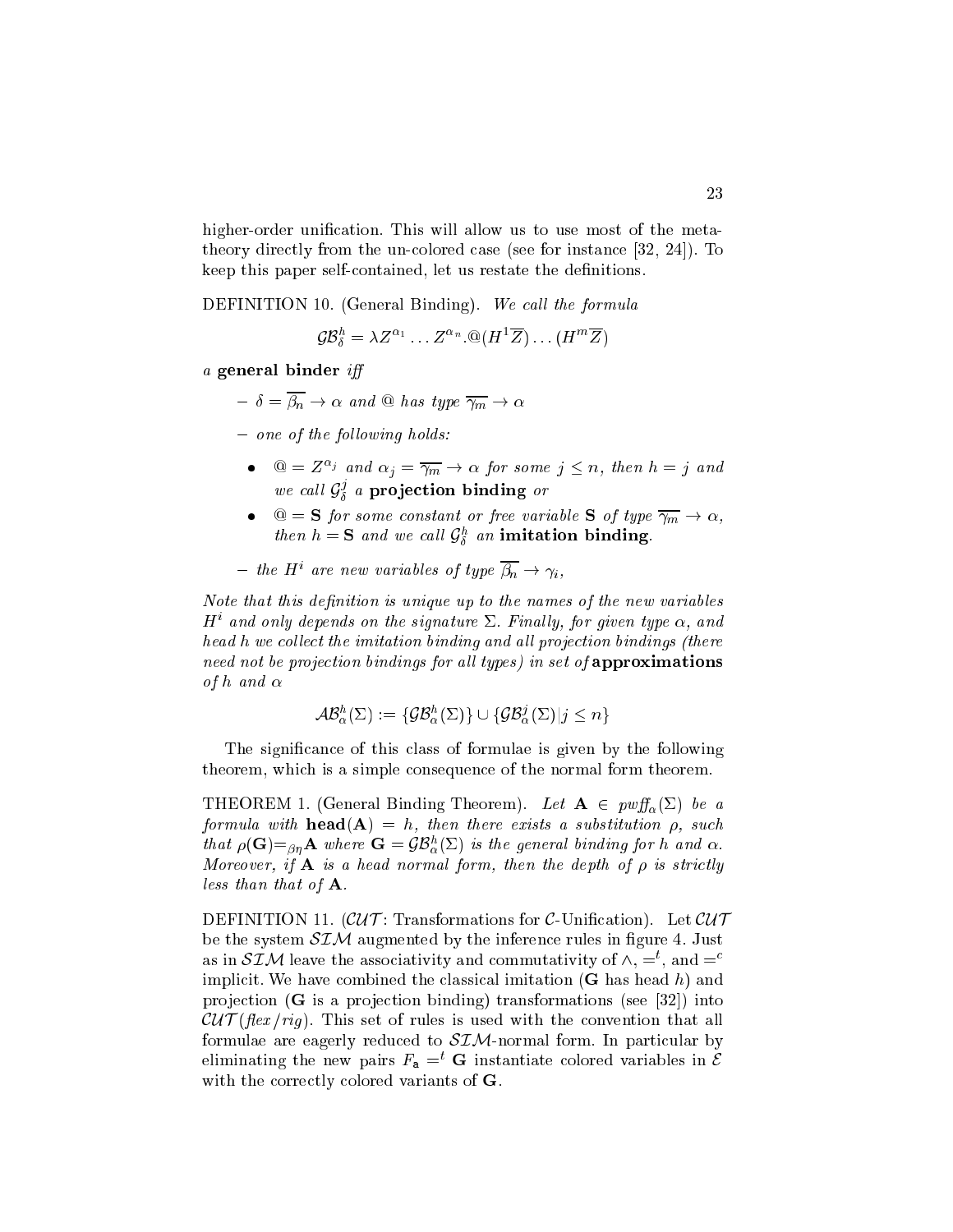higher-order unification. This will allow us to use most of the meta-theory directly from the un-colored case (see for instance [32, 24]). To keep this paper self-contained, let us restate the definitions.

DEFINITION 10. (General Binding). *We call the formula*

$$\mathcal{GB}^h_\delta = \lambda Z^{\alpha_1} \ldots Z^{\alpha_n}.@(H^1\overline{Z}) \ldots (H^m\overline{Z})$$

*a* **general binder** *iff*

– $\delta = \overline{\beta_n} \to \alpha$ *and* @ *has type* $\overline{\gamma_m} \to \alpha$

– *one of the following holds:*

- $@ = Z^{\alpha_j}$ *and* $\alpha_j = \overline{\gamma_m} \to \alpha$ *for some* $j \leq n$*, then* $h = j$ *and we call* $\mathcal{G}^j_\delta$ *a* **projection binding** *or*
- $@ = \mathbf{S}$ *for some constant or free variable* $\mathbf{S}$ *of type* $\overline{\gamma_m} \to \alpha$*, then* $h = \mathbf{S}$ *and we call* $\mathcal{G}^h_\delta$ *an* **imitation binding**.

– *the* $H^i$ *are new variables of type* $\overline{\beta_n} \to \gamma_i$*,*

*Note that this definition is unique up to the names of the new variables* $H^i$ *and only depends on the signature* $\Sigma$*. Finally, for given type* $\alpha$*, and head* $h$ *we collect the imitation binding and all projection bindings (there need not be projection bindings for all types) in set of* **approximations** *of* $h$ *and* $\alpha$

$$\mathcal{AB}^h_\alpha(\Sigma) := \{\mathcal{GB}^h_\alpha(\Sigma)\} \cup \{\mathcal{GB}^j_\alpha(\Sigma) | j \leq n\}$$

The significance of this class of formulae is given by the following theorem, which is a simple consequence of the normal form theorem.

THEOREM 1. (General Binding Theorem). *Let* $\mathbf{A} \in pwff_\alpha(\Sigma)$ *be a formula with* $\mathbf{head}(\mathbf{A}) = h$*, then there exists a substitution* $\rho$*, such that* $\rho(\mathbf{G}) =_{\beta\eta} \mathbf{A}$ *where* $\mathbf{G} = \mathcal{GB}^h_\alpha(\Sigma)$ *is the general binding for* $h$ *and* $\alpha$*. Moreover, if* $\mathbf{A}$ *is a head normal form, then the depth of* $\rho$ *is strictly less than that of* $\mathbf{A}$*.*

DEFINITION 11. ($\mathcal{CUT}$: Transformations for $\mathcal{C}$-Unification). Let $\mathcal{CUT}$ be the system $\mathcal{SIM}$ augmented by the inference rules in figure 4. Just as in $\mathcal{SIM}$ leave the associativity and commutativity of $\wedge$, $=^t$, and $=^c$ implicit. We have combined the classical imitation ($\mathbf{G}$ has head $h$) and projection ($\mathbf{G}$ is a projection binding) transformations (see [32]) into $\mathcal{CUT}$(*flex/rig*). This set of rules is used with the convention that all formulae are eagerly reduced to $\mathcal{SIM}$-normal form. In particular by eliminating the new pairs $F_{\mathsf{a}} =^t \mathbf{G}$ instantiate colored variables in $\mathcal{E}$ with the correctly colored variants of $\mathbf{G}$.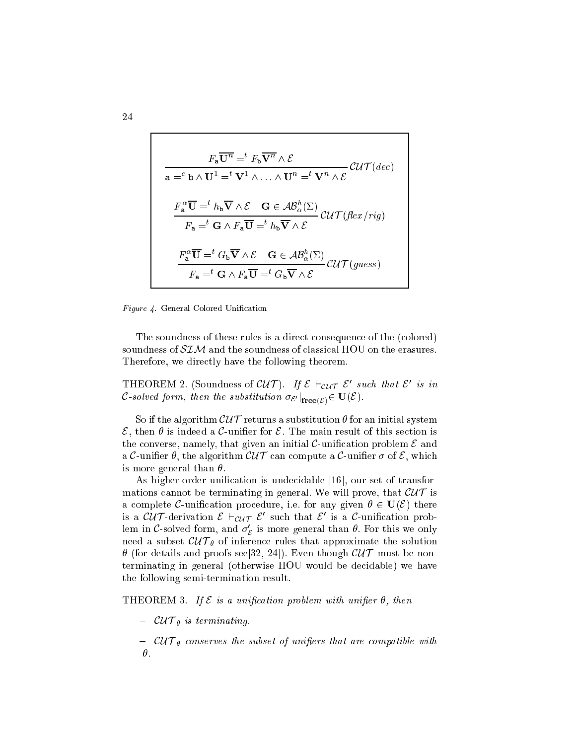$$\frac{F_{\mathtt{a}}\overline{\mathbf{U}^n} =^t F_{\mathtt{b}}\overline{\mathbf{V}^n} \wedge \mathcal{E}}{\mathtt{a} =^c \mathtt{b} \wedge \mathbf{U}^1 =^t \mathbf{V}^1 \wedge \ldots \wedge \mathbf{U}^n =^t \mathbf{V}^n \wedge \mathcal{E}} \mathcal{CUT}(dec)$$

$$\frac{F_{\mathtt{a}}^{\alpha}\overline{\mathbf{U}} =^t h_{\mathtt{b}}\overline{\mathbf{V}} \wedge \mathcal{E} \quad \mathbf{G} \in \mathcal{AB}_{\alpha}^{h}(\Sigma)}{F_{\mathtt{a}} =^t \mathbf{G} \wedge F_{\mathtt{a}}\overline{\mathbf{U}} =^t h_{\mathtt{b}}\overline{\mathbf{V}} \wedge \mathcal{E}} \mathcal{CUT}(\mathit{flex/rig})$$

$$\frac{F_{\mathtt{a}}^{\alpha}\overline{\mathbf{U}} =^t G_{\mathtt{b}}\overline{\mathbf{V}} \wedge \mathcal{E} \quad \mathbf{G} \in \mathcal{AB}_{\alpha}^{h}(\Sigma)}{F_{\mathtt{a}} =^t \mathbf{G} \wedge F_{\mathtt{a}}\overline{\mathbf{U}} =^t G_{\mathtt{b}}\overline{\mathbf{V}} \wedge \mathcal{E}} \mathcal{CUT}(guess)$$

*Figure 4.* General Colored Unification

The soundness of these rules is a direct consequence of the (colored) soundness of $\mathcal{SIM}$ and the soundness of classical HOU on the erasures. Therefore, we directly have the following theorem.

THEOREM 2. (Soundness of $\mathcal{CUT}$). *If $\mathcal{E} \vdash_{\mathcal{CUT}} \mathcal{E}'$ such that $\mathcal{E}'$ is in $\mathcal{C}$-solved form, then the substitution $\sigma_{\mathcal{E}'}|_{\mathbf{free}(\mathcal{E})} \in \mathbf{U}(\mathcal{E})$.*

So if the algorithm $\mathcal{CUT}$ returns a substitution $\theta$ for an initial system $\mathcal{E}$, then $\theta$ is indeed a $\mathcal{C}$-unifier for $\mathcal{E}$. The main result of this section is the converse, namely, that given an initial $\mathcal{C}$-unification problem $\mathcal{E}$ and a $\mathcal{C}$-unifier $\theta$, the algorithm $\mathcal{CUT}$ can compute a $\mathcal{C}$-unifier $\sigma$ of $\mathcal{E}$, which is more general than $\theta$.

As higher-order unification is undecidable [16], our set of transformations cannot be terminating in general. We will prove, that $\mathcal{CUT}$ is a complete $\mathcal{C}$-unification procedure, i.e. for any given $\theta \in \mathbf{U}(\mathcal{E})$ there is a $\mathcal{CUT}$-derivation $\mathcal{E} \vdash_{\mathcal{CUT}} \mathcal{E}'$ such that $\mathcal{E}'$ is a $\mathcal{C}$-unification problem in $\mathcal{C}$-solved form, and $\sigma'_{\mathcal{E}}$ is more general than $\theta$. For this we only need a subset $\mathcal{CUT}_{\theta}$ of inference rules that approximate the solution $\theta$ (for details and proofs see[32, 24]). Even though $\mathcal{CUT}$ must be non-terminating in general (otherwise HOU would be decidable) we have the following semi-termination result.

THEOREM 3. *If $\mathcal{E}$ is a unification problem with unifier $\theta$, then*

- *$\mathcal{CUT}_{\theta}$ is terminating.*
- *$\mathcal{CUT}_{\theta}$ conserves the subset of unifiers that are compatible with $\theta$.*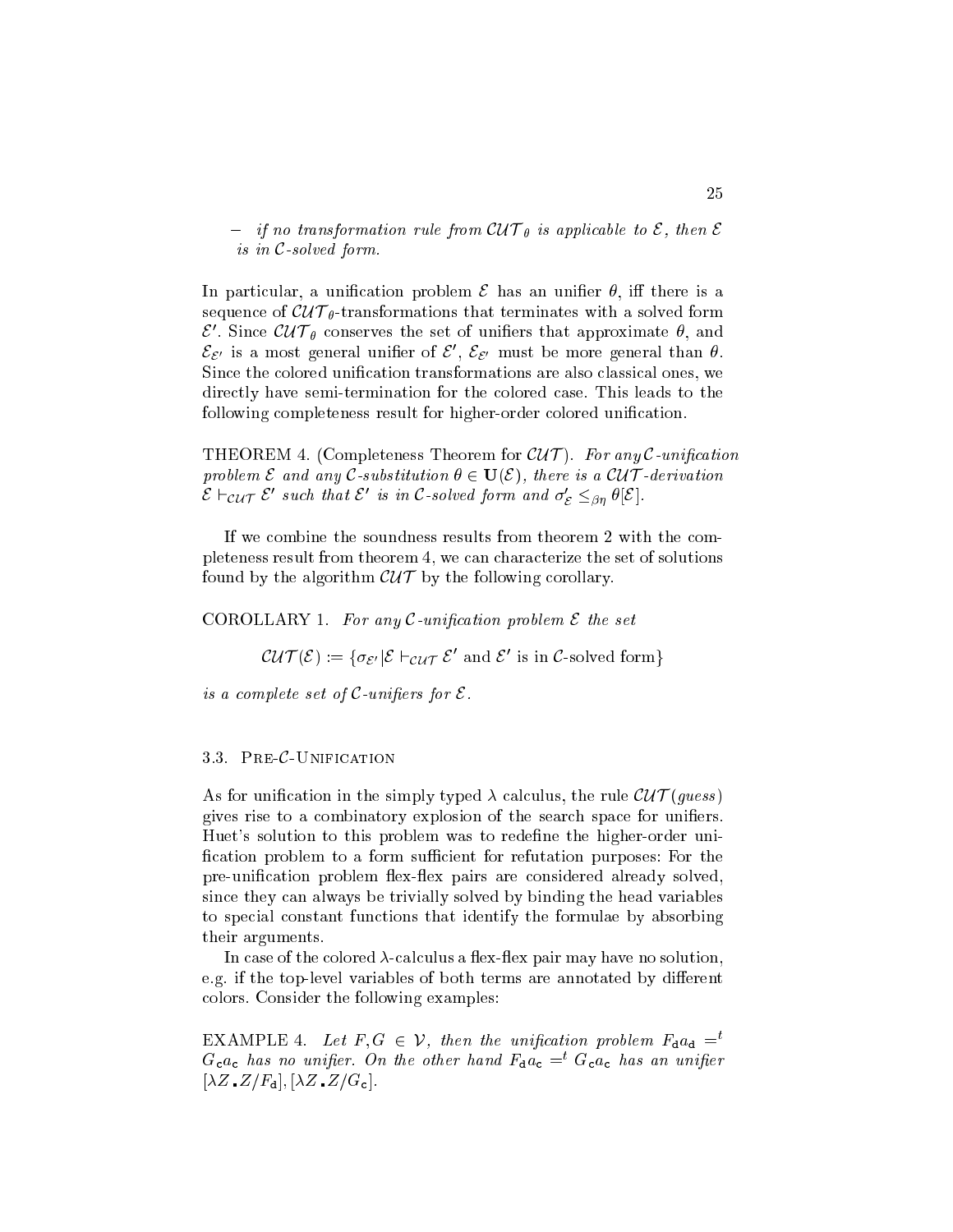– *if no transformation rule from $\mathcal{CUT}_\theta$ is applicable to $\mathcal{E}$, then $\mathcal{E}$ is in $\mathcal{C}$-solved form.*

In particular, a unification problem $\mathcal{E}$ has an unifier $\theta$, iff there is a sequence of $\mathcal{CUT}_\theta$-transformations that terminates with a solved form $\mathcal{E}'$. Since $\mathcal{CUT}_\theta$ conserves the set of unifiers that approximate $\theta$, and $\mathcal{E}_{\mathcal{E}'}$ is a most general unifier of $\mathcal{E}'$, $\mathcal{E}_{\mathcal{E}'}$ must be more general than $\theta$. Since the colored unification transformations are also classical ones, we directly have semi-termination for the colored case. This leads to the following completeness result for higher-order colored unification.

THEOREM 4. (Completeness Theorem for $\mathcal{CUT}$). *For any $\mathcal{C}$-unification problem $\mathcal{E}$ and any $\mathcal{C}$-substitution $\theta \in \mathbf{U}(\mathcal{E})$, there is a $\mathcal{CUT}$-derivation $\mathcal{E} \vdash_{\mathcal{CUT}} \mathcal{E}'$ such that $\mathcal{E}'$ is in $\mathcal{C}$-solved form and $\sigma'_{\mathcal{E}} \leq_{\beta\eta} \theta[\mathcal{E}]$.*

If we combine the soundness results from theorem 2 with the completeness result from theorem 4, we can characterize the set of solutions found by the algorithm $\mathcal{CUT}$ by the following corollary.

COROLLARY 1. *For any $\mathcal{C}$-unification problem $\mathcal{E}$ the set*

$$\mathcal{CUT}(\mathcal{E}) := \{\sigma_{\mathcal{E}'} | \mathcal{E} \vdash_{\mathcal{CUT}} \mathcal{E}' \text{ and } \mathcal{E}' \text{ is in } \mathcal{C}\text{-solved form}\}$$

*is a complete set of $\mathcal{C}$-unifiers for $\mathcal{E}$.*

### 3.3. Pre-$\mathcal{C}$-Unification

As for unification in the simply typed $\lambda$ calculus, the rule $\mathcal{CUT}(guess)$ gives rise to a combinatory explosion of the search space for unifiers. Huet's solution to this problem was to redefine the higher-order unification problem to a form sufficient for refutation purposes: For the pre-unification problem flex-flex pairs are considered already solved, since they can always be trivially solved by binding the head variables to special constant functions that identify the formulae by absorbing their arguments.

In case of the colored $\lambda$-calculus a flex-flex pair may have no solution, e.g. if the top-level variables of both terms are annotated by different colors. Consider the following examples:

EXAMPLE 4. *Let $F, G \in \mathcal{V}$, then the unification problem $F_{\mathsf{d}}a_{\mathsf{d}} =^t G_{\mathsf{c}}a_{\mathsf{c}}$ has no unifier. On the other hand $F_{\mathsf{d}}a_{\mathsf{c}} =^t G_{\mathsf{c}}a_{\mathsf{c}}$ has an unifier $[\lambda Z_{\bullet} Z/F_{\mathsf{d}}], [\lambda Z_{\bullet} Z/G_{\mathsf{c}}]$.*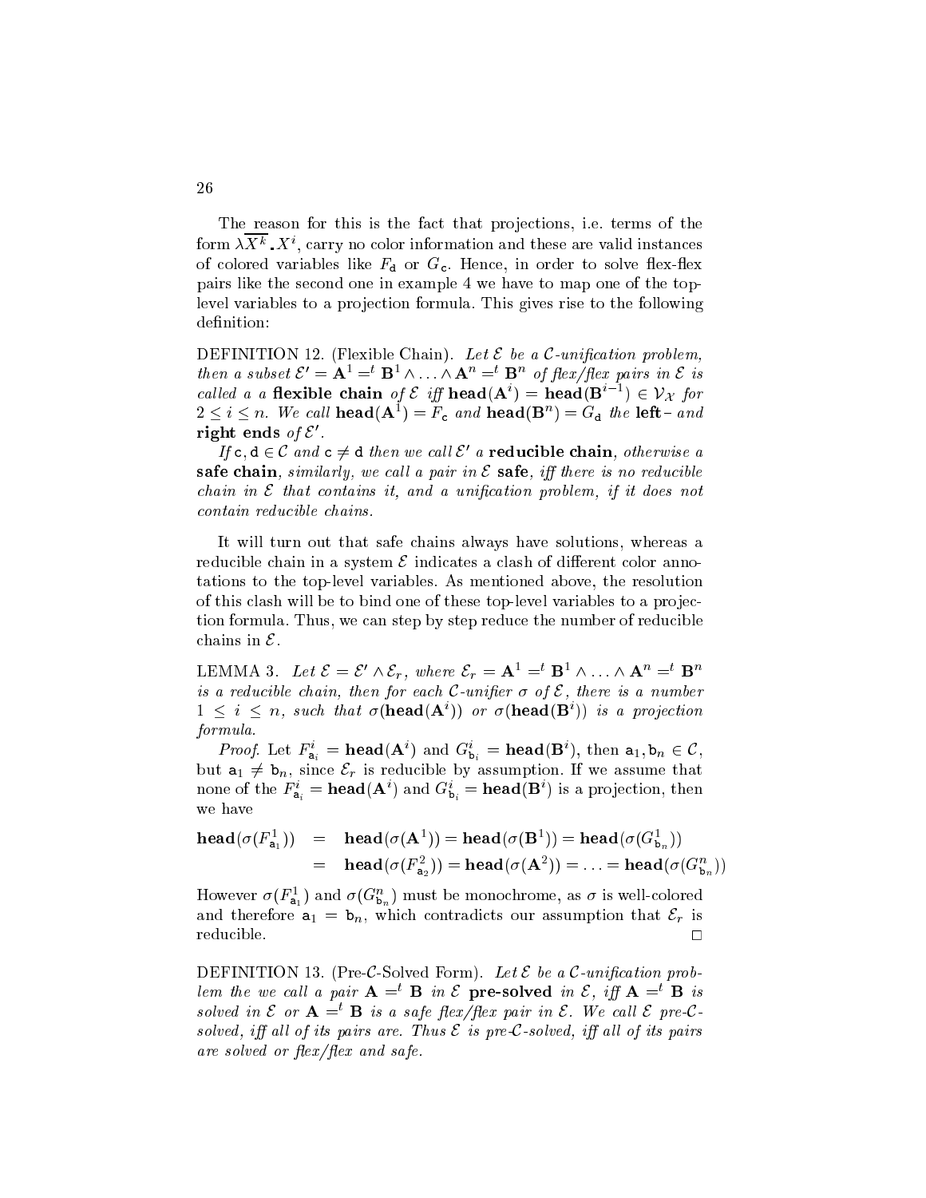The reason for this is the fact that projections, i.e. terms of the form $\lambda \overline{X^k}.X^i$, carry no color information and these are valid instances of colored variables like $F_{\mathtt{d}}$ or $G_{\mathtt{c}}$. Hence, in order to solve flex-flex pairs like the second one in example 4 we have to map one of the top-level variables to a projection formula. This gives rise to the following definition:

DEFINITION 12. (Flexible Chain). *Let $\mathcal{E}$ be a $\mathcal{C}$-unification problem, then a subset $\mathcal{E}' = \mathbf{A}^1 =^t \mathbf{B}^1 \wedge \ldots \wedge \mathbf{A}^n =^t \mathbf{B}^n$ of flex/flex pairs in $\mathcal{E}$ is called a a* **flexible chain** *of $\mathcal{E}$ iff $\mathbf{head}(\mathbf{A}^i) = \mathbf{head}(\mathbf{B}^{i-1}) \in \mathcal{V}_{\mathcal{X}}$ for $2 \leq i \leq n$. We call $\mathbf{head}(\mathbf{A}^1) = F_{\mathtt{c}}$ and $\mathbf{head}(\mathbf{B}^n) = G_{\mathtt{d}}$ the* **left**– *and* **right ends** *of $\mathcal{E}'$.*

*If $\mathtt{c}, \mathtt{d} \in \mathcal{C}$ and $\mathtt{c} \neq \mathtt{d}$ then we call $\mathcal{E}'$ a* **reducible chain**, *otherwise a* **safe chain**, *similarly, we call a pair in $\mathcal{E}$* **safe**, *iff there is no reducible chain in $\mathcal{E}$ that contains it, and a unification problem, if it does not contain reducible chains.*

It will turn out that safe chains always have solutions, whereas a reducible chain in a system $\mathcal{E}$ indicates a clash of different color annotations to the top-level variables. As mentioned above, the resolution of this clash will be to bind one of these top-level variables to a projection formula. Thus, we can step by step reduce the number of reducible chains in $\mathcal{E}$.

LEMMA 3. *Let $\mathcal{E} = \mathcal{E}' \wedge \mathcal{E}_r$, where $\mathcal{E}_r = \mathbf{A}^1 =^t \mathbf{B}^1 \wedge \ldots \wedge \mathbf{A}^n =^t \mathbf{B}^n$ is a reducible chain, then for each $\mathcal{C}$-unifier $\sigma$ of $\mathcal{E}$, there is a number $1 \leq i \leq n$, such that $\sigma(\mathbf{head}(\mathbf{A}^i))$ or $\sigma(\mathbf{head}(\mathbf{B}^i))$ is a projection formula.*

*Proof.* Let $F^i_{\mathtt{a}_i} = \mathbf{head}(\mathbf{A}^i)$ and $G^i_{\mathtt{b}_i} = \mathbf{head}(\mathbf{B}^i)$, then $\mathtt{a}_1, \mathtt{b}_n \in \mathcal{C}$, but $\mathtt{a}_1 \neq \mathtt{b}_n$, since $\mathcal{E}_r$ is reducible by assumption. If we assume that none of the $F^i_{\mathtt{a}_i} = \mathbf{head}(\mathbf{A}^i)$ and $G^i_{\mathtt{b}_i} = \mathbf{head}(\mathbf{B}^i)$ is a projection, then we have

$$
\begin{aligned}
\mathbf{head}(\sigma(F^1_{\mathtt{a}_1})) &= \mathbf{head}(\sigma(\mathbf{A}^1)) = \mathbf{head}(\sigma(\mathbf{B}^1)) = \mathbf{head}(\sigma(G^1_{\mathtt{b}_n})) \\
&= \mathbf{head}(\sigma(F^2_{\mathtt{a}_2})) = \mathbf{head}(\sigma(\mathbf{A}^2)) = \ldots = \mathbf{head}(\sigma(G^n_{\mathtt{b}_n}))
\end{aligned}
$$

However $\sigma(F^1_{\mathtt{a}_1})$ and $\sigma(G^n_{\mathtt{b}_n})$ must be monochrome, as $\sigma$ is well-colored and therefore $\mathtt{a}_1 = \mathtt{b}_n$, which contradicts our assumption that $\mathcal{E}_r$ is reducible. □

DEFINITION 13. (Pre-$\mathcal{C}$-Solved Form). *Let $\mathcal{E}$ be a $\mathcal{C}$-unification problem the we call a pair $\mathbf{A} =^t \mathbf{B}$ in $\mathcal{E}$* **pre-solved** *in $\mathcal{E}$, iff $\mathbf{A} =^t \mathbf{B}$ is solved in $\mathcal{E}$ or $\mathbf{A} =^t \mathbf{B}$ is a safe flex/flex pair in $\mathcal{E}$. We call $\mathcal{E}$ pre-$\mathcal{C}$-solved, iff all of its pairs are. Thus $\mathcal{E}$ is pre-$\mathcal{C}$-solved, iff all of its pairs are solved or flex/flex and safe.*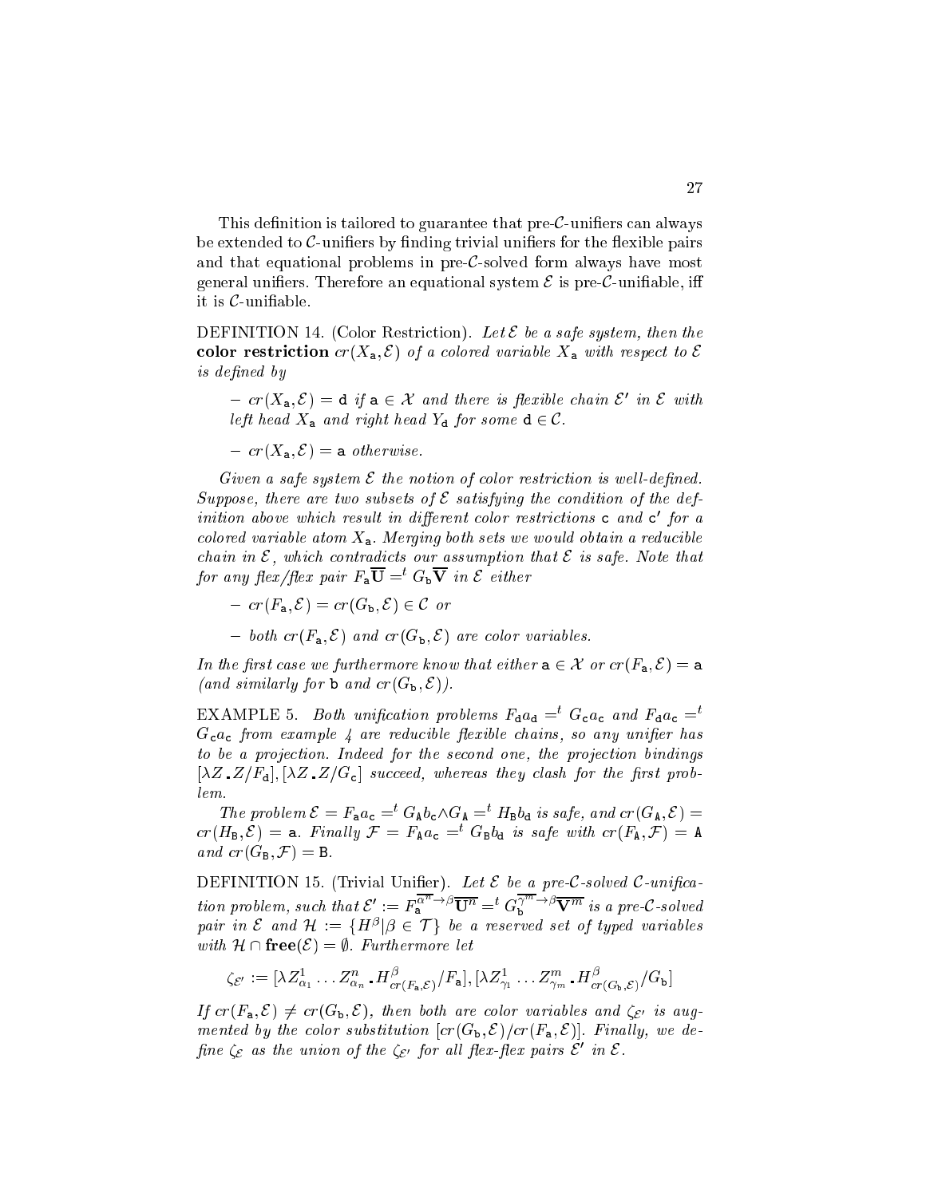This definition is tailored to guarantee that pre-$\mathcal{C}$-unifiers can always be extended to $\mathcal{C}$-unifiers by finding trivial unifiers for the flexible pairs and that equational problems in pre-$\mathcal{C}$-solved form always have most general unifiers. Therefore an equational system $\mathcal{E}$ is pre-$\mathcal{C}$-unifiable, iff it is $\mathcal{C}$-unifiable.

DEFINITION 14. (Color Restriction). *Let $\mathcal{E}$ be a safe system, then the* **color restriction** *$cr(X_{\mathtt{a}}, \mathcal{E})$ of a colored variable $X_{\mathtt{a}}$ with respect to $\mathcal{E}$ is defined by*

- *$cr(X_{\mathtt{a}}, \mathcal{E}) = \mathtt{d}$ if $\mathtt{a} \in \mathcal{X}$ and there is flexible chain $\mathcal{E}'$ in $\mathcal{E}$ with left head $X_{\mathtt{a}}$ and right head $Y_{\mathtt{d}}$ for some $\mathtt{d} \in \mathcal{C}$.*
- *$cr(X_{\mathtt{a}}, \mathcal{E}) = \mathtt{a}$ otherwise.*

*Given a safe system $\mathcal{E}$ the notion of color restriction is well-defined. Suppose, there are two subsets of $\mathcal{E}$ satisfying the condition of the definition above which result in different color restrictions $\mathtt{c}$ and $\mathtt{c}'$ for a colored variable atom $X_{\mathtt{a}}$. Merging both sets we would obtain a reducible chain in $\mathcal{E}$, which contradicts our assumption that $\mathcal{E}$ is safe. Note that for any flex/flex pair $F_{\mathtt{a}}\overline{\mathbf{U}} =^t G_{\mathtt{b}}\overline{\mathbf{V}}$ in $\mathcal{E}$ either*

- *$cr(F_{\mathtt{a}}, \mathcal{E}) = cr(G_{\mathtt{b}}, \mathcal{E}) \in \mathcal{C}$ or*
- *both $cr(F_{\mathtt{a}}, \mathcal{E})$ and $cr(G_{\mathtt{b}}, \mathcal{E})$ are color variables.*

*In the first case we furthermore know that either $\mathtt{a} \in \mathcal{X}$ or $cr(F_{\mathtt{a}}, \mathcal{E}) = \mathtt{a}$ (and similarly for $\mathtt{b}$ and $cr(G_{\mathtt{b}}, \mathcal{E})$).*

EXAMPLE 5. *Both unification problems $F_{\mathtt{d}}a_{\mathtt{d}} =^t G_{\mathtt{c}}a_{\mathtt{c}}$ and $F_{\mathtt{d}}a_{\mathtt{c}} =^t G_{\mathtt{c}}a_{\mathtt{c}}$ from example 4 are reducible flexible chains, so any unifier has to be a projection. Indeed for the second one, the projection bindings $[\lambda Z.Z/F_{\mathtt{d}}], [\lambda Z.Z/G_{\mathtt{c}}]$ succeed, whereas they clash for the first problem.*

*The problem $\mathcal{E} = F_{\mathtt{a}}a_{\mathtt{c}} =^t G_{\mathtt{A}}b_{\mathtt{c}} \wedge G_{\mathtt{A}} =^t H_{\mathtt{B}}b_{\mathtt{d}}$ is safe, and $cr(G_{\mathtt{A}}, \mathcal{E}) = cr(H_{\mathtt{B}}, \mathcal{E}) = \mathtt{a}$. Finally $\mathcal{F} = F_{\mathtt{A}}a_{\mathtt{c}} =^t G_{\mathtt{B}}b_{\mathtt{d}}$ is safe with $cr(F_{\mathtt{A}}, \mathcal{F}) = \mathtt{A}$ and $cr(G_{\mathtt{B}}, \mathcal{F}) = \mathtt{B}$.*

DEFINITION 15. (Trivial Unifier). *Let $\mathcal{E}$ be a pre-$\mathcal{C}$-solved $\mathcal{C}$-unification problem, such that $\mathcal{E}' := F_{\mathtt{a}}^{\overline{\alpha^n} \to \beta}\overline{\mathbf{U}^n} =^t G_{\mathtt{b}}^{\overline{\gamma^m} \to \beta}\overline{\mathbf{V}^m}$ is a pre-$\mathcal{C}$-solved pair in $\mathcal{E}$ and $\mathcal{H} := \{H^\beta | \beta \in \mathcal{T}\}$ be a reserved set of typed variables with $\mathcal{H} \cap \mathbf{free}(\mathcal{E}) = \emptyset$. Furthermore let*

$$\zeta_{\mathcal{E}'} := [\lambda Z^1_{\alpha_1} \ldots Z^n_{\alpha_n}.H^\beta_{cr(F_{\mathtt{a}},\mathcal{E})}/F_{\mathtt{a}}], [\lambda Z^1_{\gamma_1} \ldots Z^m_{\gamma_m}.H^\beta_{cr(G_{\mathtt{b}},\mathcal{E})}/G_{\mathtt{b}}]$$

*If $cr(F_{\mathtt{a}}, \mathcal{E}) \neq cr(G_{\mathtt{b}}, \mathcal{E})$, then both are color variables and $\zeta_{\mathcal{E}'}$ is augmented by the color substitution $[cr(G_{\mathtt{b}}, \mathcal{E})/cr(F_{\mathtt{a}}, \mathcal{E})]$. Finally, we define $\zeta_{\mathcal{E}}$ as the union of the $\zeta_{\mathcal{E}'}$ for all flex-flex pairs $\mathcal{E}'$ in $\mathcal{E}$.*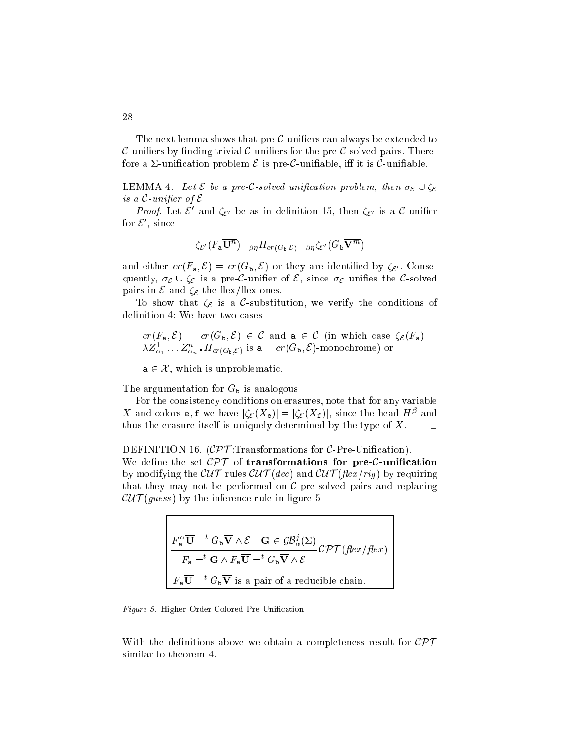The next lemma shows that pre-$\mathcal{C}$-unifiers can always be extended to $\mathcal{C}$-unifiers by finding trivial $\mathcal{C}$-unifiers for the pre-$\mathcal{C}$-solved pairs. Therefore a $\Sigma$-unification problem $\mathcal{E}$ is pre-$\mathcal{C}$-unifiable, iff it is $\mathcal{C}$-unifiable.

LEMMA 4. *Let $\mathcal{E}$ be a pre-$\mathcal{C}$-solved unification problem, then $\sigma_{\mathcal{E}} \cup \zeta_{\mathcal{E}}$ is a $\mathcal{C}$-unifier of $\mathcal{E}$*

*Proof*. Let $\mathcal{E}'$ and $\zeta_{\mathcal{E}'}$ be as in definition 15, then $\zeta_{\mathcal{E}'}$ is a $\mathcal{C}$-unifier for $\mathcal{E}'$, since

$$\zeta_{\mathcal{E}'}(F_{\mathtt{a}}\overline{\mathbf{U}^n}) =_{\beta\eta} H_{cr(G_{\mathtt{b}},\mathcal{E})} =_{\beta\eta} \zeta_{\mathcal{E}'}(G_{\mathtt{b}}\overline{\mathbf{V}^m})$$

and either $cr(F_{\mathtt{a}},\mathcal{E}) = cr(G_{\mathtt{b}},\mathcal{E})$ or they are identified by $\zeta_{\mathcal{E}'}$. Consequently, $\sigma_{\mathcal{E}} \cup \zeta_{\mathcal{E}}$ is a pre-$\mathcal{C}$-unifier of $\mathcal{E}$, since $\sigma_{\mathcal{E}}$ unifies the $\mathcal{C}$-solved pairs in $\mathcal{E}$ and $\zeta_{\mathcal{E}}$ the flex/flex ones.

To show that $\zeta_{\mathcal{E}}$ is a $\mathcal{C}$-substitution, we verify the conditions of definition 4: We have two cases

- $cr(F_{\mathtt{a}},\mathcal{E}) = cr(G_{\mathtt{b}},\mathcal{E}) \in \mathcal{C}$ and $\mathtt{a} \in \mathcal{C}$ (in which case $\zeta_{\mathcal{E}}(F_{\mathtt{a}}) = \lambda Z^1_{\alpha_1} \ldots Z^n_{\alpha_n} . H_{cr(G_{\mathtt{b}},\mathcal{E})}$ is $\mathtt{a} = cr(G_{\mathtt{b}},\mathcal{E})$-monochrome) or
- $\mathtt{a} \in \mathcal{X}$, which is unproblematic.

The argumentation for $G_{\mathtt{b}}$ is analogous

For the consistency conditions on erasures, note that for any variable $X$ and colors $\mathtt{e}, \mathtt{f}$ we have $|\zeta_{\mathcal{E}}(X_{\mathtt{e}})| = |\zeta_{\mathcal{E}}(X_{\mathtt{f}})|$, since the head $H^{\beta}$ and thus the erasure itself is uniquely determined by the type of $X$. $\square$

DEFINITION 16. ($\mathcal{CPT}$:Transformations for $\mathcal{C}$-Pre-Unification).
We define the set $\mathcal{CPT}$ of **transformations for pre-$\mathcal{C}$-unification** by modifying the $\mathcal{CUT}$ rules $\mathcal{CUT}(dec)$ and $\mathcal{CUT}(\mathit{flex/rig})$ by requiring that they may not be performed on $\mathcal{C}$-pre-solved pairs and replacing $\mathcal{CUT}(guess)$ by the inference rule in figure 5

$$\frac{F^{\alpha}_{\mathtt{a}}\overline{\mathbf{U}} =^t G_{\mathtt{b}}\overline{\mathbf{V}} \wedge \mathcal{E} \quad \mathbf{G} \in \mathcal{GB}^j_{\alpha}(\Sigma)}{F_{\mathtt{a}} =^t \mathbf{G} \wedge F_{\mathtt{a}}\overline{\mathbf{U}} =^t G_{\mathtt{b}}\overline{\mathbf{V}} \wedge \mathcal{E}} \mathcal{CPT}(\mathit{flex/flex})$$

$F_{\mathtt{a}}\overline{\mathbf{U}} =^t G_{\mathtt{b}}\overline{\mathbf{V}}$ is a pair of a reducible chain.

*Figure 5.* Higher-Order Colored Pre-Unification

With the definitions above we obtain a completeness result for $\mathcal{CPT}$ similar to theorem 4.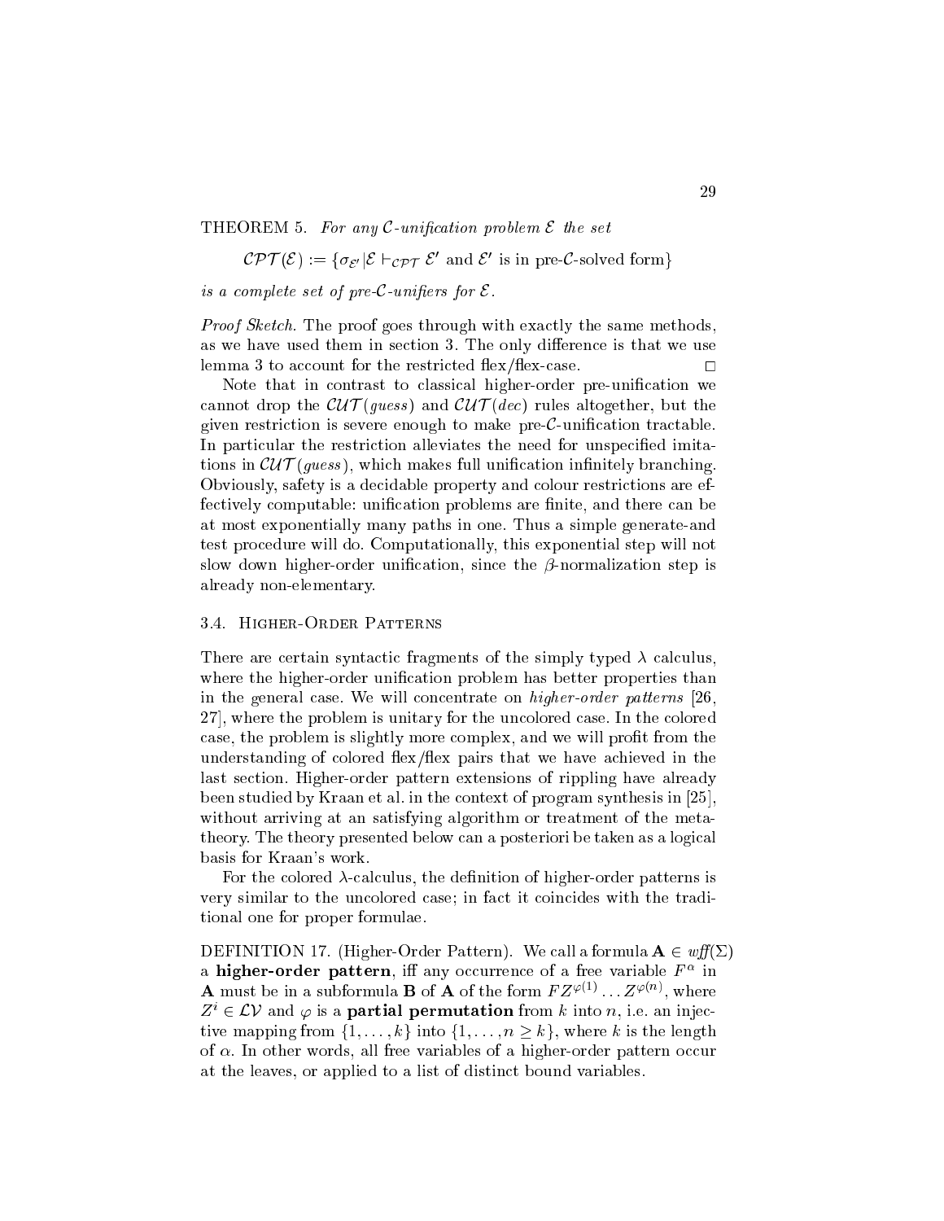THEOREM 5. *For any $\mathcal{C}$-unification problem $\mathcal{E}$ the set*

$$\mathcal{CPT}(\mathcal{E}) := \{\sigma_{\mathcal{E}'} | \mathcal{E} \vdash_{\mathcal{CPT}} \mathcal{E}' \text{ and } \mathcal{E}' \text{ is in pre-}\mathcal{C}\text{-solved form}\}$$

*is a complete set of pre-$\mathcal{C}$-unifiers for $\mathcal{E}$.*

*Proof Sketch.* The proof goes through with exactly the same methods, as we have used them in section 3. The only difference is that we use lemma 3 to account for the restricted flex/flex-case. □

Note that in contrast to classical higher-order pre-unification we cannot drop the $\mathcal{CUT}(guess)$ and $\mathcal{CUT}(dec)$ rules altogether, but the given restriction is severe enough to make pre-$\mathcal{C}$-unification tractable. In particular the restriction alleviates the need for unspecified imitations in $\mathcal{CUT}(guess)$, which makes full unification infinitely branching. Obviously, safety is a decidable property and colour restrictions are effectively computable: unification problems are finite, and there can be at most exponentially many paths in one. Thus a simple generate-and test procedure will do. Computationally, this exponential step will not slow down higher-order unification, since the $\beta$-normalization step is already non-elementary.

## 3.4. Higher-Order Patterns

There are certain syntactic fragments of the simply typed $\lambda$ calculus, where the higher-order unification problem has better properties than in the general case. We will concentrate on *higher-order patterns* [26, 27], where the problem is unitary for the uncolored case. In the colored case, the problem is slightly more complex, and we will profit from the understanding of colored flex/flex pairs that we have achieved in the last section. Higher-order pattern extensions of rippling have already been studied by Kraan et al. in the context of program synthesis in [25], without arriving at an satisfying algorithm or treatment of the meta-theory. The theory presented below can a posteriori be taken as a logical basis for Kraan's work.

For the colored $\lambda$-calculus, the definition of higher-order patterns is very similar to the uncolored case; in fact it coincides with the traditional one for proper formulae.

DEFINITION 17. (Higher-Order Pattern). We call a formula $\mathbf{A} \in wff(\Sigma)$ a **higher-order pattern**, iff any occurrence of a free variable $F^\alpha$ in $\mathbf{A}$ must be in a subformula $\mathbf{B}$ of $\mathbf{A}$ of the form $FZ^{\varphi(1)} \dots Z^{\varphi(n)}$, where $Z^i \in \mathcal{LV}$ and $\varphi$ is a **partial permutation** from $k$ into $n$, i.e. an injective mapping from $\{1, \dots, k\}$ into $\{1, \dots, n \geq k\}$, where $k$ is the length of $\alpha$. In other words, all free variables of a higher-order pattern occur at the leaves, or applied to a list of distinct bound variables.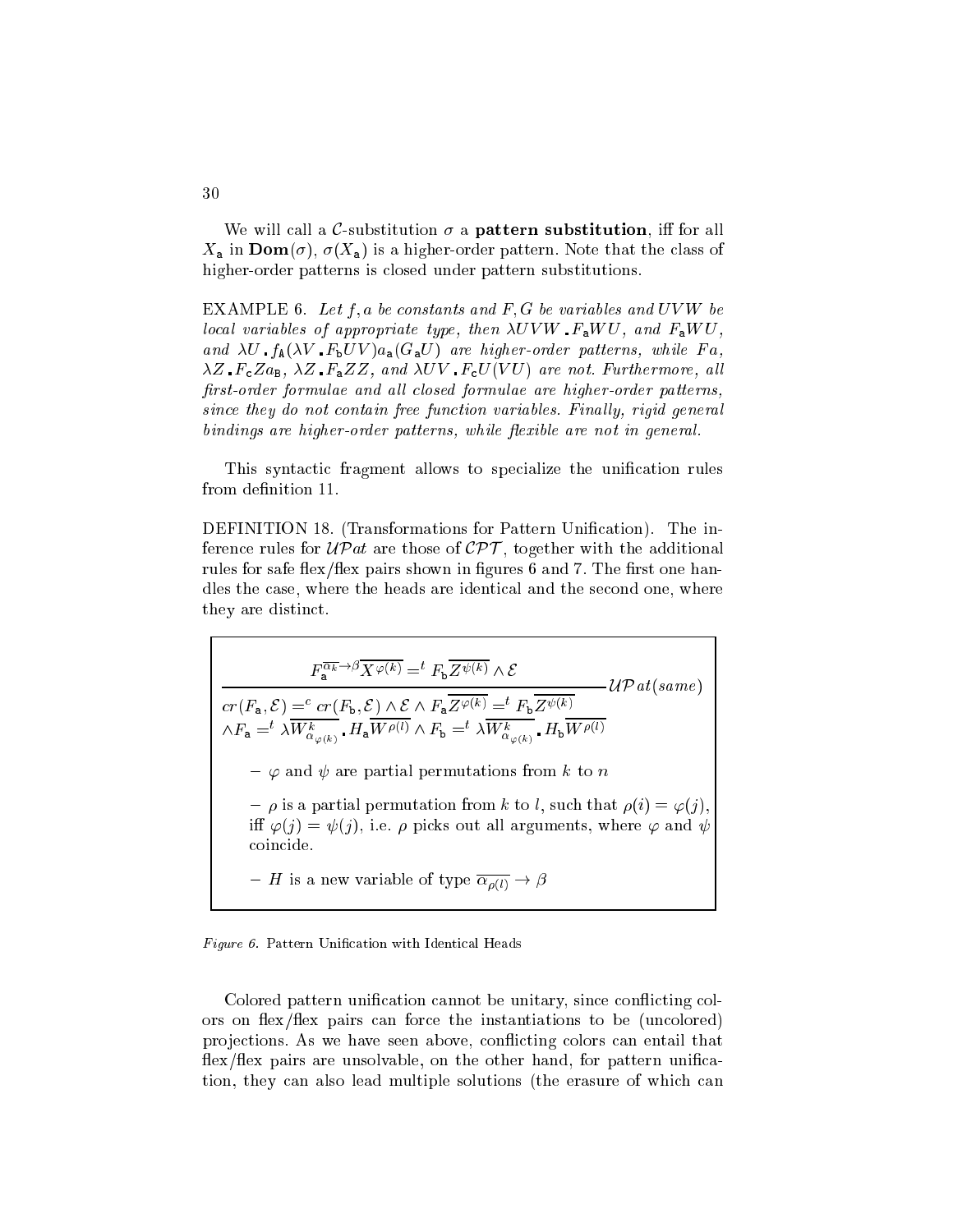We will call a $\mathcal{C}$-substitution $\sigma$ a **pattern substitution**, iff for all $X_{\mathtt{a}}$ in $\mathbf{Dom}(\sigma)$, $\sigma(X_{\mathtt{a}})$ is a higher-order pattern. Note that the class of higher-order patterns is closed under pattern substitutions.

EXAMPLE 6. *Let $f, a$ be constants and $F, G$ be variables and $UVW$ be local variables of appropriate type, then $\lambda UVW . F_{\mathtt{a}}WU$, and $F_{\mathtt{a}}WU$, and $\lambda U . f_{\mathtt{A}}(\lambda V . F_{\mathtt{b}}UV)a_{\mathtt{a}}(G_{\mathtt{a}}U)$ are higher-order patterns, while $Fa$, $\lambda Z . F_{\mathtt{c}}Za_{\mathtt{B}}$, $\lambda Z . F_{\mathtt{a}}ZZ$, and $\lambda UV . F_{\mathtt{c}}U(VU)$ are not. Furthermore, all first-order formulae and all closed formulae are higher-order patterns, since they do not contain free function variables. Finally, rigid general bindings are higher-order patterns, while flexible are not in general.*

This syntactic fragment allows to specialize the unification rules from definition 11.

DEFINITION 18. (Transformations for Pattern Unification). The inference rules for $\mathcal{UP}at$ are those of $\mathcal{CPT}$, together with the additional rules for safe flex/flex pairs shown in figures 6 and 7. The first one handles the case, where the heads are identical and the second one, where they are distinct.

$$\frac{F_{\mathtt{a}}^{\overline{\alpha_k} \to \beta}\overline{X^{\varphi(k)}} =^t F_{\mathtt{b}}\overline{Z^{\psi(k)}} \wedge \mathcal{E}}{\begin{array}{l} cr(F_{\mathtt{a}}, \mathcal{E}) =^c cr(F_{\mathtt{b}}, \mathcal{E}) \wedge \mathcal{E} \wedge F_{\mathtt{a}}\overline{Z^{\varphi(k)}} =^t F_{\mathtt{b}}\overline{Z^{\psi(k)}} \\ \wedge F_{\mathtt{a}} =^t \lambda\overline{W^k_{\alpha_{\varphi(k)}}} . H_{\mathtt{a}}\overline{W^{\rho(l)}} \wedge F_{\mathtt{b}} =^t \lambda\overline{W^k_{\alpha_{\varphi(k)}}} . H_{\mathtt{b}}\overline{W^{\rho(l)}} \end{array}} \mathcal{UP}at(same)$$

- $\varphi$ and $\psi$ are partial permutations from $k$ to $n$
- $\rho$ is a partial permutation from $k$ to $l$, such that $\rho(i) = \varphi(j)$, iff $\varphi(j) = \psi(j)$, i.e. $\rho$ picks out all arguments, where $\varphi$ and $\psi$ coincide.
- $H$ is a new variable of type $\overline{\alpha_{\rho(l)}} \to \beta$

*Figure 6.* Pattern Unification with Identical Heads

Colored pattern unification cannot be unitary, since conflicting colors on flex/flex pairs can force the instantiations to be (uncolored) projections. As we have seen above, conflicting colors can entail that flex/flex pairs are unsolvable, on the other hand, for pattern unification, they can also lead multiple solutions (the erasure of which can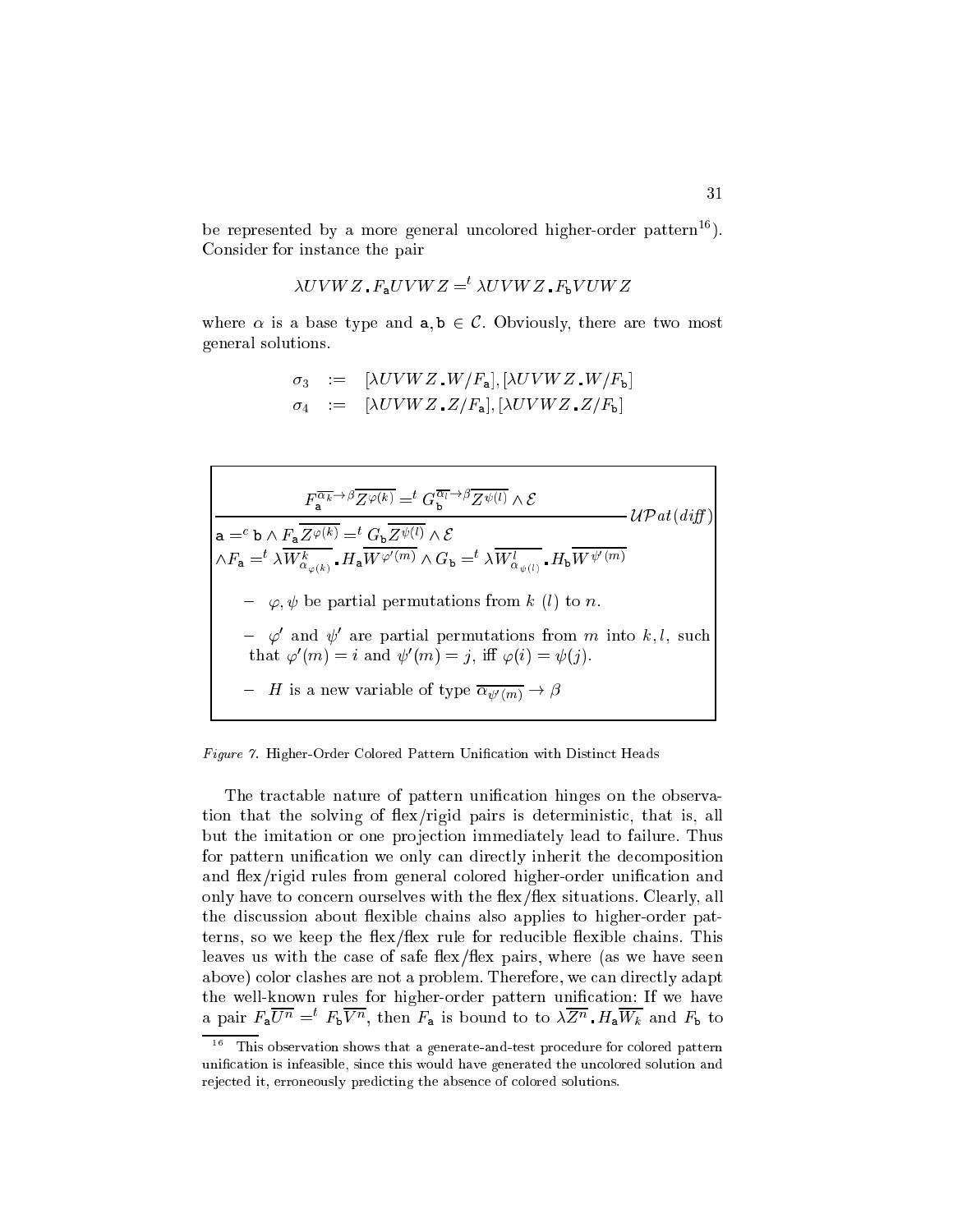be represented by a more general uncolored higher-order pattern[16]). Consider for instance the pair

$$\lambda UVWZ\,.\,F_{\mathtt{a}}UVWZ =^{t} \lambda UVWZ\,.\,F_{\mathtt{b}}VUWZ$$

where $\alpha$ is a base type and $\mathtt{a}, \mathtt{b} \in \mathcal{C}$. Obviously, there are two most general solutions.

$$\begin{aligned}
\sigma_3 &:= [\lambda UVWZ\,.\,W/F_{\mathtt{a}}], [\lambda UVWZ\,.\,W/F_{\mathtt{b}}] \\
\sigma_4 &:= [\lambda UVWZ\,.\,Z/F_{\mathtt{a}}], [\lambda UVWZ\,.\,Z/F_{\mathtt{b}}]
\end{aligned}$$

$$\frac{F_{\mathtt{a}}^{\overline{\alpha_k} \to \beta}\overline{Z^{\varphi(k)}} =^{t} G_{\mathtt{b}}^{\overline{\alpha_l} \to \beta}\overline{Z^{\psi(l)}} \wedge \mathcal{E}}{\begin{array}{l}\mathtt{a} =^{c} \mathtt{b} \wedge F_{\mathtt{a}}\overline{Z^{\varphi(k)}} =^{t} G_{\mathtt{b}}\overline{Z^{\psi(l)}} \wedge \mathcal{E} \\ \wedge F_{\mathtt{a}} =^{t} \lambda \overline{W^{k}_{\alpha_{\varphi(k)}}}\,.\,H_{\mathtt{a}}\overline{W^{\varphi'(m)}} \wedge G_{\mathtt{b}} =^{t} \lambda \overline{W^{l}_{\alpha_{\psi(l)}}}\,.\,H_{\mathtt{b}}\overline{W^{\psi'(m)}}\end{array}} \; \mathcal{UP}at(\mathit{diff})$$

- $\varphi, \psi$ be partial permutations from $k$ ($l$) to $n$.
- $\varphi'$ and $\psi'$ are partial permutations from $m$ into $k, l$, such that $\varphi'(m) = i$ and $\psi'(m) = j$, iff $\varphi(i) = \psi(j)$.
- $H$ is a new variable of type $\overline{\alpha_{\psi'(m)}} \to \beta$

*Figure 7.* Higher-Order Colored Pattern Unification with Distinct Heads

The tractable nature of pattern unification hinges on the observation that the solving of flex/rigid pairs is deterministic, that is, all but the imitation or one projection immediately lead to failure. Thus for pattern unification we only can directly inherit the decomposition and flex/rigid rules from general colored higher-order unification and only have to concern ourselves with the flex/flex situations. Clearly, all the discussion about flexible chains also applies to higher-order patterns, so we keep the flex/flex rule for reducible flexible chains. This leaves us with the case of safe flex/flex pairs, where (as we have seen above) color clashes are not a problem. Therefore, we can directly adapt the well-known rules for higher-order pattern unification: If we have a pair $F_{\mathtt{a}}\overline{U^n} =^{t} F_{\mathtt{b}}\overline{V^n}$, then $F_{\mathtt{a}}$ is bound to to $\lambda\overline{Z^n}\,.\,H_{\mathtt{a}}\overline{W_k}$ and $F_{\mathtt{b}}$ to

[16] This observation shows that a generate-and-test procedure for colored pattern unification is infeasible, since this would have generated the uncolored solution and rejected it, erroneously predicting the absence of colored solutions.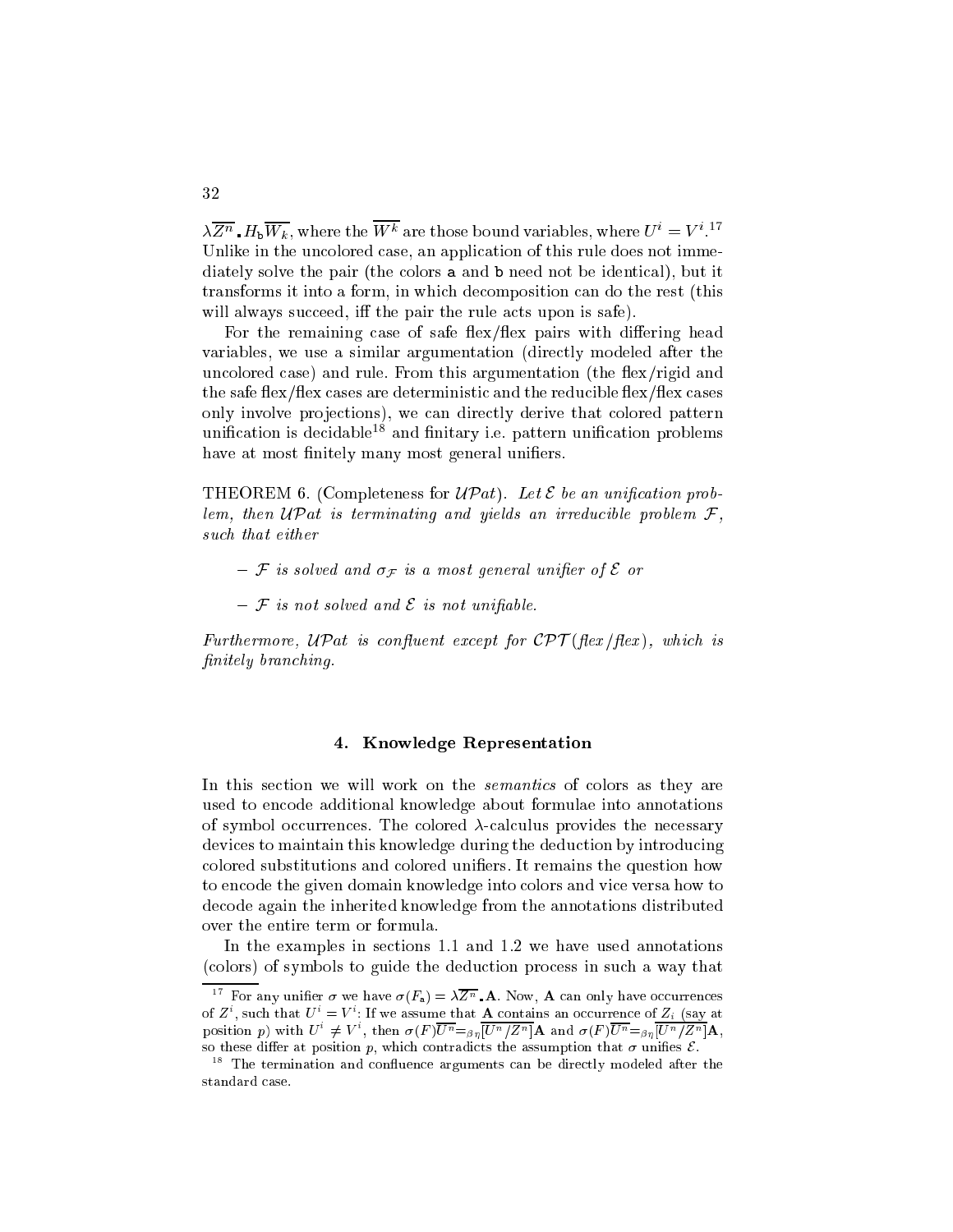$\lambda\overline{Z^n}\,.\,H_{\mathtt{b}}\overline{W_k}$, where the $\overline{W^k}$ are those bound variables, where $U^i = V^i$.[17] Unlike in the uncolored case, an application of this rule does not immediately solve the pair (the colors $\mathtt{a}$ and $\mathtt{b}$ need not be identical), but it transforms it into a form, in which decomposition can do the rest (this will always succeed, iff the pair the rule acts upon is safe).

For the remaining case of safe flex/flex pairs with differing head variables, we use a similar argumentation (directly modeled after the uncolored case) and rule. From this argumentation (the flex/rigid and the safe flex/flex cases are deterministic and the reducible flex/flex cases only involve projections), we can directly derive that colored pattern unification is decidable[18] and finitary i.e. pattern unification problems have at most finitely many most general unifiers.

THEOREM 6. (Completeness for $\mathcal{UP}at$). *Let $\mathcal{E}$ be an unification problem, then $\mathcal{UP}at$ is terminating and yields an irreducible problem $\mathcal{F}$, such that either*

- *$\mathcal{F}$ is solved and $\sigma_{\mathcal{F}}$ is a most general unifier of $\mathcal{E}$ or*
- *$\mathcal{F}$ is not solved and $\mathcal{E}$ is not unifiable.*

*Furthermore, $\mathcal{UP}at$ is confluent except for $\mathcal{CPT}$(flex/flex), which is finitely branching.*

## 4. Knowledge Representation

In this section we will work on the *semantics* of colors as they are used to encode additional knowledge about formulae into annotations of symbol occurrences. The colored $\lambda$-calculus provides the necessary devices to maintain this knowledge during the deduction by introducing colored substitutions and colored unifiers. It remains the question how to encode the given domain knowledge into colors and vice versa how to decode again the inherited knowledge from the annotations distributed over the entire term or formula.

In the examples in sections 1.1 and 1.2 we have used annotations (colors) of symbols to guide the deduction process in such a way that

---

[17] For any unifier $\sigma$ we have $\sigma(F_{\mathtt{a}}) = \lambda\overline{Z^n}\,.\,\mathbf{A}$. Now, $\mathbf{A}$ can only have occurrences of $Z^i$, such that $U^i = V^i$: If we assume that $\mathbf{A}$ contains an occurrence of $Z_i$ (say at position $p$) with $U^i \neq V^i$, then $\sigma(F)\overline{U^n} =_{\beta\eta} [\overline{U^n/Z^n}]\mathbf{A}$ and $\sigma(F)\overline{U^n} =_{\beta\eta} [\overline{U^n/Z^n}]\mathbf{A}$, so these differ at position $p$, which contradicts the assumption that $\sigma$ unifies $\mathcal{E}$.

[18] The termination and confluence arguments can be directly modeled after the standard case.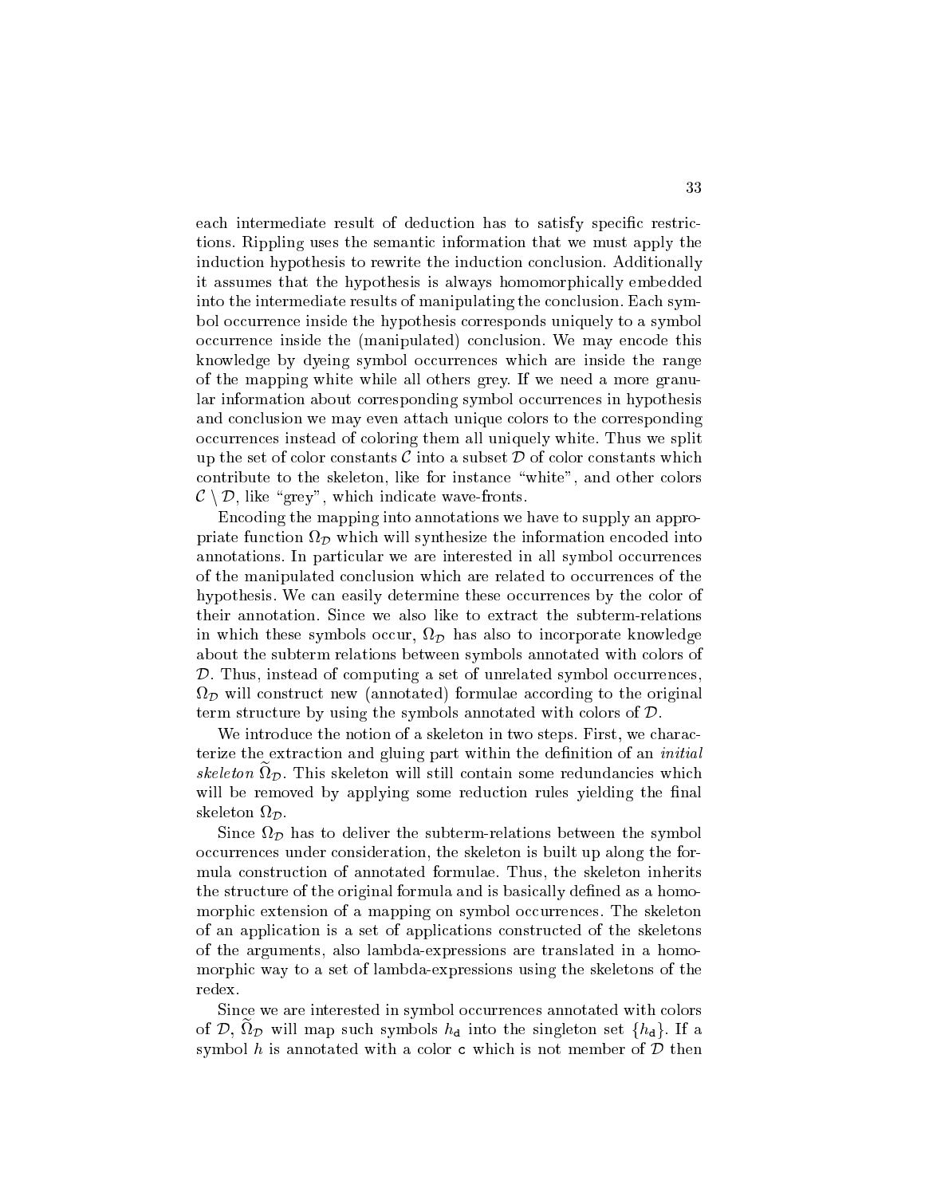each intermediate result of deduction has to satisfy specific restrictions. Rippling uses the semantic information that we must apply the induction hypothesis to rewrite the induction conclusion. Additionally it assumes that the hypothesis is always homomorphically embedded into the intermediate results of manipulating the conclusion. Each symbol occurrence inside the hypothesis corresponds uniquely to a symbol occurrence inside the (manipulated) conclusion. We may encode this knowledge by dyeing symbol occurrences which are inside the range of the mapping white while all others grey. If we need a more granular information about corresponding symbol occurrences in hypothesis and conclusion we may even attach unique colors to the corresponding occurrences instead of coloring them all uniquely white. Thus we split up the set of color constants $\mathcal{C}$ into a subset $\mathcal{D}$ of color constants which contribute to the skeleton, like for instance "white", and other colors $\mathcal{C} \setminus \mathcal{D}$, like "grey", which indicate wave-fronts.

Encoding the mapping into annotations we have to supply an appropriate function $\Omega_{\mathcal{D}}$ which will synthesize the information encoded into annotations. In particular we are interested in all symbol occurrences of the manipulated conclusion which are related to occurrences of the hypothesis. We can easily determine these occurrences by the color of their annotation. Since we also like to extract the subterm-relations in which these symbols occur, $\Omega_{\mathcal{D}}$ has also to incorporate knowledge about the subterm relations between symbols annotated with colors of $\mathcal{D}$. Thus, instead of computing a set of unrelated symbol occurrences, $\Omega_{\mathcal{D}}$ will construct new (annotated) formulae according to the original term structure by using the symbols annotated with colors of $\mathcal{D}$.

We introduce the notion of a skeleton in two steps. First, we characterize the extraction and gluing part within the definition of an *initial skeleton* $\widetilde{\Omega}_{\mathcal{D}}$. This skeleton will still contain some redundancies which will be removed by applying some reduction rules yielding the final skeleton $\Omega_{\mathcal{D}}$.

Since $\Omega_{\mathcal{D}}$ has to deliver the subterm-relations between the symbol occurrences under consideration, the skeleton is built up along the formula construction of annotated formulae. Thus, the skeleton inherits the structure of the original formula and is basically defined as a homomorphic extension of a mapping on symbol occurrences. The skeleton of an application is a set of applications constructed of the skeletons of the arguments, also lambda-expressions are translated in a homomorphic way to a set of lambda-expressions using the skeletons of the redex.

Since we are interested in symbol occurrences annotated with colors of $\mathcal{D}$, $\widetilde{\Omega}_{\mathcal{D}}$ will map such symbols $h_{\mathsf{d}}$ into the singleton set $\{h_{\mathsf{d}}\}$. If a symbol $h$ is annotated with a color $\mathsf{c}$ which is not member of $\mathcal{D}$ then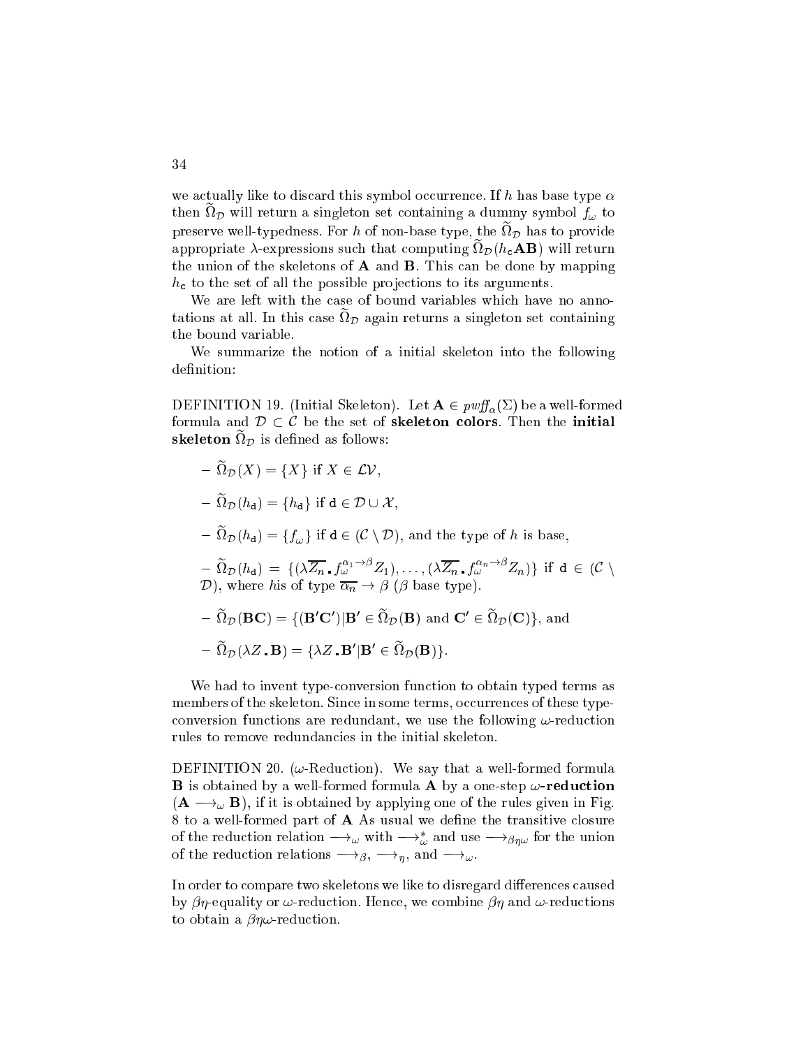we actually like to discard this symbol occurrence. If $h$ has base type $\alpha$ then $\widetilde{\Omega}_{\mathcal{D}}$ will return a singleton set containing a dummy symbol $f_\omega$ to preserve well-typedness. For $h$ of non-base type, the $\widetilde{\Omega}_{\mathcal{D}}$ has to provide appropriate $\lambda$-expressions such that computing $\widetilde{\Omega}_{\mathcal{D}}(h_{\mathtt{c}}\mathbf{AB})$ will return the union of the skeletons of $\mathbf{A}$ and $\mathbf{B}$. This can be done by mapping $h_{\mathtt{c}}$ to the set of all the possible projections to its arguments.

We are left with the case of bound variables which have no annotations at all. In this case $\widetilde{\Omega}_{\mathcal{D}}$ again returns a singleton set containing the bound variable.

We summarize the notion of a initial skeleton into the following definition:

DEFINITION 19. (Initial Skeleton). Let $\mathbf{A} \in pwff_\alpha(\Sigma)$ be a well-formed formula and $\mathcal{D} \subset \mathcal{C}$ be the set of **skeleton colors**. Then the **initial skeleton** $\widetilde{\Omega}_{\mathcal{D}}$ is defined as follows:

- $\widetilde{\Omega}_{\mathcal{D}}(X) = \{X\}$ if $X \in \mathcal{LV}$,
- $\widetilde{\Omega}_{\mathcal{D}}(h_{\mathtt{d}}) = \{h_{\mathtt{d}}\}$ if $\mathtt{d} \in \mathcal{D} \cup \mathcal{X}$,
- $\widetilde{\Omega}_{\mathcal{D}}(h_{\mathtt{d}}) = \{f_\omega\}$ if $\mathtt{d} \in (\mathcal{C} \setminus \mathcal{D})$, and the type of $h$ is base,
- $\widetilde{\Omega}_{\mathcal{D}}(h_{\mathtt{d}}) = \{(\lambda \overline{Z_n} \mathbin{.} f_\omega^{\alpha_1 \to \beta} Z_1), \ldots, (\lambda \overline{Z_n} \mathbin{.} f_\omega^{\alpha_n \to \beta} Z_n)\}$ if $\mathtt{d} \in (\mathcal{C} \setminus \mathcal{D})$, where $h$is of type $\overline{\alpha_n} \to \beta$ ($\beta$ base type).
- $\widetilde{\Omega}_{\mathcal{D}}(\mathbf{BC}) = \{(\mathbf{B}'\mathbf{C}') | \mathbf{B}' \in \widetilde{\Omega}_{\mathcal{D}}(\mathbf{B}) \text{ and } \mathbf{C}' \in \widetilde{\Omega}_{\mathcal{D}}(\mathbf{C})\}$, and
- $\widetilde{\Omega}_{\mathcal{D}}(\lambda Z \mathbin{.} \mathbf{B}) = \{\lambda Z \mathbin{.} \mathbf{B}' | \mathbf{B}' \in \widetilde{\Omega}_{\mathcal{D}}(\mathbf{B})\}$.

We had to invent type-conversion function to obtain typed terms as members of the skeleton. Since in some terms, occurrences of these type-conversion functions are redundant, we use the following $\omega$-reduction rules to remove redundancies in the initial skeleton.

DEFINITION 20. ($\omega$-Reduction). We say that a well-formed formula $\mathbf{B}$ is obtained by a well-formed formula $\mathbf{A}$ by a one-step $\omega$**-reduction** ($\mathbf{A} \longrightarrow_\omega \mathbf{B}$), if it is obtained by applying one of the rules given in Fig. 8 to a well-formed part of $\mathbf{A}$ As usual we define the transitive closure of the reduction relation $\longrightarrow_\omega$ with $\longrightarrow_\omega^*$ and use $\longrightarrow_{\beta\eta\omega}$ for the union of the reduction relations $\longrightarrow_\beta$, $\longrightarrow_\eta$, and $\longrightarrow_\omega$.

In order to compare two skeletons we like to disregard differences caused by $\beta\eta$-equality or $\omega$-reduction. Hence, we combine $\beta\eta$ and $\omega$-reductions to obtain a $\beta\eta\omega$-reduction.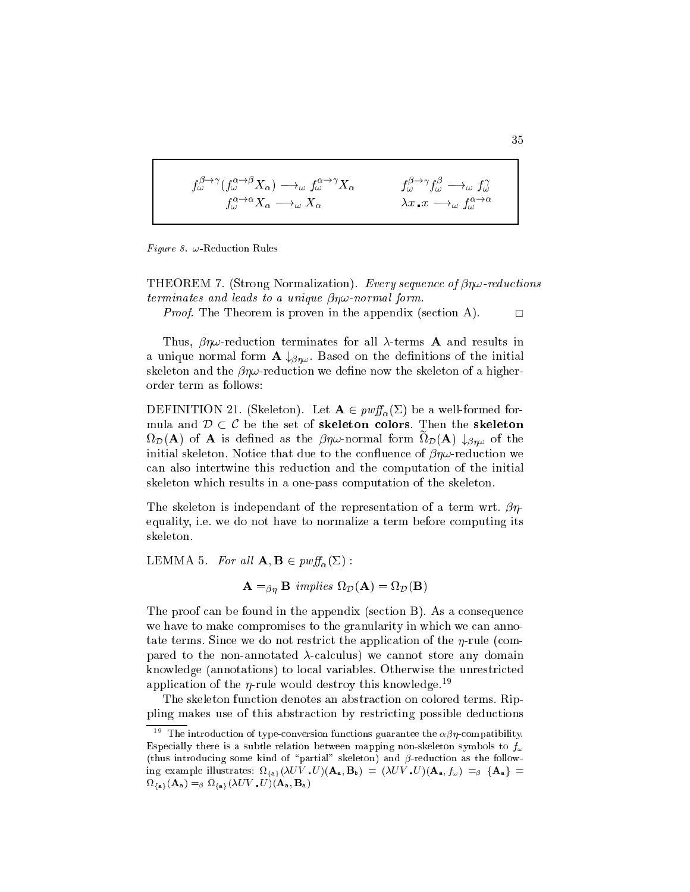$$f_\omega^{\beta\to\gamma}(f_\omega^{\alpha\to\beta} X_\alpha) \longrightarrow_\omega f_\omega^{\alpha\to\gamma} X_\alpha \qquad f_\omega^{\beta\to\gamma} f_\omega^{\beta} \longrightarrow_\omega f_\omega^{\gamma}$$

$$f_\omega^{\alpha\to\alpha} X_\alpha \longrightarrow_\omega X_\alpha \qquad \lambda x \,.\, x \longrightarrow_\omega f_\omega^{\alpha\to\alpha}$$

*Figure 8.* $\omega$-Reduction Rules

THEOREM 7. (Strong Normalization). *Every sequence of $\beta\eta\omega$-reductions terminates and leads to a unique $\beta\eta\omega$-normal form.*

*Proof.* The Theorem is proven in the appendix (section A). □

Thus, $\beta\eta\omega$-reduction terminates for all $\lambda$-terms $\mathbf{A}$ and results in a unique normal form $\mathbf{A}\downarrow_{\beta\eta\omega}$. Based on the definitions of the initial skeleton and the $\beta\eta\omega$-reduction we define now the skeleton of a higher-order term as follows:

DEFINITION 21. (Skeleton). Let $\mathbf{A} \in pwff_\alpha(\Sigma)$ be a well-formed formula and $\mathcal{D} \subset \mathcal{C}$ be the set of **skeleton colors**. Then the **skeleton** $\Omega_\mathcal{D}(\mathbf{A})$ of $\mathbf{A}$ is defined as the $\beta\eta\omega$-normal form $\widetilde{\Omega}_\mathcal{D}(\mathbf{A})\downarrow_{\beta\eta\omega}$ of the initial skeleton. Notice that due to the confluence of $\beta\eta\omega$-reduction we can also intertwine this reduction and the computation of the initial skeleton which results in a one-pass computation of the skeleton.

The skeleton is independant of the representation of a term wrt. $\beta\eta$-equality, i.e. we do not have to normalize a term before computing its skeleton.

LEMMA 5. *For all $\mathbf{A}, \mathbf{B} \in pwff_\alpha(\Sigma)$ :*

$$\mathbf{A} =_{\beta\eta} \mathbf{B} \textit{ implies } \Omega_\mathcal{D}(\mathbf{A}) = \Omega_\mathcal{D}(\mathbf{B})$$

The proof can be found in the appendix (section B). As a consequence we have to make compromises to the granularity in which we can annotate terms. Since we do not restrict the application of the $\eta$-rule (compared to the non-annotated $\lambda$-calculus) we cannot store any domain knowledge (annotations) to local variables. Otherwise the unrestricted application of the $\eta$-rule would destroy this knowledge.[19]

The skeleton function denotes an abstraction on colored terms. Rippling makes use of this abstraction by restricting possible deductions

[19] The introduction of type-conversion functions guarantee the $\alpha\beta\eta$-compatibility. Especially there is a subtle relation between mapping non-skeleton symbols to $f_\omega$ (thus introducing some kind of "partial" skeleton) and $\beta$-reduction as the following example illustrates: $\Omega_{\{\mathsf{a}\}}(\lambda UV \,.\, U)(\mathbf{A}_\mathsf{a}, \mathbf{B}_\mathsf{b}) = (\lambda UV \,.\, U)(\mathbf{A}_\mathsf{a}, f_\omega) =_\beta \{\mathbf{A}_\mathsf{a}\} = \Omega_{\{\mathsf{a}\}}(\mathbf{A}_\mathsf{a}) =_\beta \Omega_{\{\mathsf{a}\}}(\lambda UV \,.\, U)(\mathbf{A}_\mathsf{a}, \mathbf{B}_\mathsf{a})$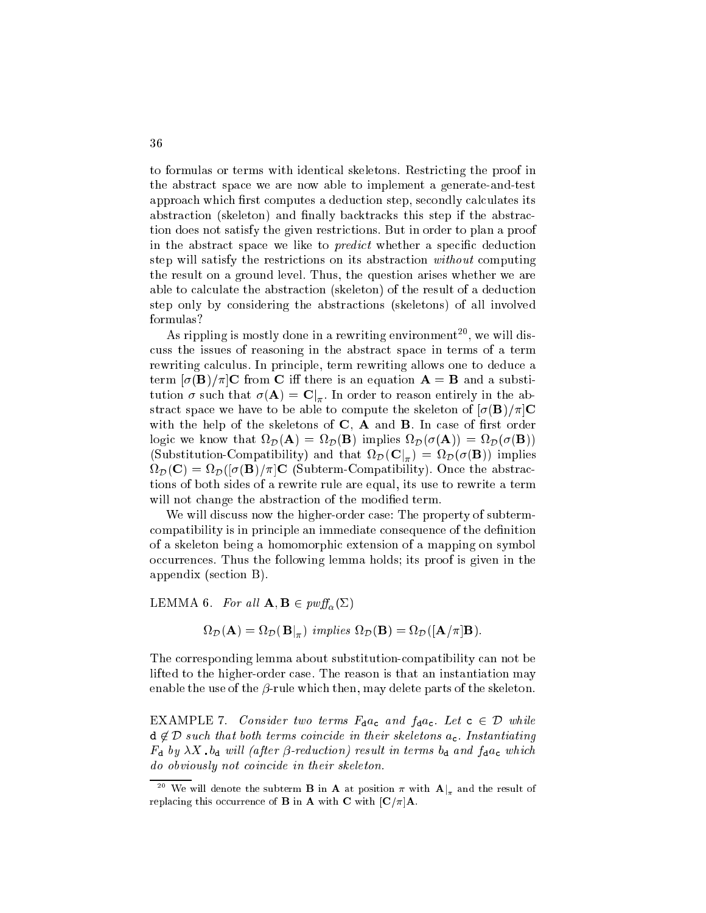to formulas or terms with identical skeletons. Restricting the proof in the abstract space we are now able to implement a generate-and-test approach which first computes a deduction step, secondly calculates its abstraction (skeleton) and finally backtracks this step if the abstraction does not satisfy the given restrictions. But in order to plan a proof in the abstract space we like to *predict* whether a specific deduction step will satisfy the restrictions on its abstraction *without* computing the result on a ground level. Thus, the question arises whether we are able to calculate the abstraction (skeleton) of the result of a deduction step only by considering the abstractions (skeletons) of all involved formulas?

As rippling is mostly done in a rewriting environment[20], we will discuss the issues of reasoning in the abstract space in terms of a term rewriting calculus. In principle, term rewriting allows one to deduce a term $[\sigma(\mathbf{B})/\pi]\mathbf{C}$ from $\mathbf{C}$ iff there is an equation $\mathbf{A} = \mathbf{B}$ and a substitution $\sigma$ such that $\sigma(\mathbf{A}) = \mathbf{C}|_{\pi}$. In order to reason entirely in the abstract space we have to be able to compute the skeleton of $[\sigma(\mathbf{B})/\pi]\mathbf{C}$ with the help of the skeletons of $\mathbf{C}$, $\mathbf{A}$ and $\mathbf{B}$. In case of first order logic we know that $\Omega_{\mathcal{D}}(\mathbf{A}) = \Omega_{\mathcal{D}}(\mathbf{B})$ implies $\Omega_{\mathcal{D}}(\sigma(\mathbf{A})) = \Omega_{\mathcal{D}}(\sigma(\mathbf{B}))$ (Substitution-Compatibility) and that $\Omega_{\mathcal{D}}(\mathbf{C}|_{\pi}) = \Omega_{\mathcal{D}}(\sigma(\mathbf{B}))$ implies $\Omega_{\mathcal{D}}(\mathbf{C}) = \Omega_{\mathcal{D}}([\sigma(\mathbf{B})/\pi]\mathbf{C}$ (Subterm-Compatibility). Once the abstractions of both sides of a rewrite rule are equal, its use to rewrite a term will not change the abstraction of the modified term.

We will discuss now the higher-order case: The property of subterm-compatibility is in principle an immediate consequence of the definition of a skeleton being a homomorphic extension of a mapping on symbol occurrences. Thus the following lemma holds; its proof is given in the appendix (section B).

LEMMA 6. *For all* $\mathbf{A}, \mathbf{B} \in pwff_{\alpha}(\Sigma)$

$$\Omega_{\mathcal{D}}(\mathbf{A}) = \Omega_{\mathcal{D}}(\mathbf{B}|_{\pi}) \text{ implies } \Omega_{\mathcal{D}}(\mathbf{B}) = \Omega_{\mathcal{D}}([\mathbf{A}/\pi]\mathbf{B}).$$

The corresponding lemma about substitution-compatibility can not be lifted to the higher-order case. The reason is that an instantiation may enable the use of the $\beta$-rule which then, may delete parts of the skeleton.

EXAMPLE 7. *Consider two terms* $F_{\mathsf{d}} a_{\mathsf{c}}$ *and* $f_{\mathsf{d}} a_{\mathsf{c}}$. *Let* $\mathsf{c} \in \mathcal{D}$ *while* $\mathsf{d} \notin \mathcal{D}$ *such that both terms coincide in their skeletons* $a_{\mathsf{c}}$. *Instantiating* $F_{\mathsf{d}}$ *by* $\lambda X\,.\,b_{\mathsf{d}}$ *will (after* $\beta$*-reduction) result in terms* $b_{\mathsf{d}}$ *and* $f_{\mathsf{d}} a_{\mathsf{c}}$ *which do obviously not coincide in their skeleton.*

[20] We will denote the subterm $\mathbf{B}$ in $\mathbf{A}$ at position $\pi$ with $\mathbf{A}|_{\pi}$ and the result of replacing this occurrence of $\mathbf{B}$ in $\mathbf{A}$ with $\mathbf{C}$ with $[\mathbf{C}/\pi]\mathbf{A}$.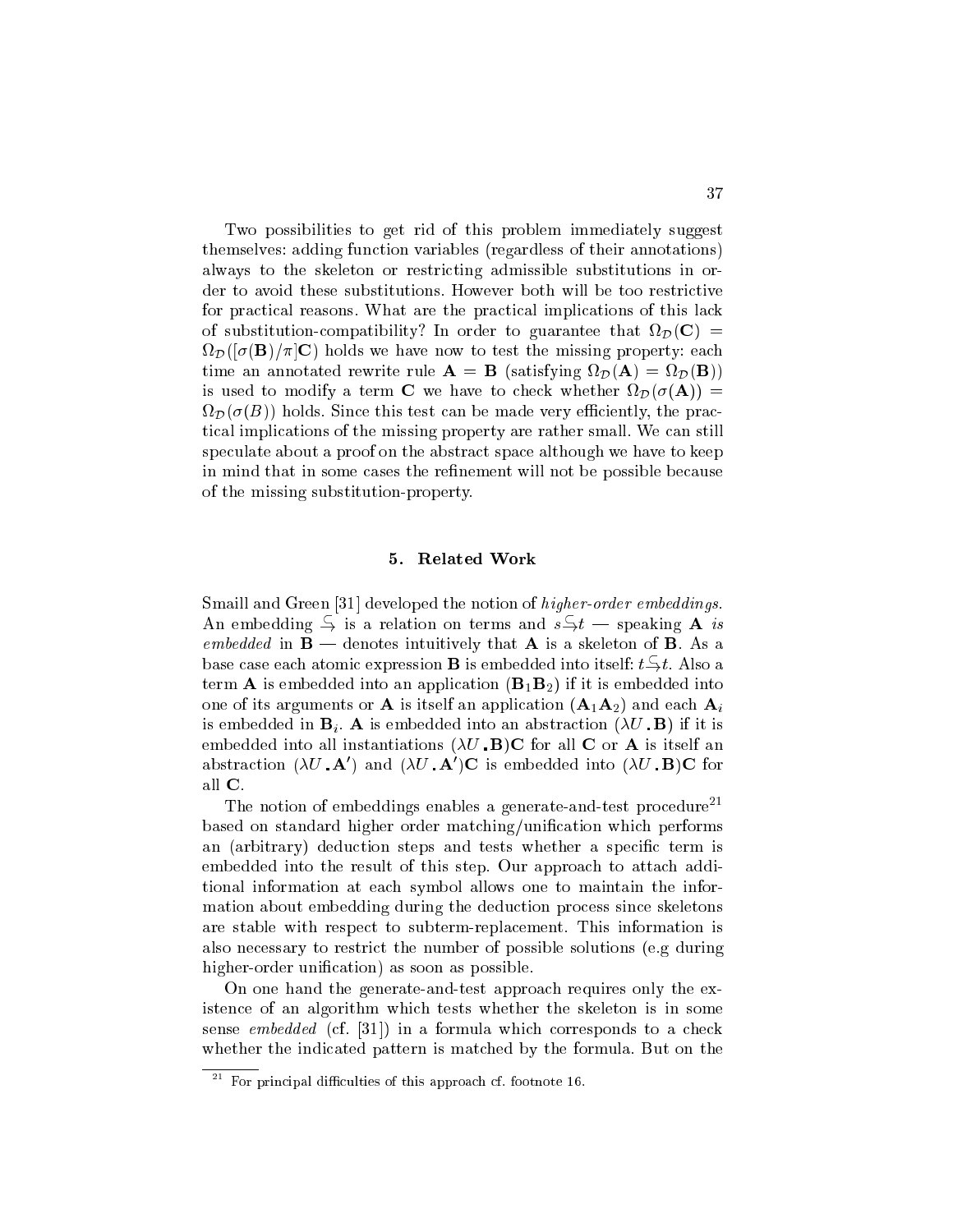Two possibilities to get rid of this problem immediately suggest themselves: adding function variables (regardless of their annotations) always to the skeleton or restricting admissible substitutions in order to avoid these substitutions. However both will be too restrictive for practical reasons. What are the practical implications of this lack of substitution-compatibility? In order to guarantee that $\Omega_{\mathcal{D}}(\mathbf{C}) = \Omega_{\mathcal{D}}([\sigma(\mathbf{B})/\pi]\mathbf{C})$ holds we have now to test the missing property: each time an annotated rewrite rule $\mathbf{A} = \mathbf{B}$ (satisfying $\Omega_{\mathcal{D}}(\mathbf{A}) = \Omega_{\mathcal{D}}(\mathbf{B})$) is used to modify a term $\mathbf{C}$ we have to check whether $\Omega_{\mathcal{D}}(\sigma(\mathbf{A})) = \Omega_{\mathcal{D}}(\sigma(B))$ holds. Since this test can be made very efficiently, the practical implications of the missing property are rather small. We can still speculate about a proof on the abstract space although we have to keep in mind that in some cases the refinement will not be possible because of the missing substitution-property.

## 5. Related Work

Smaill and Green [31] developed the notion of *higher-order embeddings*. An embedding $\hookrightarrow$ is a relation on terms and $s \hookrightarrow t$ — speaking **A** *is embedded* in **B** — denotes intuitively that **A** is a skeleton of **B**. As a base case each atomic expression **B** is embedded into itself: $t \hookrightarrow t$. Also a term **A** is embedded into an application $(\mathbf{B}_1\mathbf{B}_2)$ if it is embedded into one of its arguments or **A** is itself an application $(\mathbf{A}_1\mathbf{A}_2)$ and each $\mathbf{A}_i$ is embedded in $\mathbf{B}_i$. **A** is embedded into an abstraction $(\lambda U.\mathbf{B})$ if it is embedded into all instantiations $(\lambda U.\mathbf{B})\mathbf{C}$ for all **C** or **A** is itself an abstraction $(\lambda U.\mathbf{A}')$ and $(\lambda U.\mathbf{A}')\mathbf{C}$ is embedded into $(\lambda U.\mathbf{B})\mathbf{C}$ for all **C**.

The notion of embeddings enables a generate-and-test procedure[21] based on standard higher order matching/unification which performs an (arbitrary) deduction steps and tests whether a specific term is embedded into the result of this step. Our approach to attach additional information at each symbol allows one to maintain the information about embedding during the deduction process since skeletons are stable with respect to subterm-replacement. This information is also necessary to restrict the number of possible solutions (e.g during higher-order unification) as soon as possible.

On one hand the generate-and-test approach requires only the existence of an algorithm which tests whether the skeleton is in some sense *embedded* (cf. [31]) in a formula which corresponds to a check whether the indicated pattern is matched by the formula. But on the

[21] For principal difficulties of this approach cf. footnote 16.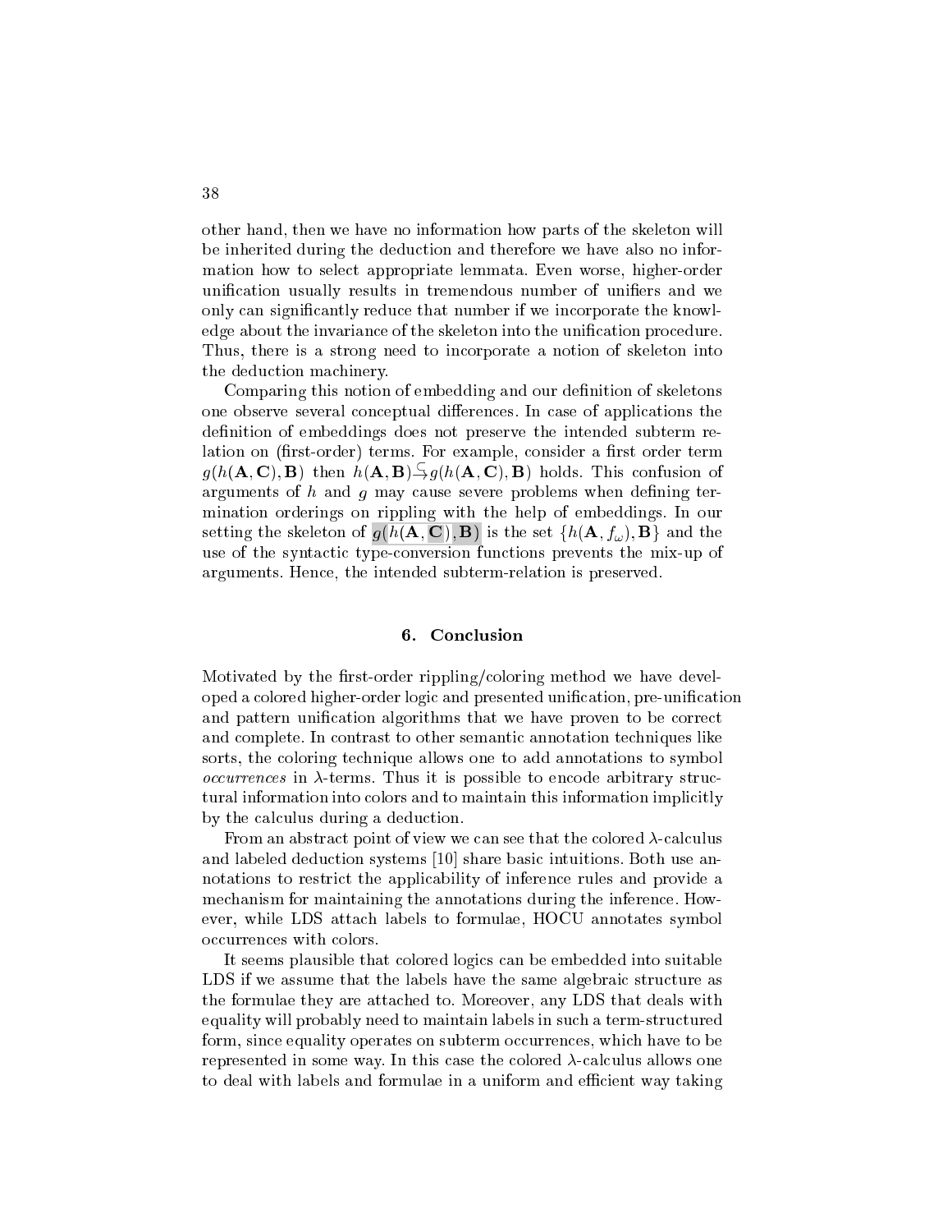other hand, then we have no information how parts of the skeleton will be inherited during the deduction and therefore we have also no information how to select appropriate lemmata. Even worse, higher-order unification usually results in tremendous number of unifiers and we only can significantly reduce that number if we incorporate the knowledge about the invariance of the skeleton into the unification procedure. Thus, there is a strong need to incorporate a notion of skeleton into the deduction machinery.

Comparing this notion of embedding and our definition of skeletons one observe several conceptual differences. In case of applications the definition of embeddings does not preserve the intended subterm relation on (first-order) terms. For example, consider a first order term $g(h(\mathbf{A},\mathbf{C}),\mathbf{B})$ then $h(\mathbf{A},\mathbf{B}) \stackrel{\subseteq}{\rightarrow} g(h(\mathbf{A},\mathbf{C}),\mathbf{B})$ holds. This confusion of arguments of $h$ and $g$ may cause severe problems when defining termination orderings on rippling with the help of embeddings. In our setting the skeleton of $g(h(\mathbf{A},\mathbf{C}),\mathbf{B})$ is the set $\{h(\mathbf{A},f_\omega),\mathbf{B}\}$ and the use of the syntactic type-conversion functions prevents the mix-up of arguments. Hence, the intended subterm-relation is preserved.

## 6. Conclusion

Motivated by the first-order rippling/coloring method we have developed a colored higher-order logic and presented unification, pre-unification and pattern unification algorithms that we have proven to be correct and complete. In contrast to other semantic annotation techniques like sorts, the coloring technique allows one to add annotations to symbol *occurrences* in $\lambda$-terms. Thus it is possible to encode arbitrary structural information into colors and to maintain this information implicitly by the calculus during a deduction.

From an abstract point of view we can see that the colored $\lambda$-calculus and labeled deduction systems [10] share basic intuitions. Both use annotations to restrict the applicability of inference rules and provide a mechanism for maintaining the annotations during the inference. However, while LDS attach labels to formulae, HOCU annotates symbol occurrences with colors.

It seems plausible that colored logics can be embedded into suitable LDS if we assume that the labels have the same algebraic structure as the formulae they are attached to. Moreover, any LDS that deals with equality will probably need to maintain labels in such a term-structured form, since equality operates on subterm occurrences, which have to be represented in some way. In this case the colored $\lambda$-calculus allows one to deal with labels and formulae in a uniform and efficient way taking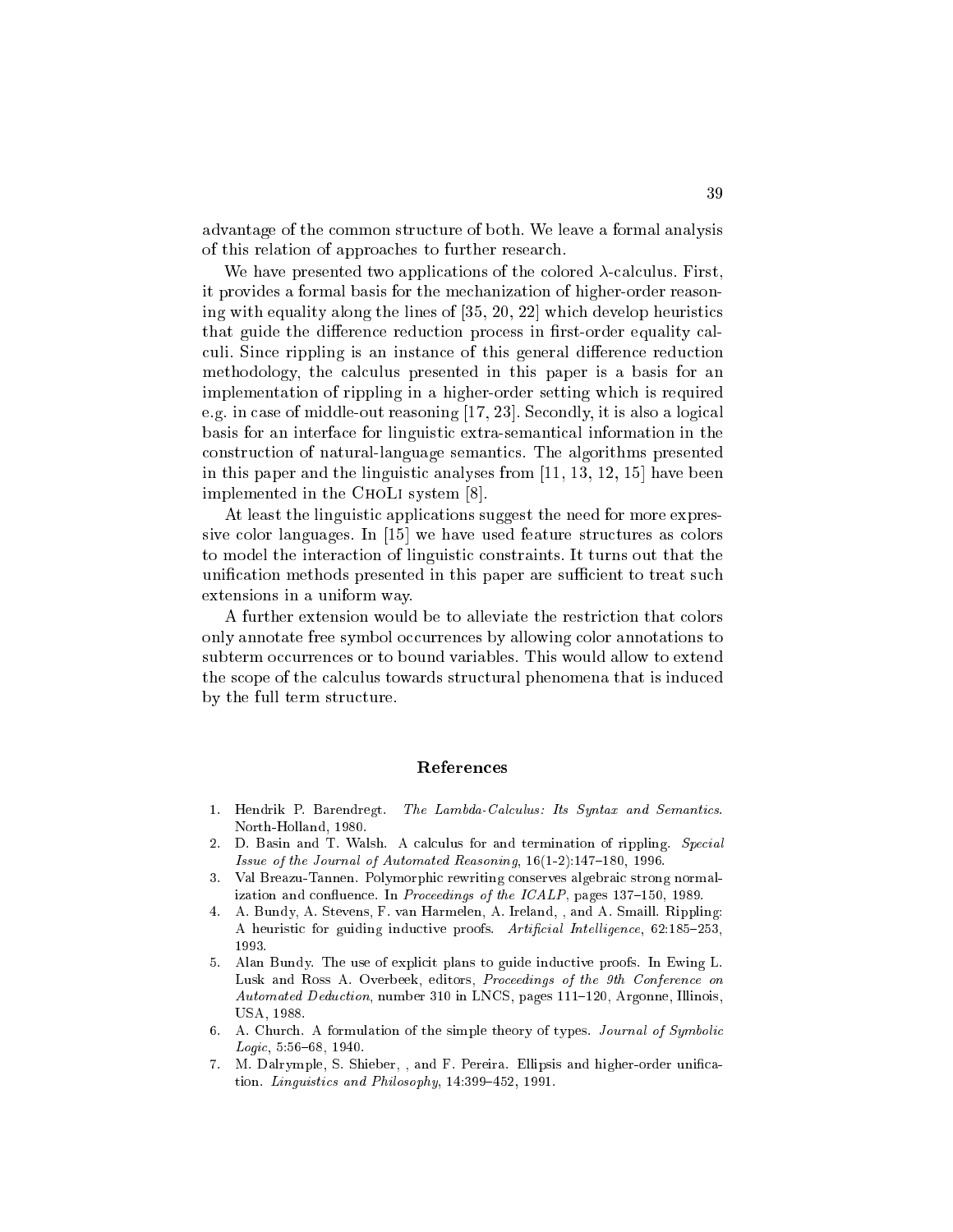advantage of the common structure of both. We leave a formal analysis of this relation of approaches to further research.

We have presented two applications of the colored $\lambda$-calculus. First, it provides a formal basis for the mechanization of higher-order reasoning with equality along the lines of [35, 20, 22] which develop heuristics that guide the difference reduction process in first-order equality calculi. Since rippling is an instance of this general difference reduction methodology, the calculus presented in this paper is a basis for an implementation of rippling in a higher-order setting which is required e.g. in case of middle-out reasoning [17, 23]. Secondly, it is also a logical basis for an interface for linguistic extra-semantical information in the construction of natural-language semantics. The algorithms presented in this paper and the linguistic analyses from [11, 13, 12, 15] have been implemented in the ChoLi system [8].

At least the linguistic applications suggest the need for more expressive color languages. In [15] we have used feature structures as colors to model the interaction of linguistic constraints. It turns out that the unification methods presented in this paper are sufficient to treat such extensions in a uniform way.

A further extension would be to alleviate the restriction that colors only annotate free symbol occurrences by allowing color annotations to subterm occurrences or to bound variables. This would allow to extend the scope of the calculus towards structural phenomena that is induced by the full term structure.

## References

1. Hendrik P. Barendregt. *The Lambda-Calculus: Its Syntax and Semantics*. North-Holland, 1980.
2. D. Basin and T. Walsh. A calculus for and termination of rippling. *Special Issue of the Journal of Automated Reasoning*, 16(1-2):147–180, 1996.
3. Val Breazu-Tannen. Polymorphic rewriting conserves algebraic strong normalization and confluence. In *Proceedings of the ICALP*, pages 137–150, 1989.
4. A. Bundy, A. Stevens, F. van Harmelen, A. Ireland, , and A. Smaill. Rippling: A heuristic for guiding inductive proofs. *Artificial Intelligence*, 62:185–253, 1993.
5. Alan Bundy. The use of explicit plans to guide inductive proofs. In Ewing L. Lusk and Ross A. Overbeek, editors, *Proceedings of the 9th Conference on Automated Deduction*, number 310 in LNCS, pages 111–120, Argonne, Illinois, USA, 1988.
6. A. Church. A formulation of the simple theory of types. *Journal of Symbolic Logic*, 5:56–68, 1940.
7. M. Dalrymple, S. Shieber, , and F. Pereira. Ellipsis and higher-order unification. *Linguistics and Philosophy*, 14:399–452, 1991.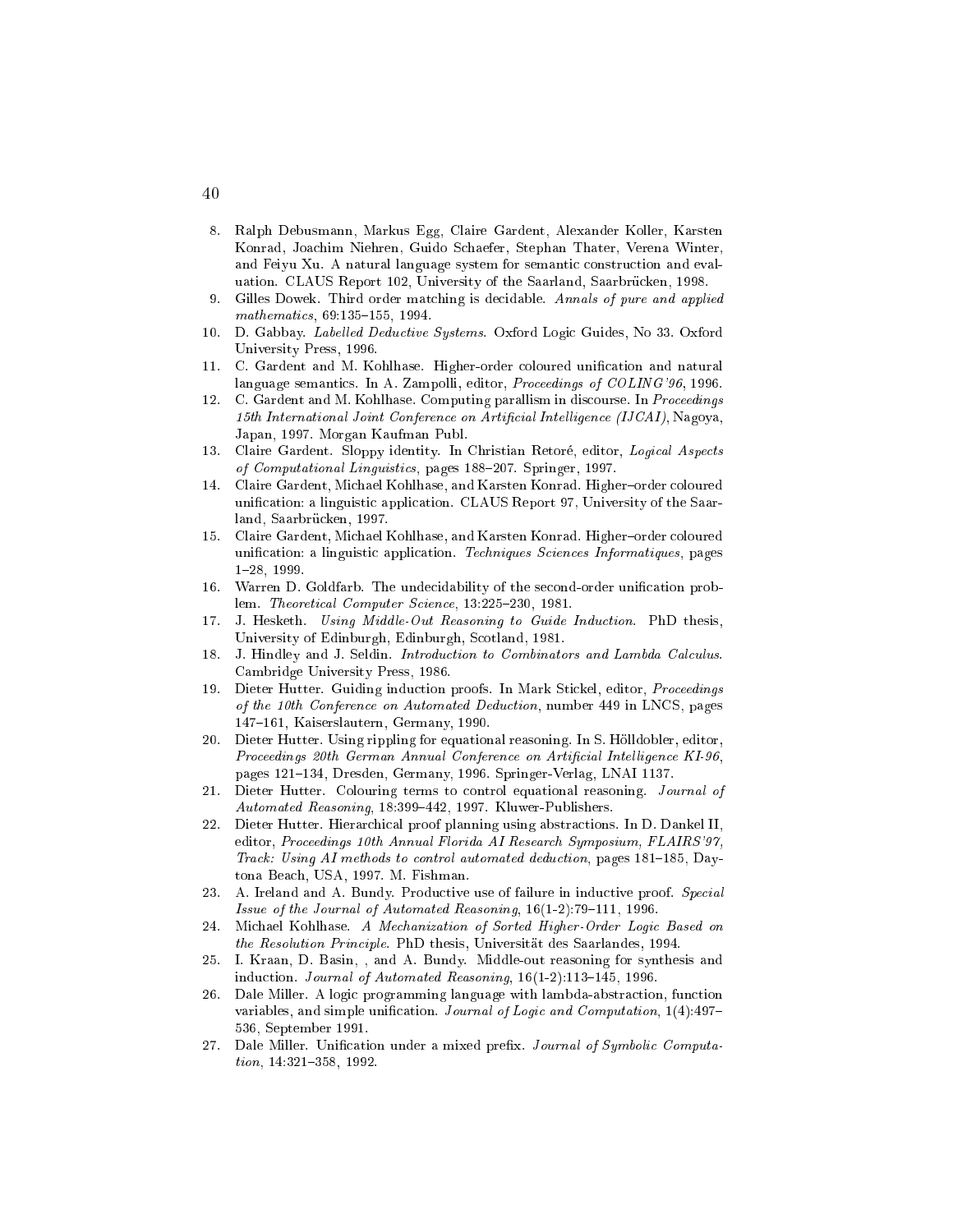8. Ralph Debusmann, Markus Egg, Claire Gardent, Alexander Koller, Karsten Konrad, Joachim Niehren, Guido Schaefer, Stephan Thater, Verena Winter, and Feiyu Xu. A natural language system for semantic construction and evaluation. CLAUS Report 102, University of the Saarland, Saarbrücken, 1998.
9. Gilles Dowek. Third order matching is decidable. *Annals of pure and applied mathematics*, 69:135–155, 1994.
10. D. Gabbay. *Labelled Deductive Systems*. Oxford Logic Guides, No 33. Oxford University Press, 1996.
11. C. Gardent and M. Kohlhase. Higher-order coloured unification and natural language semantics. In A. Zampolli, editor, *Proceedings of COLING'96*, 1996.
12. C. Gardent and M. Kohlhase. Computing parallism in discourse. In *Proceedings 15th International Joint Conference on Artificial Intelligence (IJCAI)*, Nagoya, Japan, 1997. Morgan Kaufman Publ.
13. Claire Gardent. Sloppy identity. In Christian Retoré, editor, *Logical Aspects of Computational Linguistics*, pages 188–207. Springer, 1997.
14. Claire Gardent, Michael Kohlhase, and Karsten Konrad. Higher–order coloured unification: a linguistic application. CLAUS Report 97, University of the Saarland, Saarbrücken, 1997.
15. Claire Gardent, Michael Kohlhase, and Karsten Konrad. Higher–order coloured unification: a linguistic application. *Techniques Sciences Informatiques*, pages 1–28, 1999.
16. Warren D. Goldfarb. The undecidability of the second-order unification problem. *Theoretical Computer Science*, 13:225–230, 1981.
17. J. Hesketh. *Using Middle-Out Reasoning to Guide Induction*. PhD thesis, University of Edinburgh, Edinburgh, Scotland, 1981.
18. J. Hindley and J. Seldin. *Introduction to Combinators and Lambda Calculus*. Cambridge University Press, 1986.
19. Dieter Hutter. Guiding induction proofs. In Mark Stickel, editor, *Proceedings of the 10th Conference on Automated Deduction*, number 449 in LNCS, pages 147–161, Kaiserslautern, Germany, 1990.
20. Dieter Hutter. Using rippling for equational reasoning. In S. Hölldobler, editor, *Proceedings 20th German Annual Conference on Artificial Intelligence KI-96*, pages 121–134, Dresden, Germany, 1996. Springer-Verlag, LNAI 1137.
21. Dieter Hutter. Colouring terms to control equational reasoning. *Journal of Automated Reasoning*, 18:399–442, 1997. Kluwer-Publishers.
22. Dieter Hutter. Hierarchical proof planning using abstractions. In D. Dankel II, editor, *Proceedings 10th Annual Florida AI Research Symposium, FLAIRS'97, Track: Using AI methods to control automated deduction*, pages 181–185, Daytona Beach, USA, 1997. M. Fishman.
23. A. Ireland and A. Bundy. Productive use of failure in inductive proof. *Special Issue of the Journal of Automated Reasoning*, 16(1-2):79–111, 1996.
24. Michael Kohlhase. *A Mechanization of Sorted Higher-Order Logic Based on the Resolution Principle*. PhD thesis, Universität des Saarlandes, 1994.
25. I. Kraan, D. Basin, , and A. Bundy. Middle-out reasoning for synthesis and induction. *Journal of Automated Reasoning*, 16(1-2):113–145, 1996.
26. Dale Miller. A logic programming language with lambda-abstraction, function variables, and simple unification. *Journal of Logic and Computation*, 1(4):497–536, September 1991.
27. Dale Miller. Unification under a mixed prefix. *Journal of Symbolic Computation*, 14:321–358, 1992.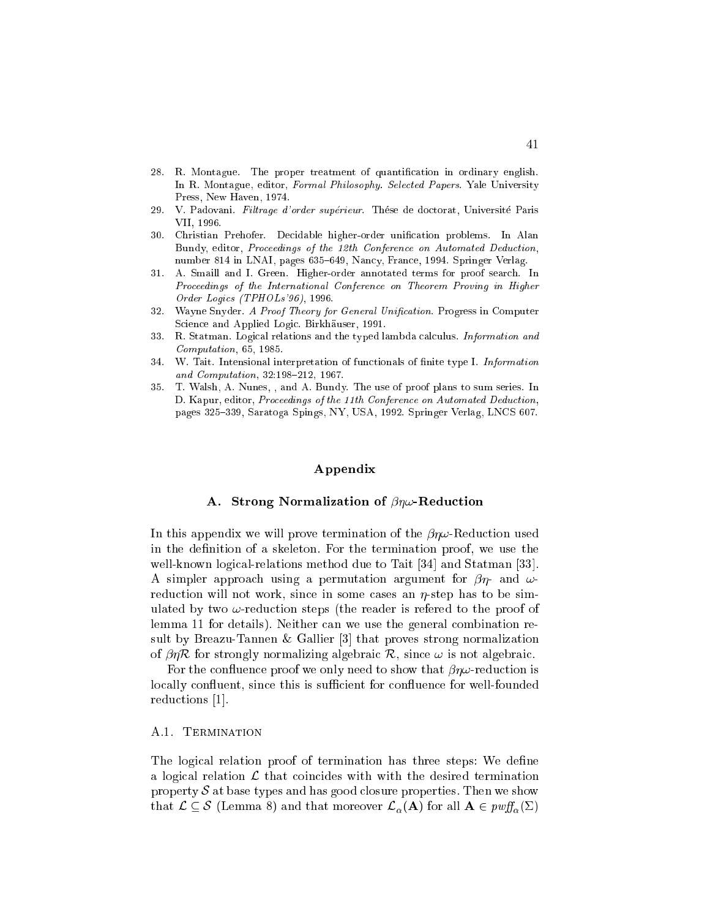28. R. Montague. The proper treatment of quantification in ordinary english. In R. Montague, editor, *Formal Philosophy. Selected Papers*. Yale University Press, New Haven, 1974.
29. V. Padovani. *Filtrage d'order supérieur*. Thése de doctorat, Université Paris VII, 1996.
30. Christian Prehofer. Decidable higher-order unification problems. In Alan Bundy, editor, *Proceedings of the 12th Conference on Automated Deduction*, number 814 in LNAI, pages 635–649, Nancy, France, 1994. Springer Verlag.
31. A. Smaill and I. Green. Higher-order annotated terms for proof search. In *Proceedings of the International Conference on Theorem Proving in Higher Order Logics (TPHOLs'96)*, 1996.
32. Wayne Snyder. *A Proof Theory for General Unification*. Progress in Computer Science and Applied Logic. Birkhäuser, 1991.
33. R. Statman. Logical relations and the typed lambda calculus. *Information and Computation*, 65, 1985.
34. W. Tait. Intensional interpretation of functionals of finite type I. *Information and Computation*, 32:198–212, 1967.
35. T. Walsh, A. Nunes, , and A. Bundy. The use of proof plans to sum series. In D. Kapur, editor, *Proceedings of the 11th Conference on Automated Deduction*, pages 325–339, Saratoga Spings, NY, USA, 1992. Springer Verlag, LNCS 607.

# Appendix

## A. Strong Normalization of $\beta\eta\omega$-Reduction

In this appendix we will prove termination of the $\beta\eta\omega$-Reduction used in the definition of a skeleton. For the termination proof, we use the well-known logical-relations method due to Tait [34] and Statman [33]. A simpler approach using a permutation argument for $\beta\eta$- and $\omega$-reduction will not work, since in some cases an $\eta$-step has to be simulated by two $\omega$-reduction steps (the reader is refered to the proof of lemma 11 for details). Neither can we use the general combination result by Breazu-Tannen & Gallier [3] that proves strong normalization of $\beta\eta\mathcal{R}$ for strongly normalizing algebraic $\mathcal{R}$, since $\omega$ is not algebraic.

For the confluence proof we only need to show that $\beta\eta\omega$-reduction is locally confluent, since this is sufficient for confluence for well-founded reductions [1].

### A.1. Termination

The logical relation proof of termination has three steps: We define a logical relation $\mathcal{L}$ that coincides with with the desired termination property $\mathcal{S}$ at base types and has good closure properties. Then we show that $\mathcal{L} \subseteq \mathcal{S}$ (Lemma 8) and that moreover $\mathcal{L}_\alpha(\mathbf{A})$ for all $\mathbf{A} \in pwff_\alpha(\Sigma)$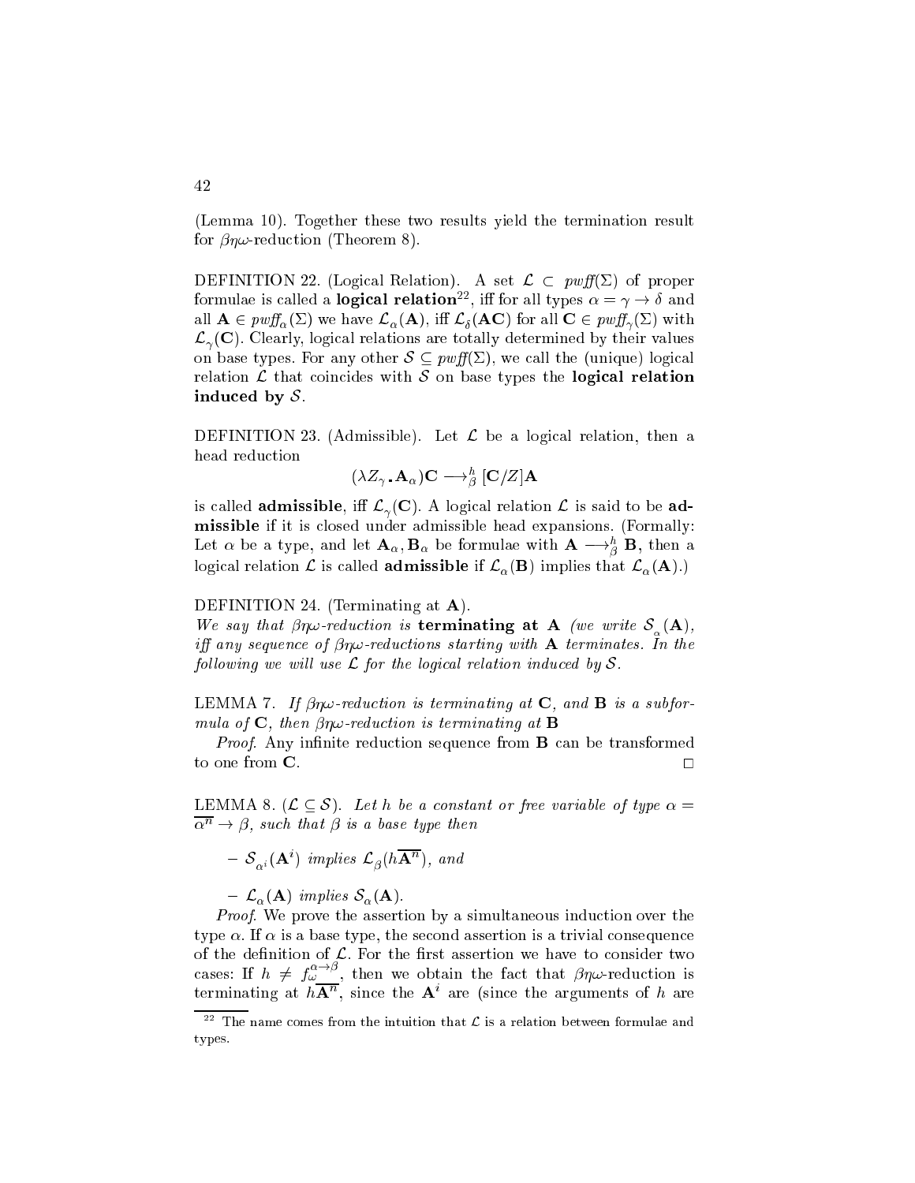(Lemma 10). Together these two results yield the termination result for $\beta\eta\omega$-reduction (Theorem 8).

DEFINITION 22. (Logical Relation). A set $\mathcal{L} \subset pwff(\Sigma)$ of proper formulae is called a **logical relation**[22], iff for all types $\alpha = \gamma \to \delta$ and all $\mathbf{A} \in pwff_\alpha(\Sigma)$ we have $\mathcal{L}_\alpha(\mathbf{A})$, iff $\mathcal{L}_\delta(\mathbf{AC})$ for all $\mathbf{C} \in pwff_\gamma(\Sigma)$ with $\mathcal{L}_\gamma(\mathbf{C})$. Clearly, logical relations are totally determined by their values on base types. For any other $\mathcal{S} \subseteq pwff(\Sigma)$, we call the (unique) logical relation $\mathcal{L}$ that coincides with $\mathcal{S}$ on base types the **logical relation induced by** $\mathcal{S}$.

DEFINITION 23. (Admissible). Let $\mathcal{L}$ be a logical relation, then a head reduction

$$(\lambda Z_\gamma \mathbf{.} \mathbf{A}_\alpha)\mathbf{C} \longrightarrow^h_\beta [\mathbf{C}/Z]\mathbf{A}$$

is called **admissible**, iff $\mathcal{L}_\gamma(\mathbf{C})$. A logical relation $\mathcal{L}$ is said to be **admissible** if it is closed under admissible head expansions. (Formally: Let $\alpha$ be a type, and let $\mathbf{A}_\alpha, \mathbf{B}_\alpha$ be formulae with $\mathbf{A} \longrightarrow^h_\beta \mathbf{B}$, then a logical relation $\mathcal{L}$ is called **admissible** if $\mathcal{L}_\alpha(\mathbf{B})$ implies that $\mathcal{L}_\alpha(\mathbf{A})$.)

DEFINITION 24. (Terminating at $\mathbf{A}$).
*We say that $\beta\eta\omega$-reduction is* **terminating at A** *(we write $\mathcal{S}_\alpha(\mathbf{A})$, iff any sequence of $\beta\eta\omega$-reductions starting with $\mathbf{A}$ terminates. In the following we will use $\mathcal{L}$ for the logical relation induced by $\mathcal{S}$.*

LEMMA 7. *If $\beta\eta\omega$-reduction is terminating at $\mathbf{C}$, and $\mathbf{B}$ is a subformula of $\mathbf{C}$, then $\beta\eta\omega$-reduction is terminating at $\mathbf{B}$*

*Proof*. Any infinite reduction sequence from $\mathbf{B}$ can be transformed to one from $\mathbf{C}$. □

LEMMA 8. ($\mathcal{L} \subseteq \mathcal{S}$). *Let $h$ be a constant or free variable of type $\alpha = \overline{\alpha^n} \to \beta$, such that $\beta$ is a base type then*

- *$\mathcal{S}_{\alpha^i}(\mathbf{A}^i)$ implies $\mathcal{L}_\beta(h\overline{\mathbf{A}^n})$, and*
- *$\mathcal{L}_\alpha(\mathbf{A})$ implies $\mathcal{S}_\alpha(\mathbf{A})$.*

*Proof*. We prove the assertion by a simultaneous induction over the type $\alpha$. If $\alpha$ is a base type, the second assertion is a trivial consequence of the definition of $\mathcal{L}$. For the first assertion we have to consider two cases: If $h \neq f_\omega^{\alpha\to\beta}$, then we obtain the fact that $\beta\eta\omega$-reduction is terminating at $h\overline{\mathbf{A}^n}$, since the $\mathbf{A}^i$ are (since the arguments of $h$ are

[22] The name comes from the intuition that $\mathcal{L}$ is a relation between formulae and types.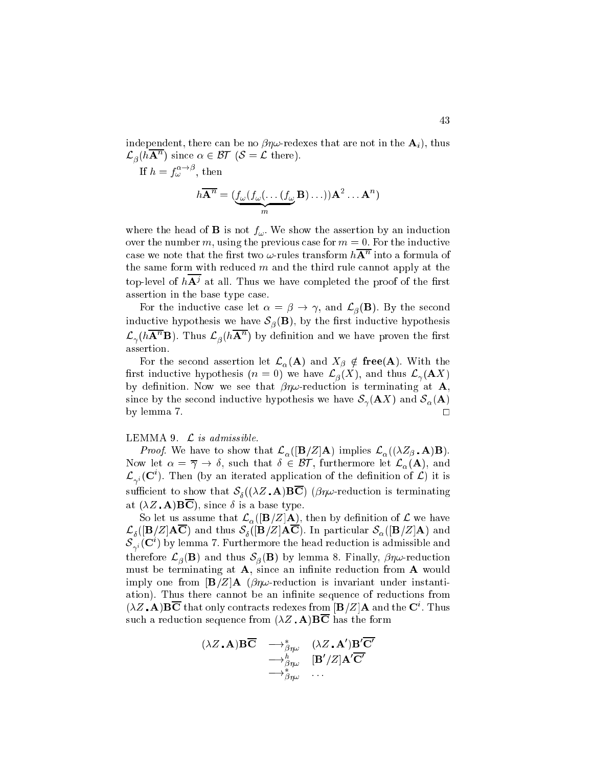independent, there can be no $\beta\eta\omega$-redexes that are not in the $\mathbf{A}_i$), thus $\mathcal{L}_\beta(h\overline{\mathbf{A}^n})$ since $\alpha \in \mathcal{BT}$ ($\mathcal{S} = \mathcal{L}$ there).

If $h = f_\omega^{\alpha\to\beta}$, then

$$h\overline{\mathbf{A}^n} = (\underbrace{f_\omega(f_\omega(\ldots(f_\omega}_{m}\mathbf{B})\ldots))\mathbf{A}^2\ldots\mathbf{A}^n)$$

where the head of $\mathbf{B}$ is not $f_\omega$. We show the assertion by an induction over the number $m$, using the previous case for $m = 0$. For the inductive case we note that the first two $\omega$-rules transform $h\overline{\mathbf{A}^n}$ into a formula of the same form with reduced $m$ and the third rule cannot apply at the top-level of $h\overline{\mathbf{A}^j}$ at all. Thus we have completed the proof of the first assertion in the base type case.

For the inductive case let $\alpha = \beta \to \gamma$, and $\mathcal{L}_\beta(\mathbf{B})$. By the second inductive hypothesis we have $\mathcal{S}_\beta(\mathbf{B})$, by the first inductive hypothesis $\mathcal{L}_\gamma(h\overline{\mathbf{A}^n}\mathbf{B})$. Thus $\mathcal{L}_\beta(h\overline{\mathbf{A}^n})$ by definition and we have proven the first assertion.

For the second assertion let $\mathcal{L}_\alpha(\mathbf{A})$ and $X_\beta \notin \mathbf{free}(\mathbf{A})$. With the first inductive hypothesis ($n = 0$) we have $\mathcal{L}_\beta(X)$, and thus $\mathcal{L}_\gamma(\mathbf{A}X)$ by definition. Now we see that $\beta\eta\omega$-reduction is terminating at $\mathbf{A}$, since by the second inductive hypothesis we have $\mathcal{S}_\gamma(\mathbf{A}X)$ and $\mathcal{S}_\alpha(\mathbf{A})$ by lemma 7. □

LEMMA 9. *$\mathcal{L}$ is admissible.*

*Proof.* We have to show that $\mathcal{L}_\alpha([\mathbf{B}/Z]\mathbf{A})$ implies $\mathcal{L}_\alpha((\lambda Z_\beta . \mathbf{A})\mathbf{B})$. Now let $\alpha = \overline{\gamma} \to \delta$, such that $\delta \in \mathcal{BT}$, furthermore let $\mathcal{L}_\alpha(\mathbf{A})$, and $\mathcal{L}_{\gamma^i}(\mathbf{C}^i)$. Then (by an iterated application of the definition of $\mathcal{L}$) it is sufficient to show that $\mathcal{S}_\delta((\lambda Z . \mathbf{A})\mathbf{B}\overline{\mathbf{C}})$ ($\beta\eta\omega$-reduction is terminating at $(\lambda Z . \mathbf{A})\mathbf{B}\overline{\mathbf{C}}$), since $\delta$ is a base type.

So let us assume that $\mathcal{L}_\alpha([\mathbf{B}/Z]\mathbf{A})$, then by definition of $\mathcal{L}$ we have $\mathcal{L}_\delta([\mathbf{B}/Z]\mathbf{A}\overline{\mathbf{C}})$ and thus $\mathcal{S}_\delta([\mathbf{B}/Z]\mathbf{A}\overline{\mathbf{C}})$. In particular $\mathcal{S}_\alpha([\mathbf{B}/Z]\mathbf{A})$ and $\mathcal{S}_{\gamma^i}(\mathbf{C}^i)$ by lemma 7. Furthermore the head reduction is admissible and therefore $\mathcal{L}_\beta(\mathbf{B})$ and thus $\mathcal{S}_\beta(\mathbf{B})$ by lemma 8. Finally, $\beta\eta\omega$-reduction must be terminating at $\mathbf{A}$, since an infinite reduction from $\mathbf{A}$ would imply one from $[\mathbf{B}/Z]\mathbf{A}$ ($\beta\eta\omega$-reduction is invariant under instantiation). Thus there cannot be an infinite sequence of reductions from $(\lambda Z . \mathbf{A})\mathbf{B}\overline{\mathbf{C}}$ that only contracts redexes from $[\mathbf{B}/Z]\mathbf{A}$ and the $\mathbf{C}^i$. Thus such a reduction sequence from $(\lambda Z . \mathbf{A})\mathbf{B}\overline{\mathbf{C}}$ has the form

$$\begin{array}{rll} (\lambda Z . \mathbf{A})\mathbf{B}\overline{\mathbf{C}} & \longrightarrow^*_{\beta\eta\omega} & (\lambda Z . \mathbf{A}')\mathbf{B}'\overline{\mathbf{C}'} \\ & \longrightarrow^h_{\beta\eta\omega} & [\mathbf{B}'/Z]\mathbf{A}'\overline{\mathbf{C}'} \\ & \longrightarrow^*_{\beta\eta\omega} & \ldots \end{array}$$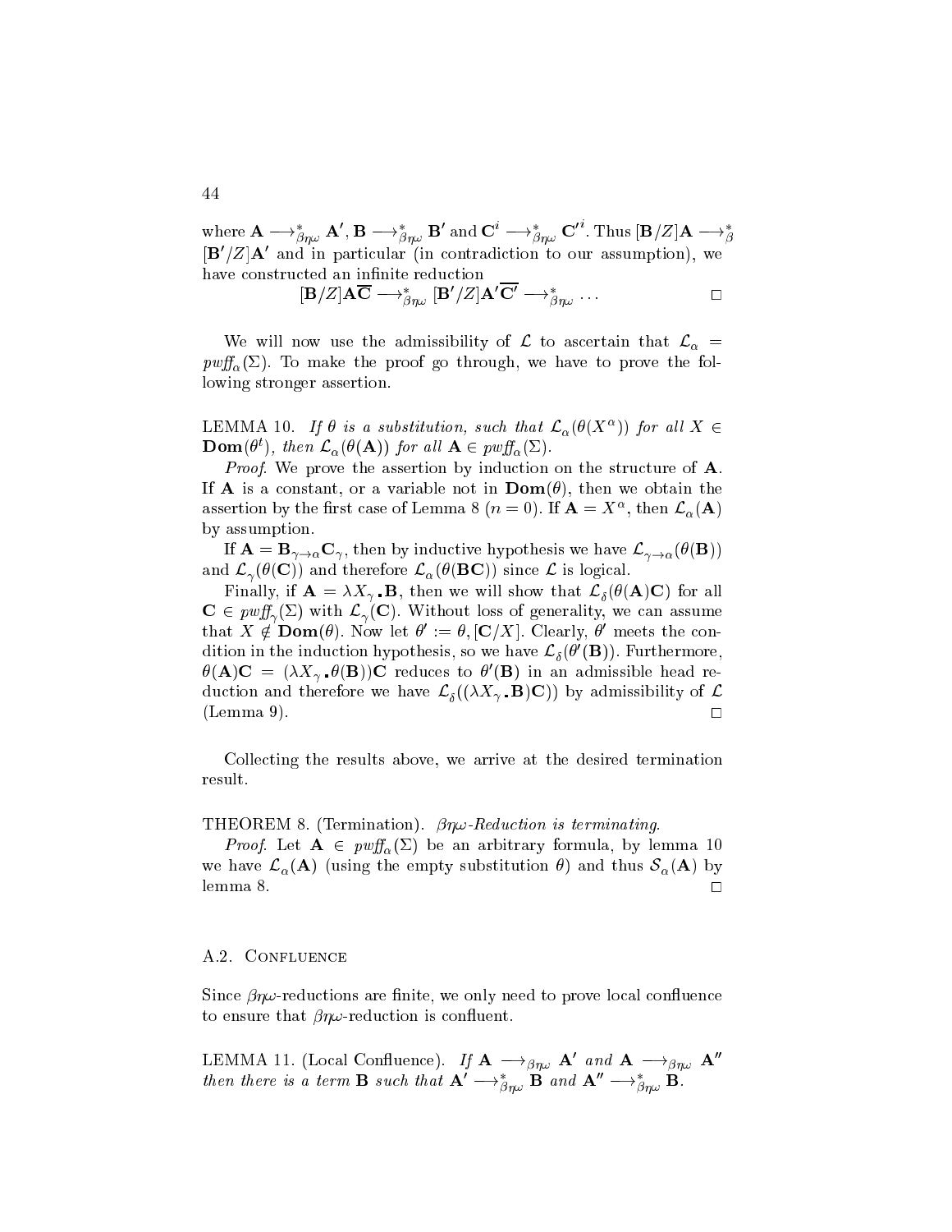where $\mathbf{A} \longrightarrow^*_{\beta\eta\omega} \mathbf{A}'$, $\mathbf{B} \longrightarrow^*_{\beta\eta\omega} \mathbf{B}'$ and $\mathbf{C}^i \longrightarrow^*_{\beta\eta\omega} \mathbf{C}'^i$. Thus $[\mathbf{B}/Z]\mathbf{A} \longrightarrow^*_{\beta} [\mathbf{B}'/Z]\mathbf{A}'$ and in particular (in contradiction to our assumption), we have constructed an infinite reduction

$$[\mathbf{B}/Z]\mathbf{A}\overline{\mathbf{C}} \longrightarrow^*_{\beta\eta\omega} [\mathbf{B}'/Z]\mathbf{A}'\overline{\mathbf{C}'} \longrightarrow^*_{\beta\eta\omega} \ldots \qquad \square$$

We will now use the admissibility of $\mathcal{L}$ to ascertain that $\mathcal{L}_\alpha = \mathit{pwff}_\alpha(\Sigma)$. To make the proof go through, we have to prove the following stronger assertion.

LEMMA 10. *If $\theta$ is a substitution, such that $\mathcal{L}_\alpha(\theta(X^\alpha))$ for all $X \in \mathbf{Dom}(\theta^t)$, then $\mathcal{L}_\alpha(\theta(\mathbf{A}))$ for all $\mathbf{A} \in \mathit{pwff}_\alpha(\Sigma)$.*

*Proof.* We prove the assertion by induction on the structure of $\mathbf{A}$. If $\mathbf{A}$ is a constant, or a variable not in $\mathbf{Dom}(\theta)$, then we obtain the assertion by the first case of Lemma 8 ($n = 0$). If $\mathbf{A} = X^\alpha$, then $\mathcal{L}_\alpha(\mathbf{A})$ by assumption.

If $\mathbf{A} = \mathbf{B}_{\gamma\to\alpha}\mathbf{C}_\gamma$, then by inductive hypothesis we have $\mathcal{L}_{\gamma\to\alpha}(\theta(\mathbf{B}))$ and $\mathcal{L}_\gamma(\theta(\mathbf{C}))$ and therefore $\mathcal{L}_\alpha(\theta(\mathbf{BC}))$ since $\mathcal{L}$ is logical.

Finally, if $\mathbf{A} = \lambda X_\gamma \mathbf{.B}$, then we will show that $\mathcal{L}_\delta(\theta(\mathbf{A})\mathbf{C})$ for all $\mathbf{C} \in \mathit{pwff}_\gamma(\Sigma)$ with $\mathcal{L}_\gamma(\mathbf{C})$. Without loss of generality, we can assume that $X \notin \mathbf{Dom}(\theta)$. Now let $\theta' := \theta, [\mathbf{C}/X]$. Clearly, $\theta'$ meets the condition in the induction hypothesis, so we have $\mathcal{L}_\delta(\theta'(\mathbf{B}))$. Furthermore, $\theta(\mathbf{A})\mathbf{C} = (\lambda X_\gamma \mathbf{.}\theta(\mathbf{B}))\mathbf{C}$ reduces to $\theta'(\mathbf{B})$ in an admissible head reduction and therefore we have $\mathcal{L}_\delta((\lambda X_\gamma \mathbf{.B})\mathbf{C}))$ by admissibility of $\mathcal{L}$ (Lemma 9). $\square$

Collecting the results above, we arrive at the desired termination result.

THEOREM 8. (Termination). *$\beta\eta\omega$-Reduction is terminating.*

*Proof.* Let $\mathbf{A} \in \mathit{pwff}_\alpha(\Sigma)$ be an arbitrary formula, by lemma 10 we have $\mathcal{L}_\alpha(\mathbf{A})$ (using the empty substitution $\theta$) and thus $\mathcal{S}_\alpha(\mathbf{A})$ by lemma 8. $\square$

## A.2. Confluence

Since $\beta\eta\omega$-reductions are finite, we only need to prove local confluence to ensure that $\beta\eta\omega$-reduction is confluent.

LEMMA 11. (Local Confluence). *If $\mathbf{A} \longrightarrow_{\beta\eta\omega} \mathbf{A}'$ and $\mathbf{A} \longrightarrow_{\beta\eta\omega} \mathbf{A}''$ then there is a term $\mathbf{B}$ such that $\mathbf{A}' \longrightarrow^*_{\beta\eta\omega} \mathbf{B}$ and $\mathbf{A}'' \longrightarrow^*_{\beta\eta\omega} \mathbf{B}$.*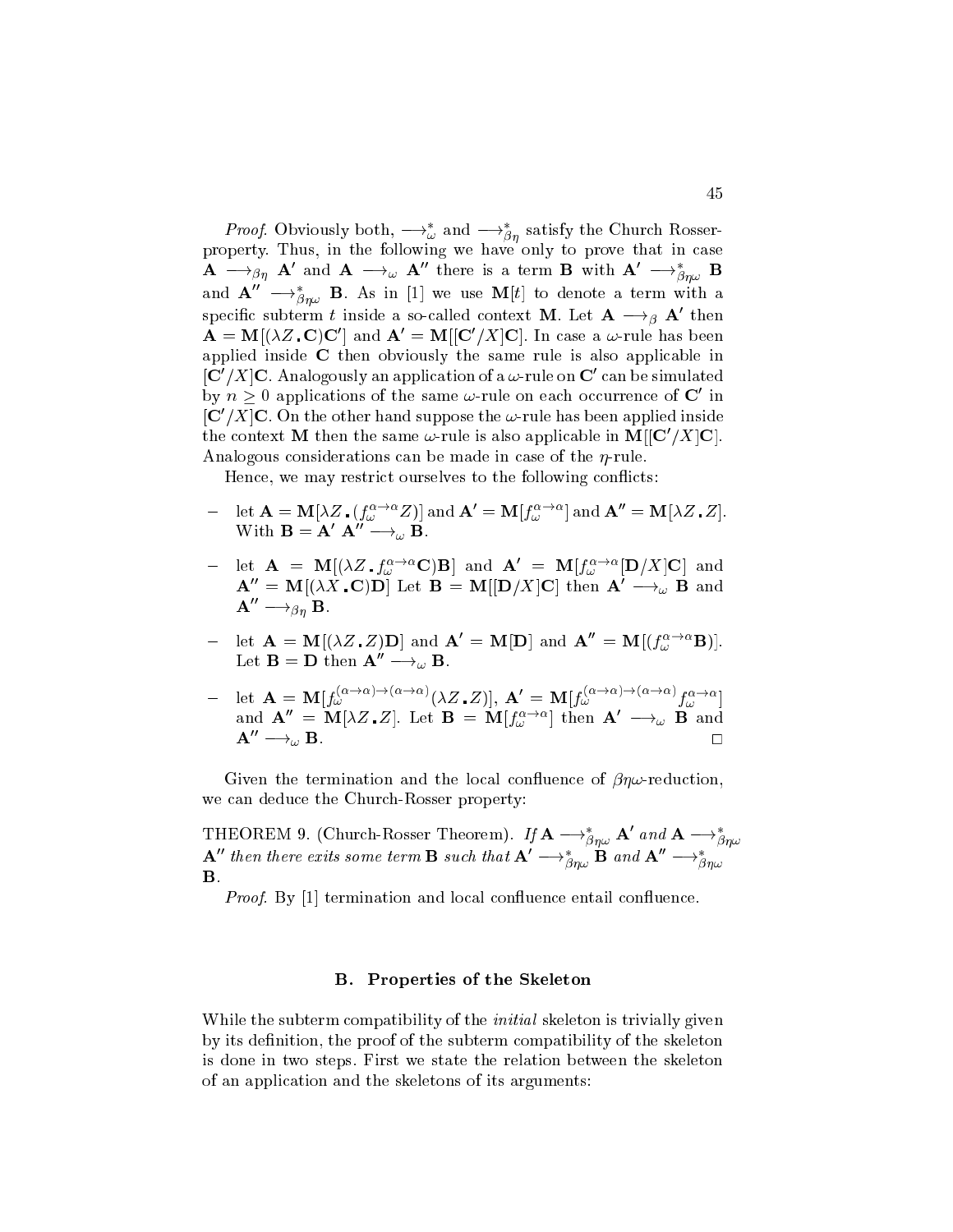*Proof*. Obviously both, $\longrightarrow^*_\omega$ and $\longrightarrow^*_{\beta\eta}$ satisfy the Church Rosser-property. Thus, in the following we have only to prove that in case $\mathbf{A} \longrightarrow_{\beta\eta} \mathbf{A}'$ and $\mathbf{A} \longrightarrow_\omega \mathbf{A}''$ there is a term $\mathbf{B}$ with $\mathbf{A}' \longrightarrow^*_{\beta\eta\omega} \mathbf{B}$ and $\mathbf{A}'' \longrightarrow^*_{\beta\eta\omega} \mathbf{B}$. As in [1] we use $\mathbf{M}[t]$ to denote a term with a specific subterm $t$ inside a so-called context $\mathbf{M}$. Let $\mathbf{A} \longrightarrow_\beta \mathbf{A}'$ then $\mathbf{A} = \mathbf{M}[(\lambda Z\,.\,\mathbf{C})\mathbf{C}']$ and $\mathbf{A}' = \mathbf{M}[[\mathbf{C}'/X]\mathbf{C}]$. In case a $\omega$-rule has been applied inside $\mathbf{C}$ then obviously the same rule is also applicable in $[\mathbf{C}'/X]\mathbf{C}$. Analogously an application of a $\omega$-rule on $\mathbf{C}'$ can be simulated by $n \geq 0$ applications of the same $\omega$-rule on each occurrence of $\mathbf{C}'$ in $[\mathbf{C}'/X]\mathbf{C}$. On the other hand suppose the $\omega$-rule has been applied inside the context $\mathbf{M}$ then the same $\omega$-rule is also applicable in $\mathbf{M}[[\mathbf{C}'/X]\mathbf{C}]$. Analogous considerations can be made in case of the $\eta$-rule.

Hence, we may restrict ourselves to the following conflicts:

- let $\mathbf{A} = \mathbf{M}[\lambda Z\,.\,(f^{\alpha\to\alpha}_\omega Z)]$ and $\mathbf{A}' = \mathbf{M}[f^{\alpha\to\alpha}_\omega]$ and $\mathbf{A}'' = \mathbf{M}[\lambda Z\,.\,Z]$. With $\mathbf{B} = \mathbf{A}'\ \mathbf{A}'' \longrightarrow_\omega \mathbf{B}$.
- let $\mathbf{A} = \mathbf{M}[(\lambda Z\,.\,f^{\alpha\to\alpha}_\omega \mathbf{C})\mathbf{B}]$ and $\mathbf{A}' = \mathbf{M}[f^{\alpha\to\alpha}_\omega[\mathbf{D}/X]\mathbf{C}]$ and $\mathbf{A}'' = \mathbf{M}[(\lambda X\,.\,\mathbf{C})\mathbf{D}]$ Let $\mathbf{B} = \mathbf{M}[[\mathbf{D}/X]\mathbf{C}]$ then $\mathbf{A}' \longrightarrow_\omega \mathbf{B}$ and $\mathbf{A}'' \longrightarrow_{\beta\eta} \mathbf{B}$.
- let $\mathbf{A} = \mathbf{M}[(\lambda Z\,.\,Z)\mathbf{D}]$ and $\mathbf{A}' = \mathbf{M}[\mathbf{D}]$ and $\mathbf{A}'' = \mathbf{M}[(f^{\alpha\to\alpha}_\omega \mathbf{B})]$. Let $\mathbf{B} = \mathbf{D}$ then $\mathbf{A}'' \longrightarrow_\omega \mathbf{B}$.
- let $\mathbf{A} = \mathbf{M}[f^{(\alpha\to\alpha)\to(\alpha\to\alpha)}_\omega(\lambda Z\,.\,Z)]$, $\mathbf{A}' = \mathbf{M}[f^{(\alpha\to\alpha)\to(\alpha\to\alpha)}_\omega f^{\alpha\to\alpha}_\omega]$ and $\mathbf{A}'' = \mathbf{M}[\lambda Z\,.\,Z]$. Let $\mathbf{B} = \mathbf{M}[f^{\alpha\to\alpha}_\omega]$ then $\mathbf{A}' \longrightarrow_\omega \mathbf{B}$ and $\mathbf{A}'' \longrightarrow_\omega \mathbf{B}$. □

Given the termination and the local confluence of $\beta\eta\omega$-reduction, we can deduce the Church-Rosser property:

THEOREM 9. (Church-Rosser Theorem). *If* $\mathbf{A} \longrightarrow^*_{\beta\eta\omega} \mathbf{A}'$ *and* $\mathbf{A} \longrightarrow^*_{\beta\eta\omega} \mathbf{A}''$ *then there exits some term* $\mathbf{B}$ *such that* $\mathbf{A}' \longrightarrow^*_{\beta\eta\omega} \mathbf{B}$ *and* $\mathbf{A}'' \longrightarrow^*_{\beta\eta\omega} \mathbf{B}$.

*Proof*. By [1] termination and local confluence entail confluence.

## B. Properties of the Skeleton

While the subterm compatibility of the *initial* skeleton is trivially given by its definition, the proof of the subterm compatibility of the skeleton is done in two steps. First we state the relation between the skeleton of an application and the skeletons of its arguments: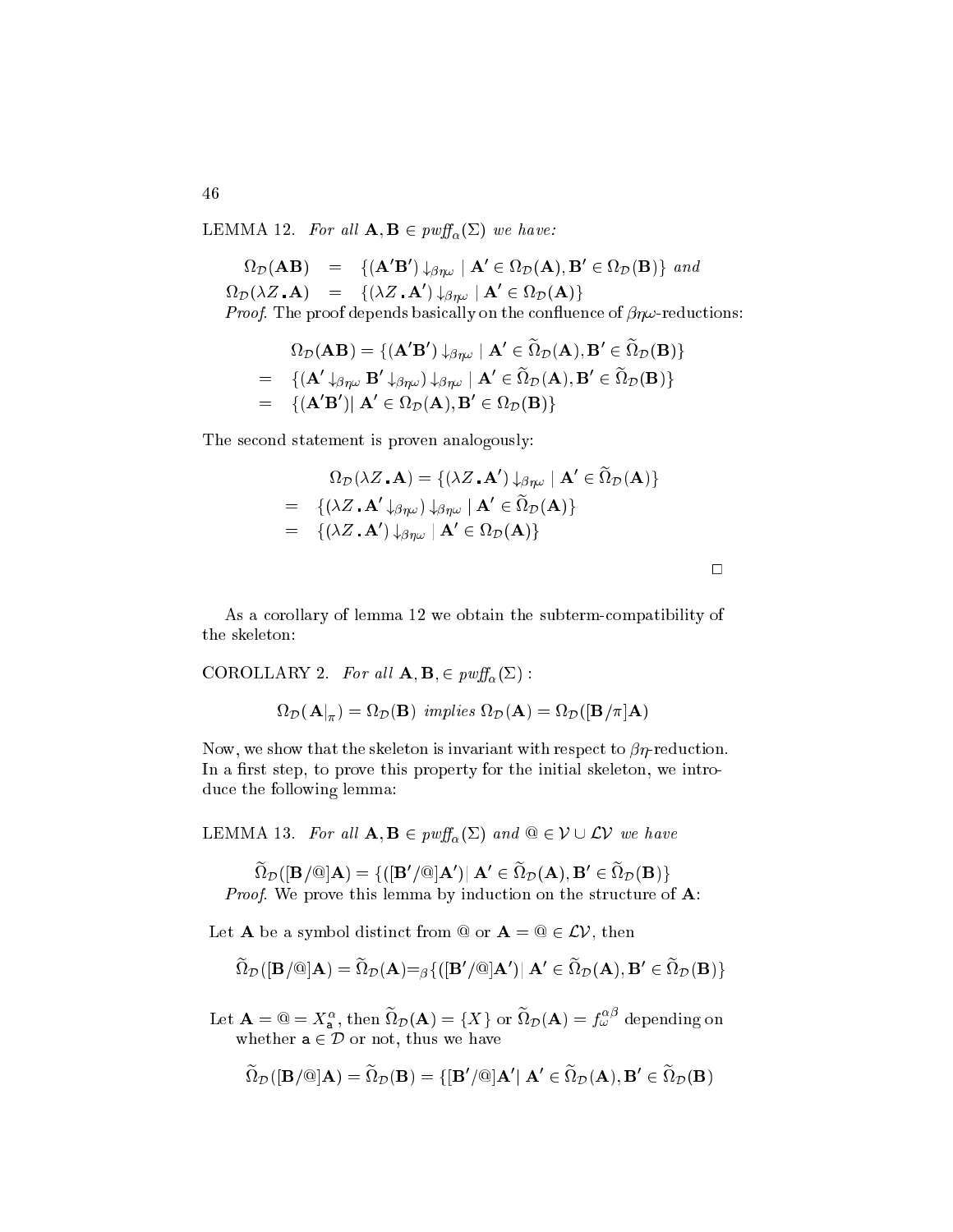LEMMA 12. *For all* $\mathbf{A}, \mathbf{B} \in pwff_\alpha(\Sigma)$ *we have:*

$$\begin{aligned}
\Omega_{\mathcal{D}}(\mathbf{AB}) &= \{(\mathbf{A}'\mathbf{B}')\downarrow_{\beta\eta\omega} \mid \mathbf{A}' \in \Omega_{\mathcal{D}}(\mathbf{A}), \mathbf{B}' \in \Omega_{\mathcal{D}}(\mathbf{B})\} \text{ and} \\
\Omega_{\mathcal{D}}(\lambda Z_{\bullet}\mathbf{A}) &= \{(\lambda Z_{\bullet}\mathbf{A}')\downarrow_{\beta\eta\omega} \mid \mathbf{A}' \in \Omega_{\mathcal{D}}(\mathbf{A})\}
\end{aligned}$$

*Proof.* The proof depends basically on the confluence of $\beta\eta\omega$-reductions:

$$\begin{aligned}
&\Omega_{\mathcal{D}}(\mathbf{AB}) = \{(\mathbf{A}'\mathbf{B}')\downarrow_{\beta\eta\omega} \mid \mathbf{A}' \in \widetilde{\Omega}_{\mathcal{D}}(\mathbf{A}), \mathbf{B}' \in \widetilde{\Omega}_{\mathcal{D}}(\mathbf{B})\} \\
= \quad &\{(\mathbf{A}'\downarrow_{\beta\eta\omega} \mathbf{B}'\downarrow_{\beta\eta\omega})\downarrow_{\beta\eta\omega} \mid \mathbf{A}' \in \widetilde{\Omega}_{\mathcal{D}}(\mathbf{A}), \mathbf{B}' \in \widetilde{\Omega}_{\mathcal{D}}(\mathbf{B})\} \\
= \quad &\{(\mathbf{A}'\mathbf{B}')| \; \mathbf{A}' \in \Omega_{\mathcal{D}}(\mathbf{A}), \mathbf{B}' \in \Omega_{\mathcal{D}}(\mathbf{B})\}
\end{aligned}$$

The second statement is proven analogously:

$$\begin{aligned}
&\Omega_{\mathcal{D}}(\lambda Z_{\bullet}\mathbf{A}) = \{(\lambda Z_{\bullet}\mathbf{A}')\downarrow_{\beta\eta\omega} \mid \mathbf{A}' \in \widetilde{\Omega}_{\mathcal{D}}(\mathbf{A})\} \\
= \quad &\{(\lambda Z_{\bullet}\mathbf{A}'\downarrow_{\beta\eta\omega})\downarrow_{\beta\eta\omega} \mid \mathbf{A}' \in \widetilde{\Omega}_{\mathcal{D}}(\mathbf{A})\} \\
= \quad &\{(\lambda Z_{\bullet}\mathbf{A}')\downarrow_{\beta\eta\omega} \mid \mathbf{A}' \in \Omega_{\mathcal{D}}(\mathbf{A})\}
\end{aligned}$$

□

As a corollary of lemma 12 we obtain the subterm-compatibility of the skeleton:

COROLLARY 2. *For all* $\mathbf{A}, \mathbf{B}, \in pwff_\alpha(\Sigma)$ :

$$\Omega_{\mathcal{D}}(\mathbf{A}|_\pi) = \Omega_{\mathcal{D}}(\mathbf{B}) \textit{ implies } \Omega_{\mathcal{D}}(\mathbf{A}) = \Omega_{\mathcal{D}}([\mathbf{B}/\pi]\mathbf{A})$$

Now, we show that the skeleton is invariant with respect to $\beta\eta$-reduction. In a first step, to prove this property for the initial skeleton, we introduce the following lemma:

LEMMA 13. *For all* $\mathbf{A}, \mathbf{B} \in pwff_\alpha(\Sigma)$ *and* $@ \in \mathcal{V} \cup \mathcal{LV}$ *we have*

$$\widetilde{\Omega}_{\mathcal{D}}([\mathbf{B}/@]\mathbf{A}) = \{([\mathbf{B}'/@]\mathbf{A}')| \; \mathbf{A}' \in \widetilde{\Omega}_{\mathcal{D}}(\mathbf{A}), \mathbf{B}' \in \widetilde{\Omega}_{\mathcal{D}}(\mathbf{B})\}$$

*Proof.* We prove this lemma by induction on the structure of $\mathbf{A}$:

Let $\mathbf{A}$ be a symbol distinct from @ or $\mathbf{A} = @ \in \mathcal{LV}$, then

$$\widetilde{\Omega}_{\mathcal{D}}([\mathbf{B}/@]\mathbf{A}) = \widetilde{\Omega}_{\mathcal{D}}(\mathbf{A}) =_\beta \{([\mathbf{B}'/@]\mathbf{A}')| \; \mathbf{A}' \in \widetilde{\Omega}_{\mathcal{D}}(\mathbf{A}), \mathbf{B}' \in \widetilde{\Omega}_{\mathcal{D}}(\mathbf{B})\}$$

Let $\mathbf{A} = @ = X^\alpha_{\mathsf{a}}$, then $\widetilde{\Omega}_{\mathcal{D}}(\mathbf{A}) = \{X\}$ or $\widetilde{\Omega}_{\mathcal{D}}(\mathbf{A}) = f^{\alpha\beta}_\omega$ depending on whether $\mathsf{a} \in \mathcal{D}$ or not, thus we have

$$\widetilde{\Omega}_{\mathcal{D}}([\mathbf{B}/@]\mathbf{A}) = \widetilde{\Omega}_{\mathcal{D}}(\mathbf{B}) = \{[\mathbf{B}'/@]\mathbf{A}'| \; \mathbf{A}' \in \widetilde{\Omega}_{\mathcal{D}}(\mathbf{A}), \mathbf{B}' \in \widetilde{\Omega}_{\mathcal{D}}(\mathbf{B})$$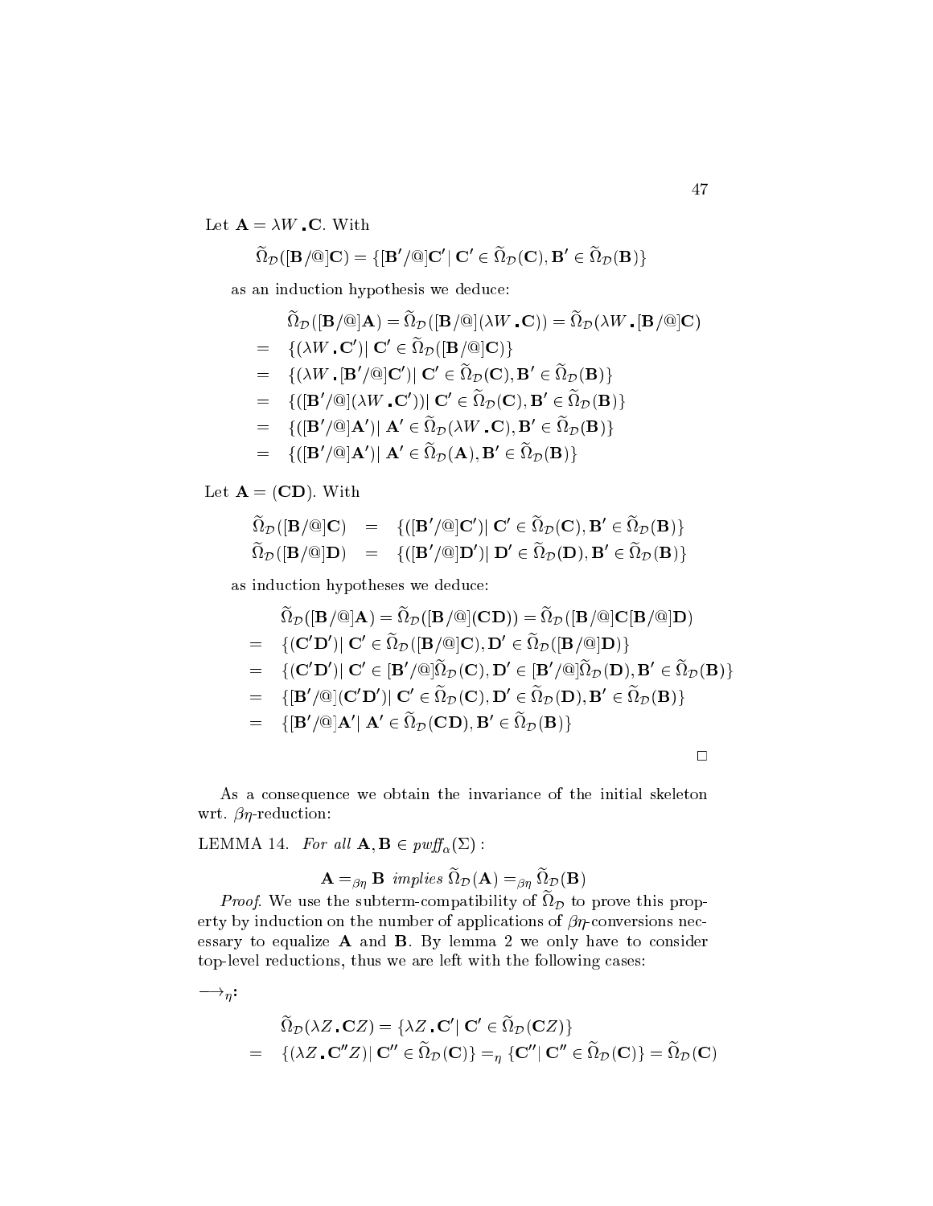Let $\mathbf{A} = \lambda W \mathbf{.C}$. With

$$\widetilde{\Omega}_{\mathcal{D}}([\mathbf{B}/@]\mathbf{C}) = \{[\mathbf{B}'/@]\mathbf{C}' |\ \mathbf{C}' \in \widetilde{\Omega}_{\mathcal{D}}(\mathbf{C}), \mathbf{B}' \in \widetilde{\Omega}_{\mathcal{D}}(\mathbf{B})\}$$

as an induction hypothesis we deduce:

$$\begin{aligned}
& \widetilde{\Omega}_{\mathcal{D}}([\mathbf{B}/@]\mathbf{A}) = \widetilde{\Omega}_{\mathcal{D}}([\mathbf{B}/@](\lambda W \mathbf{.C})) = \widetilde{\Omega}_{\mathcal{D}}(\lambda W \mathbf{.}[\mathbf{B}/@]\mathbf{C}) \\
= \;& \{(\lambda W \mathbf{.C}') |\ \mathbf{C}' \in \widetilde{\Omega}_{\mathcal{D}}([\mathbf{B}/@]\mathbf{C})\} \\
= \;& \{(\lambda W \mathbf{.}[\mathbf{B}'/@]\mathbf{C}') |\ \mathbf{C}' \in \widetilde{\Omega}_{\mathcal{D}}(\mathbf{C}), \mathbf{B}' \in \widetilde{\Omega}_{\mathcal{D}}(\mathbf{B})\} \\
= \;& \{([\mathbf{B}'/@](\lambda W \mathbf{.C}')) |\ \mathbf{C}' \in \widetilde{\Omega}_{\mathcal{D}}(\mathbf{C}), \mathbf{B}' \in \widetilde{\Omega}_{\mathcal{D}}(\mathbf{B})\} \\
= \;& \{([\mathbf{B}'/@]\mathbf{A}') |\ \mathbf{A}' \in \widetilde{\Omega}_{\mathcal{D}}(\lambda W \mathbf{.C}), \mathbf{B}' \in \widetilde{\Omega}_{\mathcal{D}}(\mathbf{B})\} \\
= \;& \{([\mathbf{B}'/@]\mathbf{A}') |\ \mathbf{A}' \in \widetilde{\Omega}_{\mathcal{D}}(\mathbf{A}), \mathbf{B}' \in \widetilde{\Omega}_{\mathcal{D}}(\mathbf{B})\}
\end{aligned}$$

Let $\mathbf{A} = (\mathbf{CD})$. With

$$\begin{aligned}
\widetilde{\Omega}_{\mathcal{D}}([\mathbf{B}/@]\mathbf{C}) &= \{([\mathbf{B}'/@]\mathbf{C}') |\ \mathbf{C}' \in \widetilde{\Omega}_{\mathcal{D}}(\mathbf{C}), \mathbf{B}' \in \widetilde{\Omega}_{\mathcal{D}}(\mathbf{B})\} \\
\widetilde{\Omega}_{\mathcal{D}}([\mathbf{B}/@]\mathbf{D}) &= \{([\mathbf{B}'/@]\mathbf{D}') |\ \mathbf{D}' \in \widetilde{\Omega}_{\mathcal{D}}(\mathbf{D}), \mathbf{B}' \in \widetilde{\Omega}_{\mathcal{D}}(\mathbf{B})\}
\end{aligned}$$

as induction hypotheses we deduce:

$$\begin{aligned}
& \widetilde{\Omega}_{\mathcal{D}}([\mathbf{B}/@]\mathbf{A}) = \widetilde{\Omega}_{\mathcal{D}}([\mathbf{B}/@](\mathbf{CD})) = \widetilde{\Omega}_{\mathcal{D}}([\mathbf{B}/@]\mathbf{C}[\mathbf{B}/@]\mathbf{D}) \\
= \;& \{(\mathbf{C}'\mathbf{D}') |\ \mathbf{C}' \in \widetilde{\Omega}_{\mathcal{D}}([\mathbf{B}/@]\mathbf{C}), \mathbf{D}' \in \widetilde{\Omega}_{\mathcal{D}}([\mathbf{B}/@]\mathbf{D})\} \\
= \;& \{(\mathbf{C}'\mathbf{D}') |\ \mathbf{C}' \in [\mathbf{B}'/@]\widetilde{\Omega}_{\mathcal{D}}(\mathbf{C}), \mathbf{D}' \in [\mathbf{B}'/@]\widetilde{\Omega}_{\mathcal{D}}(\mathbf{D}), \mathbf{B}' \in \widetilde{\Omega}_{\mathcal{D}}(\mathbf{B})\} \\
= \;& \{[\mathbf{B}'/@](\mathbf{C}'\mathbf{D}') |\ \mathbf{C}' \in \widetilde{\Omega}_{\mathcal{D}}(\mathbf{C}), \mathbf{D}' \in \widetilde{\Omega}_{\mathcal{D}}(\mathbf{D}), \mathbf{B}' \in \widetilde{\Omega}_{\mathcal{D}}(\mathbf{B})\} \\
= \;& \{[\mathbf{B}'/@]\mathbf{A}' |\ \mathbf{A}' \in \widetilde{\Omega}_{\mathcal{D}}(\mathbf{CD}), \mathbf{B}' \in \widetilde{\Omega}_{\mathcal{D}}(\mathbf{B})\}
\end{aligned}$$

□

As a consequence we obtain the invariance of the initial skeleton wrt. $\beta\eta$-reduction:

LEMMA 14. *For all* $\mathbf{A}, \mathbf{B} \in pwff_\alpha(\Sigma)$ :

$$\mathbf{A} =_{\beta\eta} \mathbf{B} \textit{ implies } \widetilde{\Omega}_{\mathcal{D}}(\mathbf{A}) =_{\beta\eta} \widetilde{\Omega}_{\mathcal{D}}(\mathbf{B})$$

*Proof*. We use the subterm-compatibility of $\widetilde{\Omega}_{\mathcal{D}}$ to prove this property by induction on the number of applications of $\beta\eta$-conversions necessary to equalize $\mathbf{A}$ and $\mathbf{B}$. By lemma 2 we only have to consider top-level reductions, thus we are left with the following cases:

$\longrightarrow_\eta$:

$$\begin{aligned}
& \widetilde{\Omega}_{\mathcal{D}}(\lambda Z \mathbf{.C}Z) = \{\lambda Z \mathbf{.C}' |\ \mathbf{C}' \in \widetilde{\Omega}_{\mathcal{D}}(\mathbf{C}Z)\} \\
= \;& \{(\lambda Z \mathbf{.C}''Z) |\ \mathbf{C}'' \in \widetilde{\Omega}_{\mathcal{D}}(\mathbf{C})\} =_\eta \{\mathbf{C}'' |\ \mathbf{C}'' \in \widetilde{\Omega}_{\mathcal{D}}(\mathbf{C})\} = \widetilde{\Omega}_{\mathcal{D}}(\mathbf{C})
\end{aligned}$$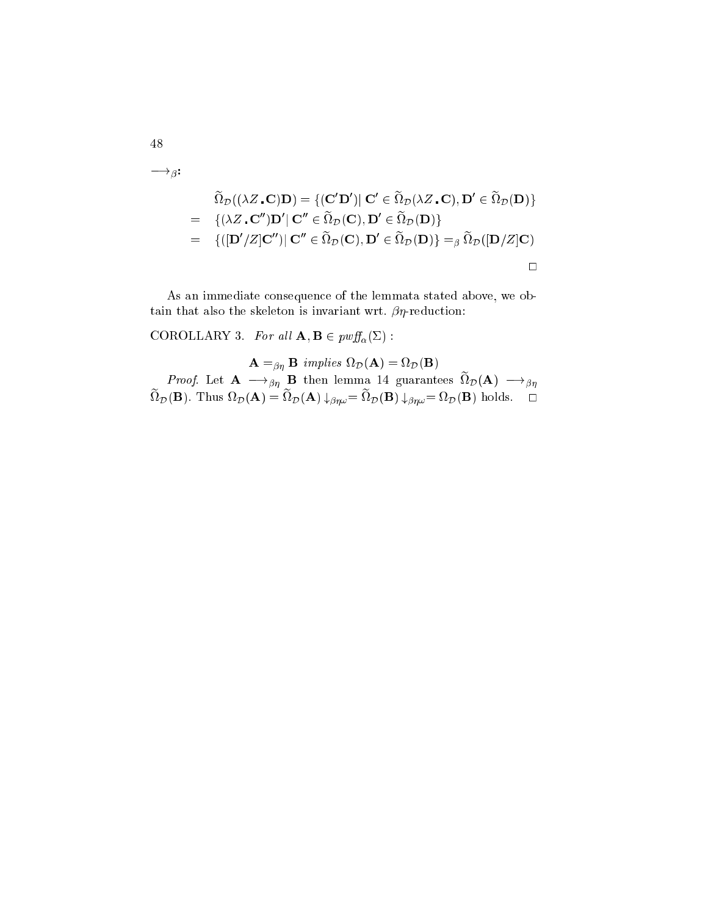$\longrightarrow_\beta$:

$$
\begin{aligned}
& \widetilde{\Omega}_{\mathcal{D}}((\lambda Z_{\bullet}\mathbf{C})\mathbf{D}) = \{(\mathbf{C}'\mathbf{D}') |\ \mathbf{C}' \in \widetilde{\Omega}_{\mathcal{D}}(\lambda Z_{\bullet}\mathbf{C}), \mathbf{D}' \in \widetilde{\Omega}_{\mathcal{D}}(\mathbf{D})\} \\
= \quad & \{(\lambda Z_{\bullet}\mathbf{C}'')\mathbf{D}' |\ \mathbf{C}'' \in \widetilde{\Omega}_{\mathcal{D}}(\mathbf{C}), \mathbf{D}' \in \widetilde{\Omega}_{\mathcal{D}}(\mathbf{D})\} \\
= \quad & \{([\mathbf{D}'/Z]\mathbf{C}'') |\ \mathbf{C}'' \in \widetilde{\Omega}_{\mathcal{D}}(\mathbf{C}), \mathbf{D}' \in \widetilde{\Omega}_{\mathcal{D}}(\mathbf{D})\} =_\beta \widetilde{\Omega}_{\mathcal{D}}([\mathbf{D}/Z]\mathbf{C})
\end{aligned}
$$

□

As an immediate consequence of the lemmata stated above, we obtain that also the skeleton is invariant wrt. $\beta\eta$-reduction:

COROLLARY 3. *For all* $\mathbf{A}, \mathbf{B} \in \mathit{pwff}_\alpha(\Sigma)$ :

$$\mathbf{A} =_{\beta\eta} \mathbf{B} \textit{ implies } \Omega_{\mathcal{D}}(\mathbf{A}) = \Omega_{\mathcal{D}}(\mathbf{B})$$

*Proof*. Let $\mathbf{A} \longrightarrow_{\beta\eta} \mathbf{B}$ then lemma 14 guarantees $\widetilde{\Omega}_{\mathcal{D}}(\mathbf{A}) \longrightarrow_{\beta\eta} \widetilde{\Omega}_{\mathcal{D}}(\mathbf{B})$. Thus $\Omega_{\mathcal{D}}(\mathbf{A}) = \widetilde{\Omega}_{\mathcal{D}}(\mathbf{A})\downarrow_{\beta\eta\omega} = \widetilde{\Omega}_{\mathcal{D}}(\mathbf{B})\downarrow_{\beta\eta\omega} = \Omega_{\mathcal{D}}(\mathbf{B})$ holds. □